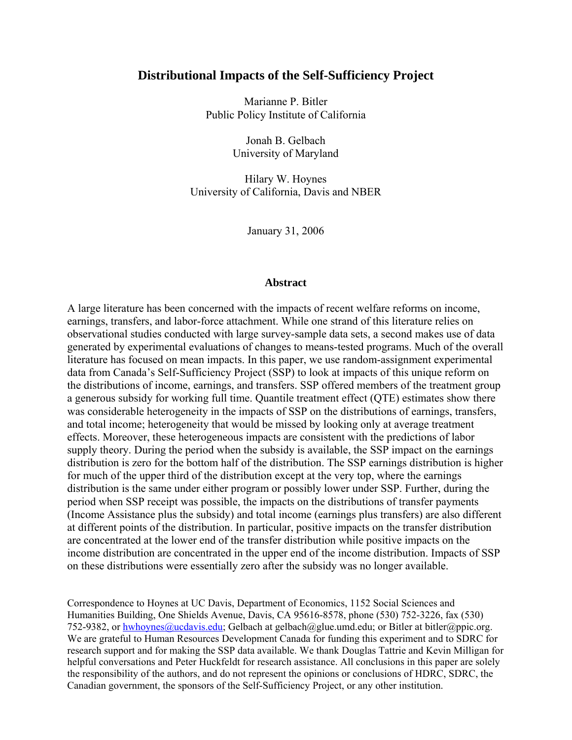# Distributional Impacts of the Self-Sufficiency Project

Marianne P. Bitler
Public Policy Institute of California

Jonah B. Gelbach
University of Maryland

Hilary W. Hoynes
University of California, Davis and NBER

January 31, 2006

## Abstract

A large literature has been concerned with the impacts of recent welfare reforms on income, earnings, transfers, and labor-force attachment. While one strand of this literature relies on observational studies conducted with large survey-sample data sets, a second makes use of data generated by experimental evaluations of changes to means-tested programs. Much of the overall literature has focused on mean impacts. In this paper, we use random-assignment experimental data from Canada's Self-Sufficiency Project (SSP) to look at impacts of this unique reform on the distributions of income, earnings, and transfers. SSP offered members of the treatment group a generous subsidy for working full time. Quantile treatment effect (QTE) estimates show there was considerable heterogeneity in the impacts of SSP on the distributions of earnings, transfers, and total income; heterogeneity that would be missed by looking only at average treatment effects. Moreover, these heterogeneous impacts are consistent with the predictions of labor supply theory. During the period when the subsidy is available, the SSP impact on the earnings distribution is zero for the bottom half of the distribution. The SSP earnings distribution is higher for much of the upper third of the distribution except at the very top, where the earnings distribution is the same under either program or possibly lower under SSP. Further, during the period when SSP receipt was possible, the impacts on the distributions of transfer payments (Income Assistance plus the subsidy) and total income (earnings plus transfers) are also different at different points of the distribution. In particular, positive impacts on the transfer distribution are concentrated at the lower end of the transfer distribution while positive impacts on the income distribution are concentrated in the upper end of the income distribution. Impacts of SSP on these distributions were essentially zero after the subsidy was no longer available.

Correspondence to Hoynes at UC Davis, Department of Economics, 1152 Social Sciences and Humanities Building, One Shields Avenue, Davis, CA 95616-8578, phone (530) 752-3226, fax (530) 752-9382, or hwhoynes@ucdavis.edu; Gelbach at gelbach@glue.umd.edu; or Bitler at bitler@ppic.org. We are grateful to Human Resources Development Canada for funding this experiment and to SDRC for research support and for making the SSP data available. We thank Douglas Tattrie and Kevin Milligan for helpful conversations and Peter Huckfeldt for research assistance. All conclusions in this paper are solely the responsibility of the authors, and do not represent the opinions or conclusions of HDRC, SDRC, the Canadian government, the sponsors of the Self-Sufficiency Project, or any other institution.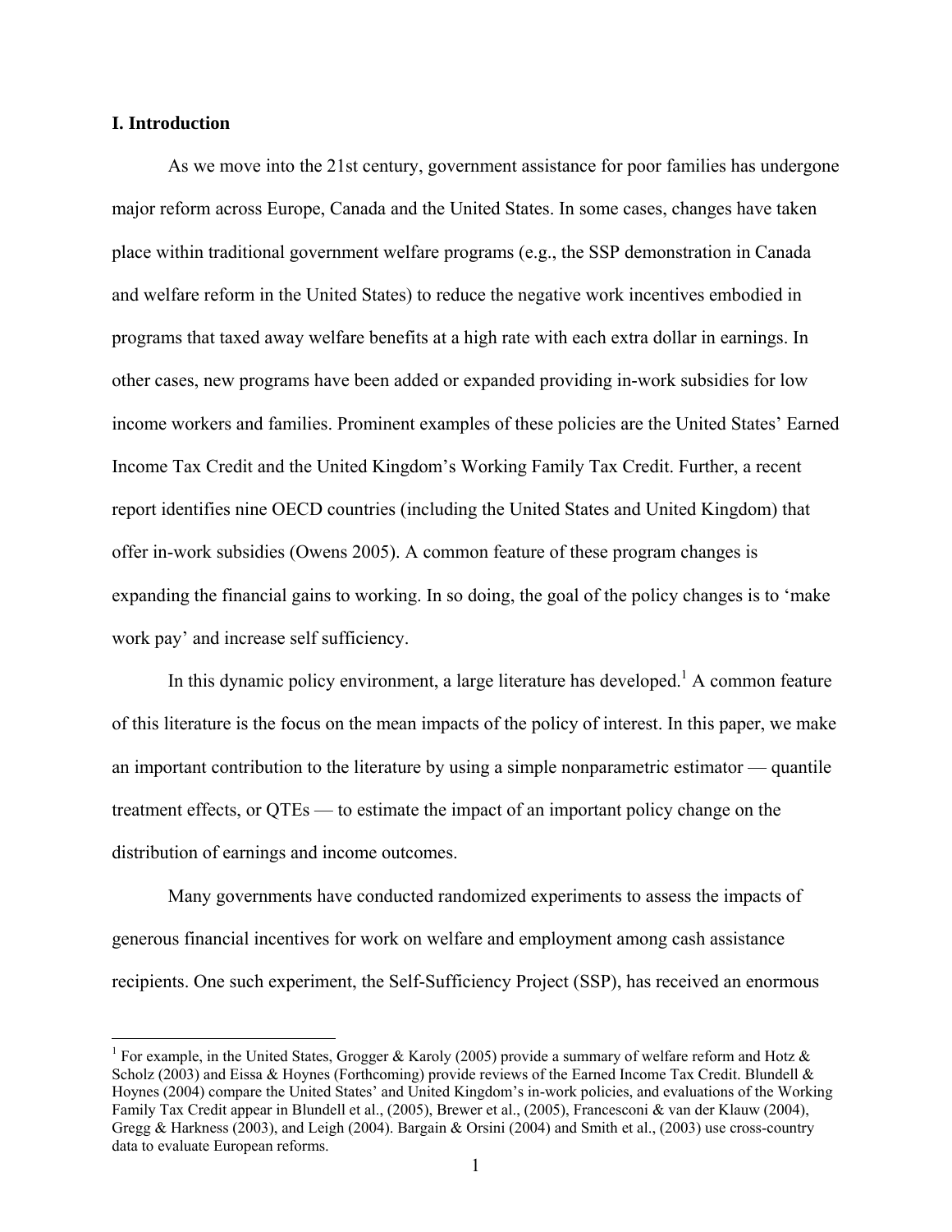## I. Introduction

As we move into the 21st century, government assistance for poor families has undergone major reform across Europe, Canada and the United States. In some cases, changes have taken place within traditional government welfare programs (e.g., the SSP demonstration in Canada and welfare reform in the United States) to reduce the negative work incentives embodied in programs that taxed away welfare benefits at a high rate with each extra dollar in earnings. In other cases, new programs have been added or expanded providing in-work subsidies for low income workers and families. Prominent examples of these policies are the United States' Earned Income Tax Credit and the United Kingdom's Working Family Tax Credit. Further, a recent report identifies nine OECD countries (including the United States and United Kingdom) that offer in-work subsidies (Owens 2005). A common feature of these program changes is expanding the financial gains to working. In so doing, the goal of the policy changes is to 'make work pay' and increase self sufficiency.

In this dynamic policy environment, a large literature has developed.[1] A common feature of this literature is the focus on the mean impacts of the policy of interest. In this paper, we make an important contribution to the literature by using a simple nonparametric estimator — quantile treatment effects, or QTEs — to estimate the impact of an important policy change on the distribution of earnings and income outcomes.

Many governments have conducted randomized experiments to assess the impacts of generous financial incentives for work on welfare and employment among cash assistance recipients. One such experiment, the Self-Sufficiency Project (SSP), has received an enormous

[1] For example, in the United States, Grogger & Karoly (2005) provide a summary of welfare reform and Hotz & Scholz (2003) and Eissa & Hoynes (Forthcoming) provide reviews of the Earned Income Tax Credit. Blundell & Hoynes (2004) compare the United States' and United Kingdom's in-work policies, and evaluations of the Working Family Tax Credit appear in Blundell et al., (2005), Brewer et al., (2005), Francesconi & van der Klauw (2004), Gregg & Harkness (2003), and Leigh (2004). Bargain & Orsini (2004) and Smith et al., (2003) use cross-country data to evaluate European reforms.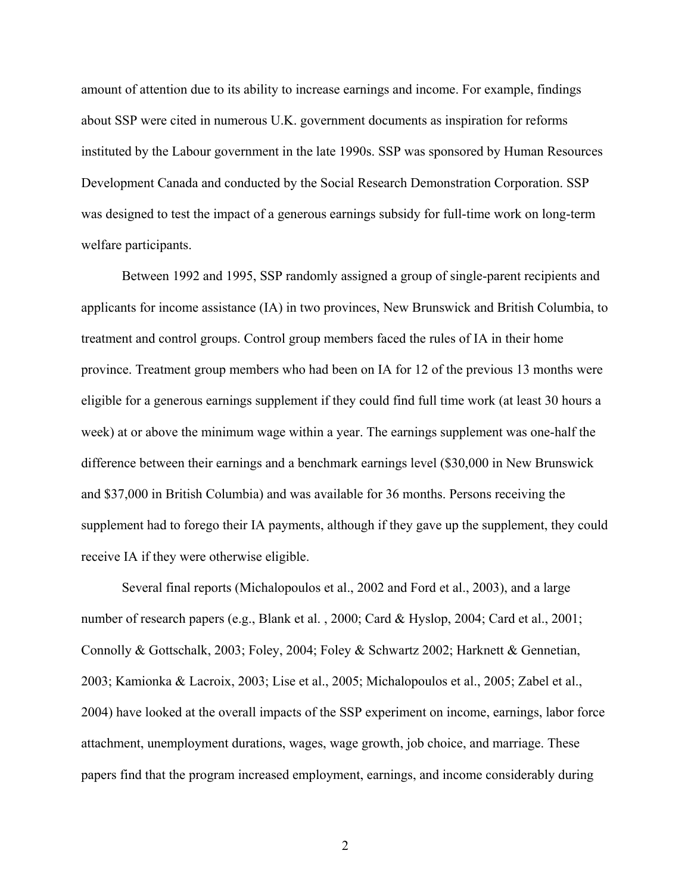amount of attention due to its ability to increase earnings and income. For example, findings about SSP were cited in numerous U.K. government documents as inspiration for reforms instituted by the Labour government in the late 1990s. SSP was sponsored by Human Resources Development Canada and conducted by the Social Research Demonstration Corporation. SSP was designed to test the impact of a generous earnings subsidy for full-time work on long-term welfare participants.

Between 1992 and 1995, SSP randomly assigned a group of single-parent recipients and applicants for income assistance (IA) in two provinces, New Brunswick and British Columbia, to treatment and control groups. Control group members faced the rules of IA in their home province. Treatment group members who had been on IA for 12 of the previous 13 months were eligible for a generous earnings supplement if they could find full time work (at least 30 hours a week) at or above the minimum wage within a year. The earnings supplement was one-half the difference between their earnings and a benchmark earnings level ($30,000 in New Brunswick and $37,000 in British Columbia) and was available for 36 months. Persons receiving the supplement had to forego their IA payments, although if they gave up the supplement, they could receive IA if they were otherwise eligible.

Several final reports (Michalopoulos et al., 2002 and Ford et al., 2003), and a large number of research papers (e.g., Blank et al. , 2000; Card & Hyslop, 2004; Card et al., 2001; Connolly & Gottschalk, 2003; Foley, 2004; Foley & Schwartz 2002; Harknett & Gennetian, 2003; Kamionka & Lacroix, 2003; Lise et al., 2005; Michalopoulos et al., 2005; Zabel et al., 2004) have looked at the overall impacts of the SSP experiment on income, earnings, labor force attachment, unemployment durations, wages, wage growth, job choice, and marriage. These papers find that the program increased employment, earnings, and income considerably during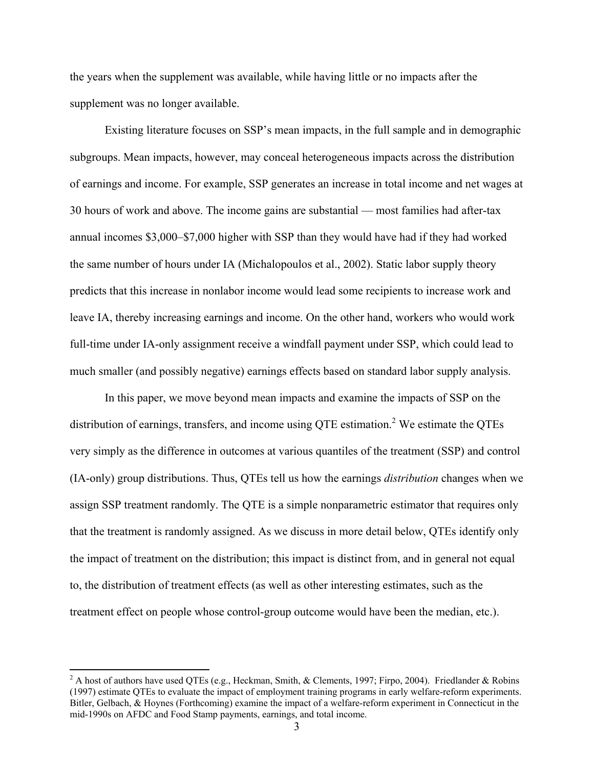the years when the supplement was available, while having little or no impacts after the supplement was no longer available.

Existing literature focuses on SSP's mean impacts, in the full sample and in demographic subgroups. Mean impacts, however, may conceal heterogeneous impacts across the distribution of earnings and income. For example, SSP generates an increase in total income and net wages at 30 hours of work and above. The income gains are substantial — most families had after-tax annual incomes \$3,000–\$7,000 higher with SSP than they would have had if they had worked the same number of hours under IA (Michalopoulos et al., 2002). Static labor supply theory predicts that this increase in nonlabor income would lead some recipients to increase work and leave IA, thereby increasing earnings and income. On the other hand, workers who would work full-time under IA-only assignment receive a windfall payment under SSP, which could lead to much smaller (and possibly negative) earnings effects based on standard labor supply analysis.

In this paper, we move beyond mean impacts and examine the impacts of SSP on the distribution of earnings, transfers, and income using QTE estimation.[2] We estimate the QTEs very simply as the difference in outcomes at various quantiles of the treatment (SSP) and control (IA-only) group distributions. Thus, QTEs tell us how the earnings *distribution* changes when we assign SSP treatment randomly. The QTE is a simple nonparametric estimator that requires only that the treatment is randomly assigned. As we discuss in more detail below, QTEs identify only the impact of treatment on the distribution; this impact is distinct from, and in general not equal to, the distribution of treatment effects (as well as other interesting estimates, such as the treatment effect on people whose control-group outcome would have been the median, etc.).

[2] A host of authors have used QTEs (e.g., Heckman, Smith, & Clements, 1997; Firpo, 2004). Friedlander & Robins (1997) estimate QTEs to evaluate the impact of employment training programs in early welfare-reform experiments. Bitler, Gelbach, & Hoynes (Forthcoming) examine the impact of a welfare-reform experiment in Connecticut in the mid-1990s on AFDC and Food Stamp payments, earnings, and total income.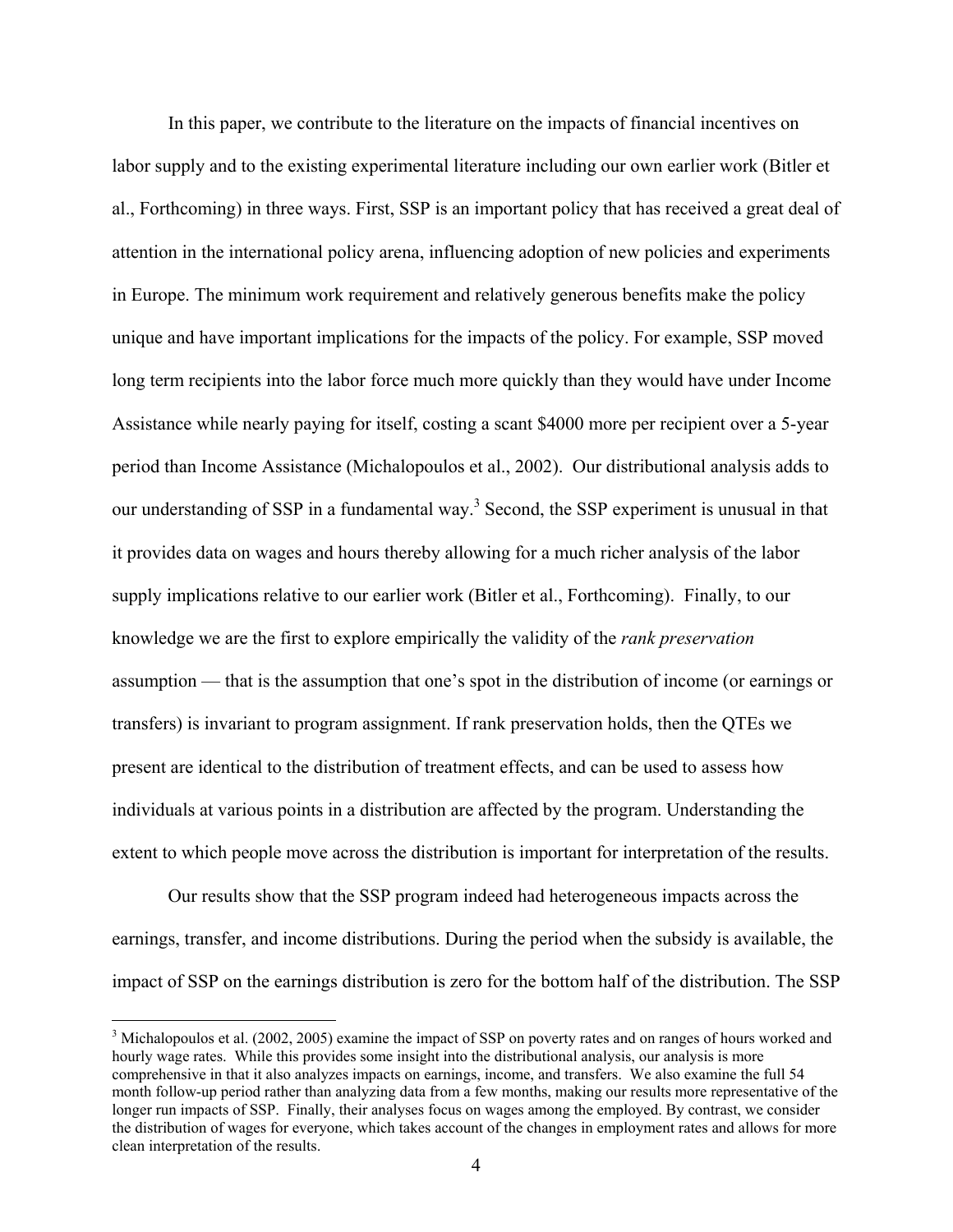In this paper, we contribute to the literature on the impacts of financial incentives on labor supply and to the existing experimental literature including our own earlier work (Bitler et al., Forthcoming) in three ways. First, SSP is an important policy that has received a great deal of attention in the international policy arena, influencing adoption of new policies and experiments in Europe. The minimum work requirement and relatively generous benefits make the policy unique and have important implications for the impacts of the policy. For example, SSP moved long term recipients into the labor force much more quickly than they would have under Income Assistance while nearly paying for itself, costing a scant \$4000 more per recipient over a 5-year period than Income Assistance (Michalopoulos et al., 2002). Our distributional analysis adds to our understanding of SSP in a fundamental way.[3] Second, the SSP experiment is unusual in that it provides data on wages and hours thereby allowing for a much richer analysis of the labor supply implications relative to our earlier work (Bitler et al., Forthcoming). Finally, to our knowledge we are the first to explore empirically the validity of the *rank preservation* assumption — that is the assumption that one's spot in the distribution of income (or earnings or transfers) is invariant to program assignment. If rank preservation holds, then the QTEs we present are identical to the distribution of treatment effects, and can be used to assess how individuals at various points in a distribution are affected by the program. Understanding the extent to which people move across the distribution is important for interpretation of the results.

Our results show that the SSP program indeed had heterogeneous impacts across the earnings, transfer, and income distributions. During the period when the subsidy is available, the impact of SSP on the earnings distribution is zero for the bottom half of the distribution. The SSP

[3] Michalopoulos et al. (2002, 2005) examine the impact of SSP on poverty rates and on ranges of hours worked and hourly wage rates. While this provides some insight into the distributional analysis, our analysis is more comprehensive in that it also analyzes impacts on earnings, income, and transfers. We also examine the full 54 month follow-up period rather than analyzing data from a few months, making our results more representative of the longer run impacts of SSP. Finally, their analyses focus on wages among the employed. By contrast, we consider the distribution of wages for everyone, which takes account of the changes in employment rates and allows for more clean interpretation of the results.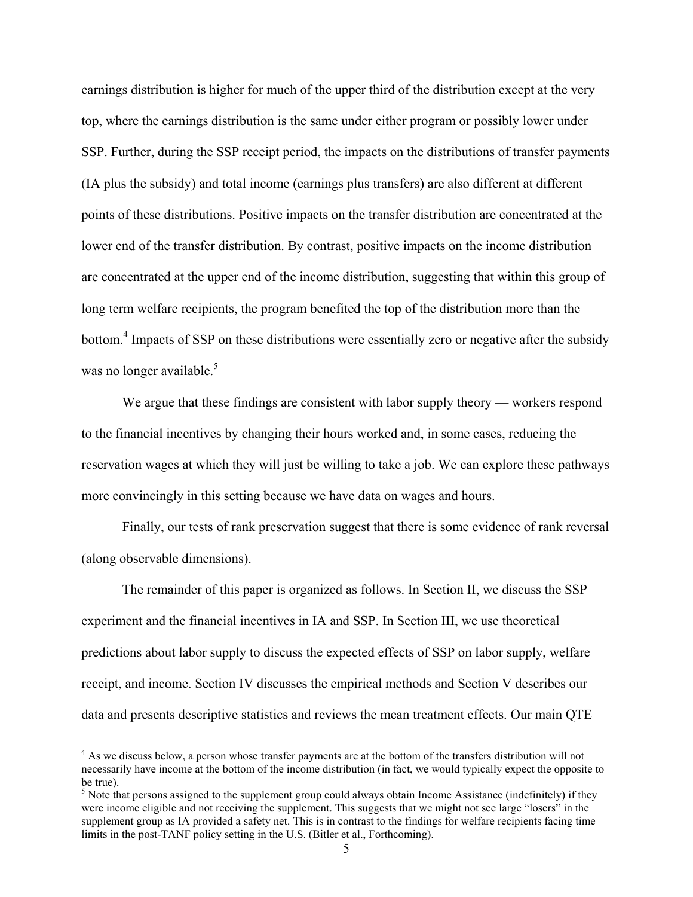earnings distribution is higher for much of the upper third of the distribution except at the very top, where the earnings distribution is the same under either program or possibly lower under SSP. Further, during the SSP receipt period, the impacts on the distributions of transfer payments (IA plus the subsidy) and total income (earnings plus transfers) are also different at different points of these distributions. Positive impacts on the transfer distribution are concentrated at the lower end of the transfer distribution. By contrast, positive impacts on the income distribution are concentrated at the upper end of the income distribution, suggesting that within this group of long term welfare recipients, the program benefited the top of the distribution more than the bottom.[4] Impacts of SSP on these distributions were essentially zero or negative after the subsidy was no longer available.[5]

We argue that these findings are consistent with labor supply theory — workers respond to the financial incentives by changing their hours worked and, in some cases, reducing the reservation wages at which they will just be willing to take a job. We can explore these pathways more convincingly in this setting because we have data on wages and hours.

Finally, our tests of rank preservation suggest that there is some evidence of rank reversal (along observable dimensions).

The remainder of this paper is organized as follows. In Section II, we discuss the SSP experiment and the financial incentives in IA and SSP. In Section III, we use theoretical predictions about labor supply to discuss the expected effects of SSP on labor supply, welfare receipt, and income. Section IV discusses the empirical methods and Section V describes our data and presents descriptive statistics and reviews the mean treatment effects. Our main QTE

---

[4] As we discuss below, a person whose transfer payments are at the bottom of the transfers distribution will not necessarily have income at the bottom of the income distribution (in fact, we would typically expect the opposite to be true).

[5] Note that persons assigned to the supplement group could always obtain Income Assistance (indefinitely) if they were income eligible and not receiving the supplement. This suggests that we might not see large "losers" in the supplement group as IA provided a safety net. This is in contrast to the findings for welfare recipients facing time limits in the post-TANF policy setting in the U.S. (Bitler et al., Forthcoming).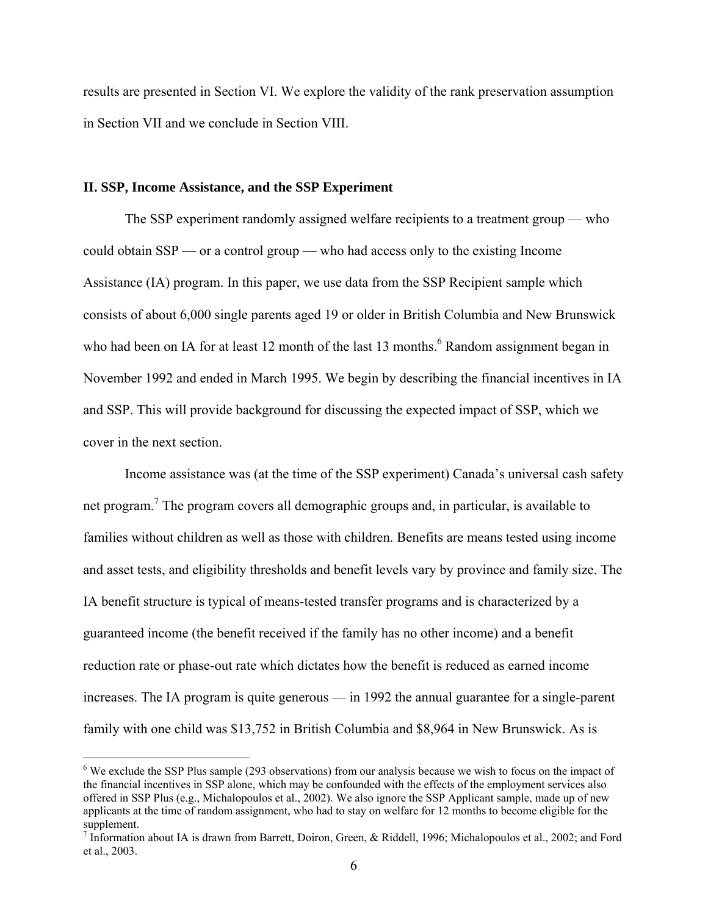results are presented in Section VI. We explore the validity of the rank preservation assumption in Section VII and we conclude in Section VIII.

## II. SSP, Income Assistance, and the SSP Experiment

The SSP experiment randomly assigned welfare recipients to a treatment group — who could obtain SSP — or a control group — who had access only to the existing Income Assistance (IA) program. In this paper, we use data from the SSP Recipient sample which consists of about 6,000 single parents aged 19 or older in British Columbia and New Brunswick who had been on IA for at least 12 month of the last 13 months.[6] Random assignment began in November 1992 and ended in March 1995. We begin by describing the financial incentives in IA and SSP. This will provide background for discussing the expected impact of SSP, which we cover in the next section.

Income assistance was (at the time of the SSP experiment) Canada's universal cash safety net program.[7] The program covers all demographic groups and, in particular, is available to families without children as well as those with children. Benefits are means tested using income and asset tests, and eligibility thresholds and benefit levels vary by province and family size. The IA benefit structure is typical of means-tested transfer programs and is characterized by a guaranteed income (the benefit received if the family has no other income) and a benefit reduction rate or phase-out rate which dictates how the benefit is reduced as earned income increases. The IA program is quite generous — in 1992 the annual guarantee for a single-parent family with one child was $13,752 in British Columbia and $8,964 in New Brunswick. As is

[6] We exclude the SSP Plus sample (293 observations) from our analysis because we wish to focus on the impact of the financial incentives in SSP alone, which may be confounded with the effects of the employment services also offered in SSP Plus (e.g., Michalopoulos et al., 2002). We also ignore the SSP Applicant sample, made up of new applicants at the time of random assignment, who had to stay on welfare for 12 months to become eligible for the supplement.

[7] Information about IA is drawn from Barrett, Doiron, Green, & Riddell, 1996; Michalopoulos et al., 2002; and Ford et al., 2003.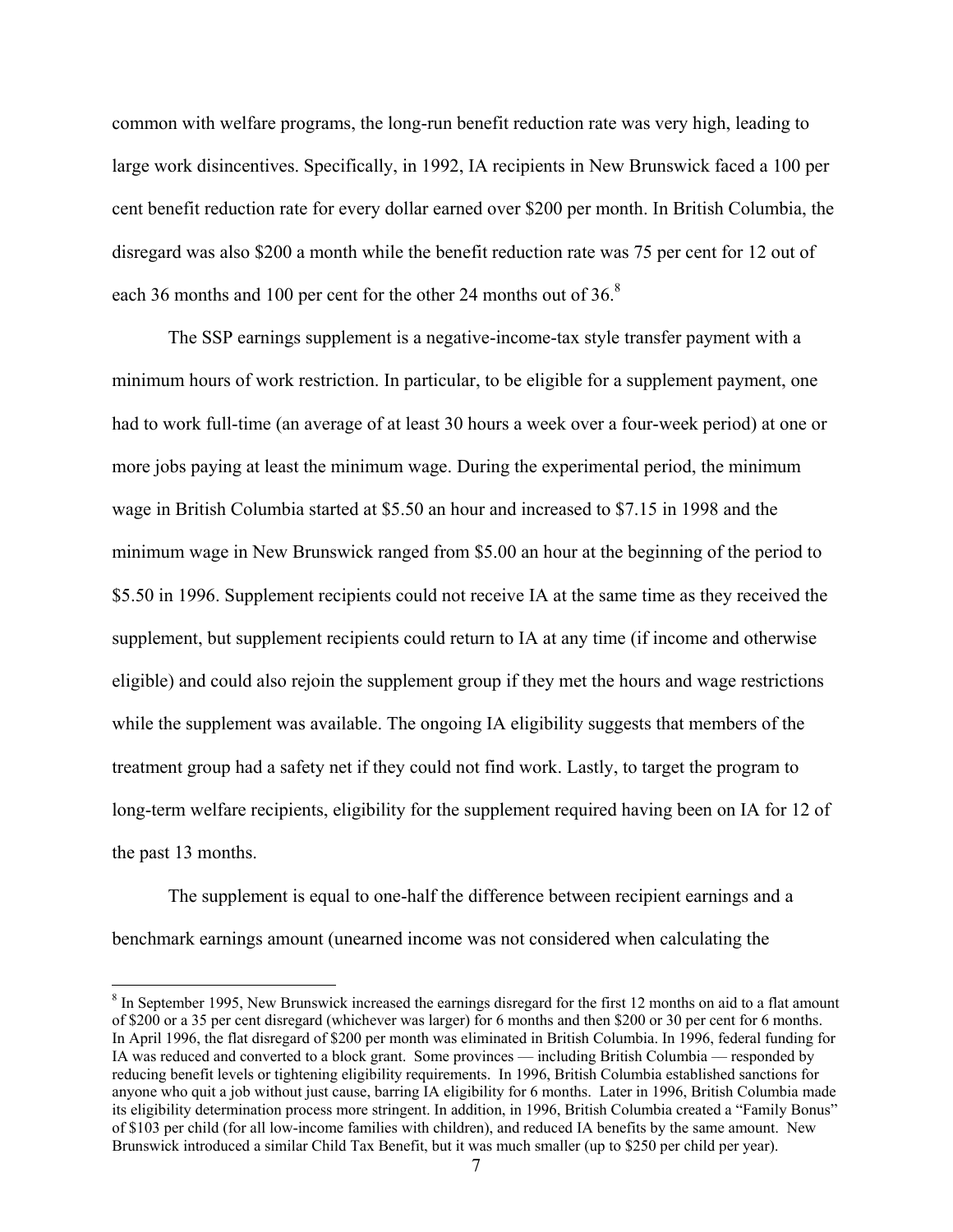common with welfare programs, the long-run benefit reduction rate was very high, leading to large work disincentives. Specifically, in 1992, IA recipients in New Brunswick faced a 100 per cent benefit reduction rate for every dollar earned over $200 per month. In British Columbia, the disregard was also $200 a month while the benefit reduction rate was 75 per cent for 12 out of each 36 months and 100 per cent for the other 24 months out of 36.[8]

The SSP earnings supplement is a negative-income-tax style transfer payment with a minimum hours of work restriction. In particular, to be eligible for a supplement payment, one had to work full-time (an average of at least 30 hours a week over a four-week period) at one or more jobs paying at least the minimum wage. During the experimental period, the minimum wage in British Columbia started at $5.50 an hour and increased to $7.15 in 1998 and the minimum wage in New Brunswick ranged from $5.00 an hour at the beginning of the period to $5.50 in 1996. Supplement recipients could not receive IA at the same time as they received the supplement, but supplement recipients could return to IA at any time (if income and otherwise eligible) and could also rejoin the supplement group if they met the hours and wage restrictions while the supplement was available. The ongoing IA eligibility suggests that members of the treatment group had a safety net if they could not find work. Lastly, to target the program to long-term welfare recipients, eligibility for the supplement required having been on IA for 12 of the past 13 months.

The supplement is equal to one-half the difference between recipient earnings and a benchmark earnings amount (unearned income was not considered when calculating the

[8] In September 1995, New Brunswick increased the earnings disregard for the first 12 months on aid to a flat amount of $200 or a 35 per cent disregard (whichever was larger) for 6 months and then $200 or 30 per cent for 6 months. In April 1996, the flat disregard of $200 per month was eliminated in British Columbia. In 1996, federal funding for IA was reduced and converted to a block grant. Some provinces — including British Columbia — responded by reducing benefit levels or tightening eligibility requirements. In 1996, British Columbia established sanctions for anyone who quit a job without just cause, barring IA eligibility for 6 months. Later in 1996, British Columbia made its eligibility determination process more stringent. In addition, in 1996, British Columbia created a "Family Bonus" of $103 per child (for all low-income families with children), and reduced IA benefits by the same amount. New Brunswick introduced a similar Child Tax Benefit, but it was much smaller (up to $250 per child per year).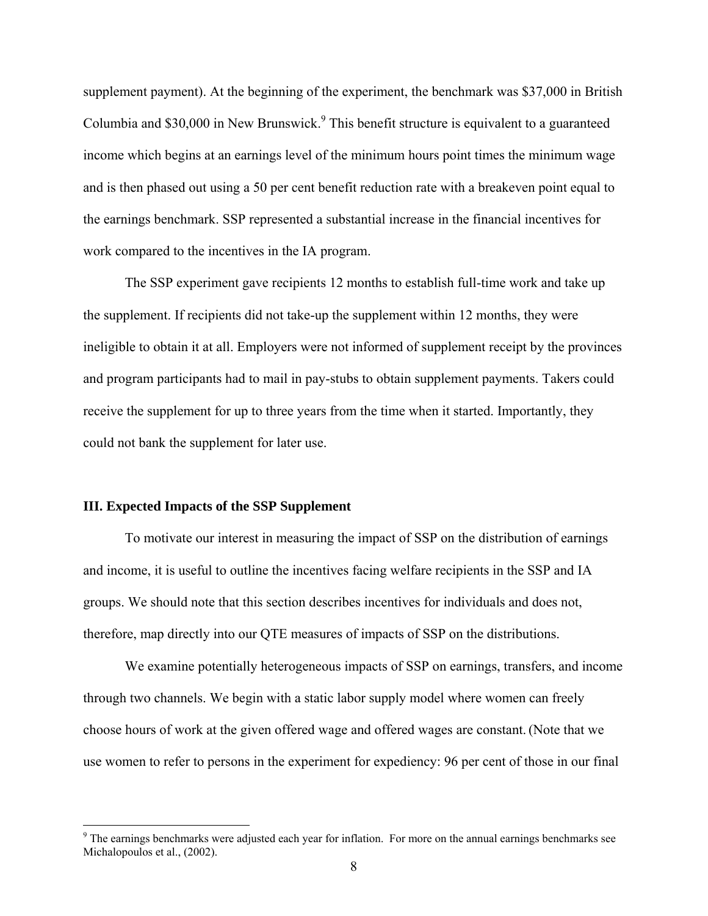supplement payment). At the beginning of the experiment, the benchmark was $37,000 in British Columbia and $30,000 in New Brunswick.[9] This benefit structure is equivalent to a guaranteed income which begins at an earnings level of the minimum hours point times the minimum wage and is then phased out using a 50 per cent benefit reduction rate with a breakeven point equal to the earnings benchmark. SSP represented a substantial increase in the financial incentives for work compared to the incentives in the IA program.

The SSP experiment gave recipients 12 months to establish full-time work and take up the supplement. If recipients did not take-up the supplement within 12 months, they were ineligible to obtain it at all. Employers were not informed of supplement receipt by the provinces and program participants had to mail in pay-stubs to obtain supplement payments. Takers could receive the supplement for up to three years from the time when it started. Importantly, they could not bank the supplement for later use.

### III. Expected Impacts of the SSP Supplement

To motivate our interest in measuring the impact of SSP on the distribution of earnings and income, it is useful to outline the incentives facing welfare recipients in the SSP and IA groups. We should note that this section describes incentives for individuals and does not, therefore, map directly into our QTE measures of impacts of SSP on the distributions.

We examine potentially heterogeneous impacts of SSP on earnings, transfers, and income through two channels. We begin with a static labor supply model where women can freely choose hours of work at the given offered wage and offered wages are constant. (Note that we use women to refer to persons in the experiment for expediency: 96 per cent of those in our final

[9] The earnings benchmarks were adjusted each year for inflation. For more on the annual earnings benchmarks see Michalopoulos et al., (2002).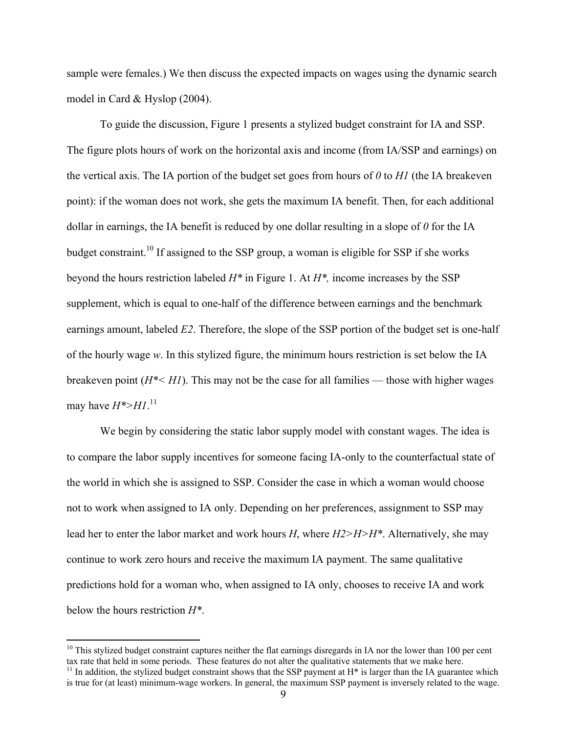sample were females.) We then discuss the expected impacts on wages using the dynamic search model in Card & Hyslop (2004).

To guide the discussion, Figure 1 presents a stylized budget constraint for IA and SSP. The figure plots hours of work on the horizontal axis and income (from IA/SSP and earnings) on the vertical axis. The IA portion of the budget set goes from hours of *0* to *H1* (the IA breakeven point): if the woman does not work, she gets the maximum IA benefit. Then, for each additional dollar in earnings, the IA benefit is reduced by one dollar resulting in a slope of *0* for the IA budget constraint.[10] If assigned to the SSP group, a woman is eligible for SSP if she works beyond the hours restriction labeled *H\** in Figure 1. At *H\*,* income increases by the SSP supplement, which is equal to one-half of the difference between earnings and the benchmark earnings amount, labeled *E2*. Therefore, the slope of the SSP portion of the budget set is one-half of the hourly wage *w*. In this stylized figure, the minimum hours restriction is set below the IA breakeven point ($H^* < H1$). This may not be the case for all families — those with higher wages may have $H^* > H1$.[11]

We begin by considering the static labor supply model with constant wages. The idea is to compare the labor supply incentives for someone facing IA-only to the counterfactual state of the world in which she is assigned to SSP. Consider the case in which a woman would choose not to work when assigned to IA only. Depending on her preferences, assignment to SSP may lead her to enter the labor market and work hours *H*, where $H2 > H > H^*$. Alternatively, she may continue to work zero hours and receive the maximum IA payment. The same qualitative predictions hold for a woman who, when assigned to IA only, chooses to receive IA and work below the hours restriction *H\**.

---

[10] This stylized budget constraint captures neither the flat earnings disregards in IA nor the lower than 100 per cent tax rate that held in some periods. These features do not alter the qualitative statements that we make here.

[11] In addition, the stylized budget constraint shows that the SSP payment at H* is larger than the IA guarantee which is true for (at least) minimum-wage workers. In general, the maximum SSP payment is inversely related to the wage.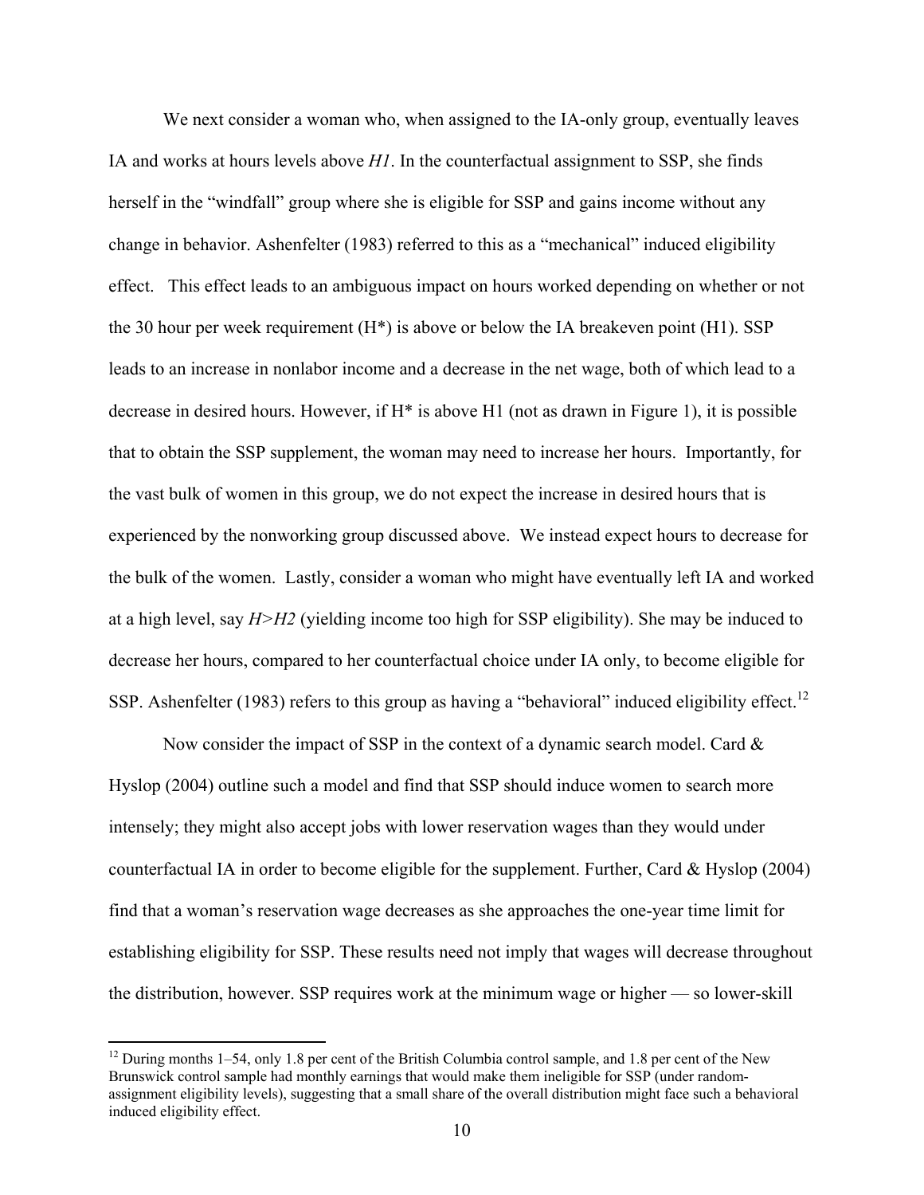We next consider a woman who, when assigned to the IA-only group, eventually leaves IA and works at hours levels above *H1*. In the counterfactual assignment to SSP, she finds herself in the "windfall" group where she is eligible for SSP and gains income without any change in behavior. Ashenfelter (1983) referred to this as a "mechanical" induced eligibility effect. This effect leads to an ambiguous impact on hours worked depending on whether or not the 30 hour per week requirement (H*) is above or below the IA breakeven point (H1). SSP leads to an increase in nonlabor income and a decrease in the net wage, both of which lead to a decrease in desired hours. However, if H* is above H1 (not as drawn in Figure 1), it is possible that to obtain the SSP supplement, the woman may need to increase her hours. Importantly, for the vast bulk of women in this group, we do not expect the increase in desired hours that is experienced by the nonworking group discussed above. We instead expect hours to decrease for the bulk of the women. Lastly, consider a woman who might have eventually left IA and worked at a high level, say *H>H2* (yielding income too high for SSP eligibility). She may be induced to decrease her hours, compared to her counterfactual choice under IA only, to become eligible for SSP. Ashenfelter (1983) refers to this group as having a "behavioral" induced eligibility effect.[12]

Now consider the impact of SSP in the context of a dynamic search model. Card & Hyslop (2004) outline such a model and find that SSP should induce women to search more intensely; they might also accept jobs with lower reservation wages than they would under counterfactual IA in order to become eligible for the supplement. Further, Card & Hyslop (2004) find that a woman's reservation wage decreases as she approaches the one-year time limit for establishing eligibility for SSP. These results need not imply that wages will decrease throughout the distribution, however. SSP requires work at the minimum wage or higher — so lower-skill

[12] During months 1–54, only 1.8 per cent of the British Columbia control sample, and 1.8 per cent of the New Brunswick control sample had monthly earnings that would make them ineligible for SSP (under random-assignment eligibility levels), suggesting that a small share of the overall distribution might face such a behavioral induced eligibility effect.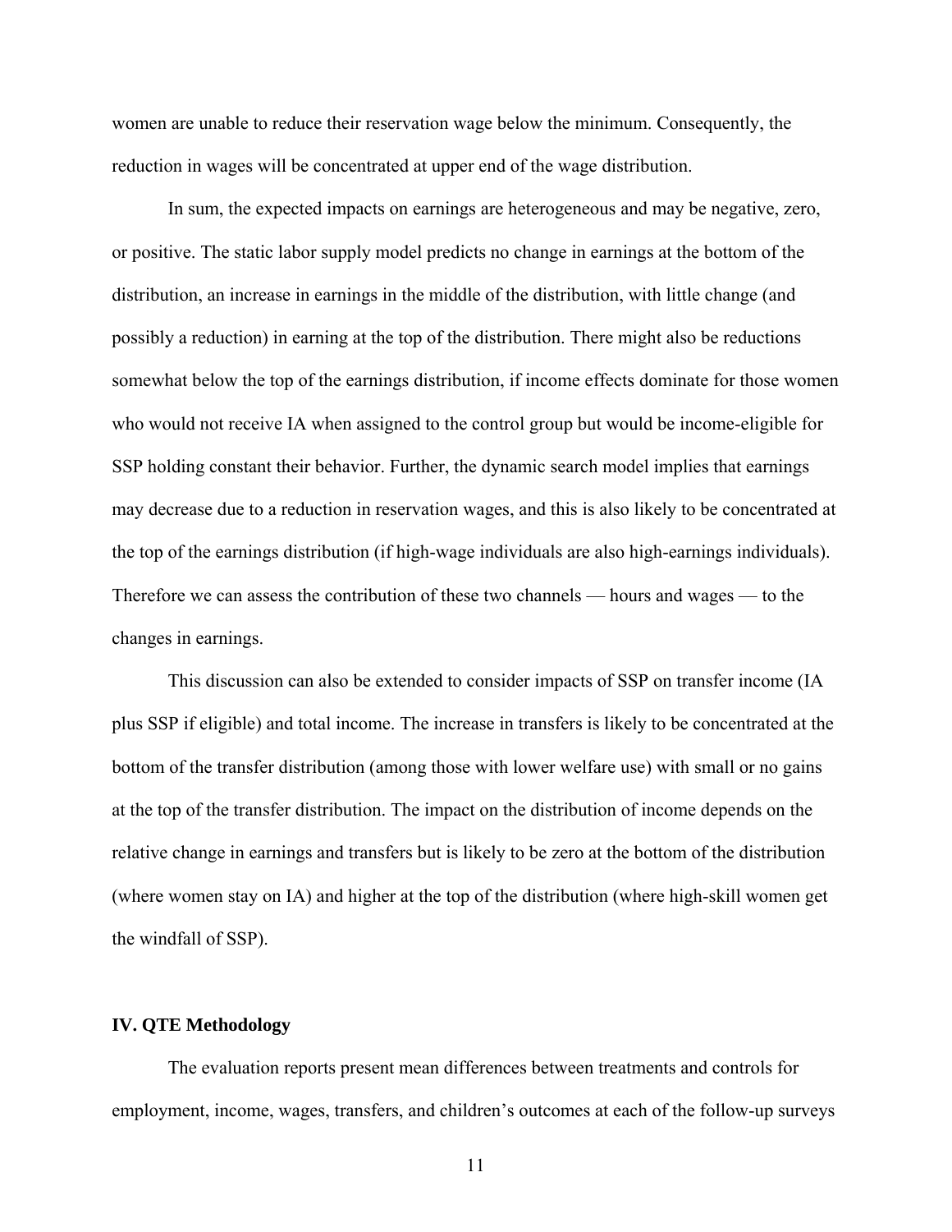women are unable to reduce their reservation wage below the minimum. Consequently, the reduction in wages will be concentrated at upper end of the wage distribution.

In sum, the expected impacts on earnings are heterogeneous and may be negative, zero, or positive. The static labor supply model predicts no change in earnings at the bottom of the distribution, an increase in earnings in the middle of the distribution, with little change (and possibly a reduction) in earning at the top of the distribution. There might also be reductions somewhat below the top of the earnings distribution, if income effects dominate for those women who would not receive IA when assigned to the control group but would be income-eligible for SSP holding constant their behavior. Further, the dynamic search model implies that earnings may decrease due to a reduction in reservation wages, and this is also likely to be concentrated at the top of the earnings distribution (if high-wage individuals are also high-earnings individuals). Therefore we can assess the contribution of these two channels — hours and wages — to the changes in earnings.

This discussion can also be extended to consider impacts of SSP on transfer income (IA plus SSP if eligible) and total income. The increase in transfers is likely to be concentrated at the bottom of the transfer distribution (among those with lower welfare use) with small or no gains at the top of the transfer distribution. The impact on the distribution of income depends on the relative change in earnings and transfers but is likely to be zero at the bottom of the distribution (where women stay on IA) and higher at the top of the distribution (where high-skill women get the windfall of SSP).

## IV. QTE Methodology

The evaluation reports present mean differences between treatments and controls for employment, income, wages, transfers, and children's outcomes at each of the follow-up surveys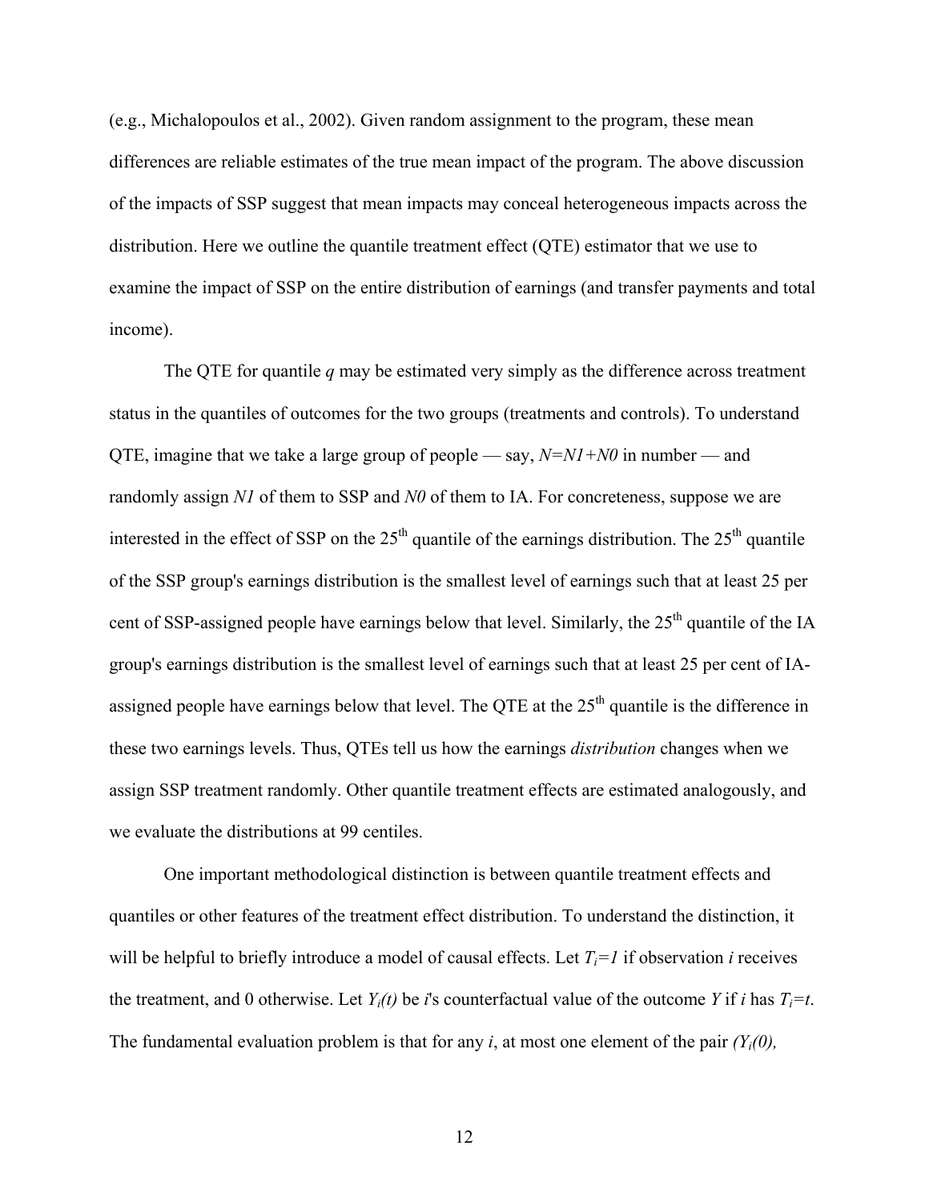(e.g., Michalopoulos et al., 2002). Given random assignment to the program, these mean differences are reliable estimates of the true mean impact of the program. The above discussion of the impacts of SSP suggest that mean impacts may conceal heterogeneous impacts across the distribution. Here we outline the quantile treatment effect (QTE) estimator that we use to examine the impact of SSP on the entire distribution of earnings (and transfer payments and total income).

The QTE for quantile $q$ may be estimated very simply as the difference across treatment status in the quantiles of outcomes for the two groups (treatments and controls). To understand QTE, imagine that we take a large group of people — say, $N=N1+N0$ in number — and randomly assign $N1$ of them to SSP and $N0$ of them to IA. For concreteness, suppose we are interested in the effect of SSP on the 25th quantile of the earnings distribution. The 25th quantile of the SSP group's earnings distribution is the smallest level of earnings such that at least 25 per cent of SSP-assigned people have earnings below that level. Similarly, the 25th quantile of the IA group's earnings distribution is the smallest level of earnings such that at least 25 per cent of IA-assigned people have earnings below that level. The QTE at the 25th quantile is the difference in these two earnings levels. Thus, QTEs tell us how the earnings *distribution* changes when we assign SSP treatment randomly. Other quantile treatment effects are estimated analogously, and we evaluate the distributions at 99 centiles.

One important methodological distinction is between quantile treatment effects and quantiles or other features of the treatment effect distribution. To understand the distinction, it will be helpful to briefly introduce a model of causal effects. Let $T_i=1$ if observation $i$ receives the treatment, and 0 otherwise. Let $Y_i(t)$ be $i$'s counterfactual value of the outcome $Y$ if $i$ has $T_i=t$. The fundamental evaluation problem is that for any $i$, at most one element of the pair $(Y_i(0),$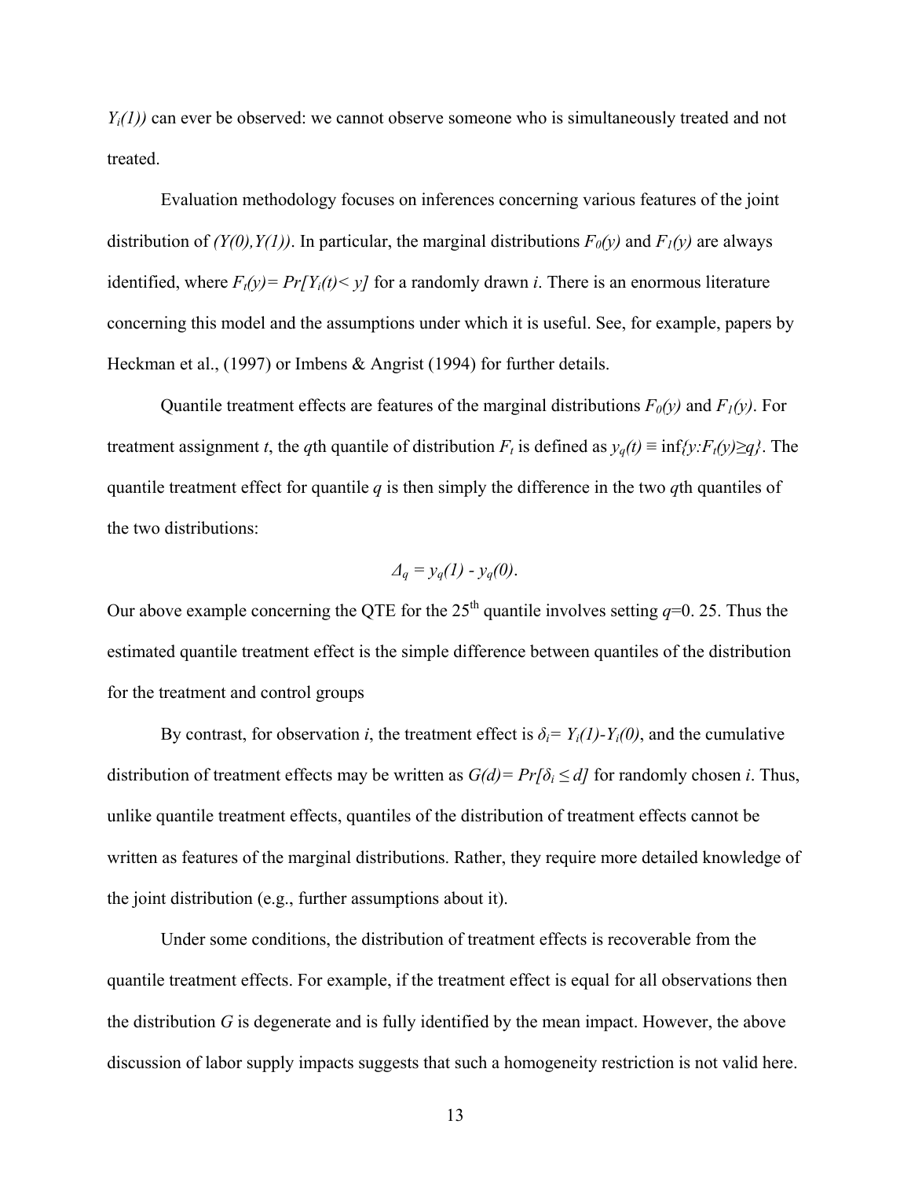$Y_i(1)$) can ever be observed: we cannot observe someone who is simultaneously treated and not treated.

Evaluation methodology focuses on inferences concerning various features of the joint distribution of $(Y(0),Y(1))$. In particular, the marginal distributions $F_0(y)$ and $F_1(y)$ are always identified, where $F_t(y)= Pr[Y_i(t)< y]$ for a randomly drawn $i$. There is an enormous literature concerning this model and the assumptions under which it is useful. See, for example, papers by Heckman et al., (1997) or Imbens & Angrist (1994) for further details.

Quantile treatment effects are features of the marginal distributions $F_0(y)$ and $F_1(y)$. For treatment assignment $t$, the $q$th quantile of distribution $F_t$ is defined as $y_q(t) \equiv \inf_t\{y{:}F_t(y)\geq q\}$. The quantile treatment effect for quantile $q$ is then simply the difference in the two $q$th quantiles of the two distributions:

$$\Delta_q = y_q(1) - y_q(0).$$

Our above example concerning the QTE for the 25th quantile involves setting $q$=0. 25. Thus the estimated quantile treatment effect is the simple difference between quantiles of the distribution for the treatment and control groups

By contrast, for observation $i$, the treatment effect is $\delta_i= Y_i(1)-Y_i(0)$, and the cumulative distribution of treatment effects may be written as $G(d)= Pr[\delta_i \leq d]$ for randomly chosen $i$. Thus, unlike quantile treatment effects, quantiles of the distribution of treatment effects cannot be written as features of the marginal distributions. Rather, they require more detailed knowledge of the joint distribution (e.g., further assumptions about it).

Under some conditions, the distribution of treatment effects is recoverable from the quantile treatment effects. For example, if the treatment effect is equal for all observations then the distribution $G$ is degenerate and is fully identified by the mean impact. However, the above discussion of labor supply impacts suggests that such a homogeneity restriction is not valid here.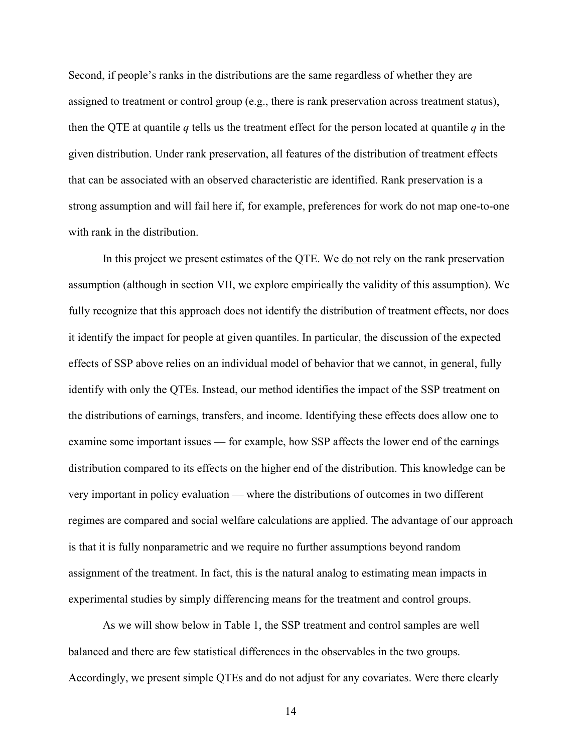Second, if people's ranks in the distributions are the same regardless of whether they are assigned to treatment or control group (e.g., there is rank preservation across treatment status), then the QTE at quantile $q$ tells us the treatment effect for the person located at quantile $q$ in the given distribution. Under rank preservation, all features of the distribution of treatment effects that can be associated with an observed characteristic are identified. Rank preservation is a strong assumption and will fail here if, for example, preferences for work do not map one-to-one with rank in the distribution.

In this project we present estimates of the QTE. We do not rely on the rank preservation assumption (although in section VII, we explore empirically the validity of this assumption). We fully recognize that this approach does not identify the distribution of treatment effects, nor does it identify the impact for people at given quantiles. In particular, the discussion of the expected effects of SSP above relies on an individual model of behavior that we cannot, in general, fully identify with only the QTEs. Instead, our method identifies the impact of the SSP treatment on the distributions of earnings, transfers, and income. Identifying these effects does allow one to examine some important issues — for example, how SSP affects the lower end of the earnings distribution compared to its effects on the higher end of the distribution. This knowledge can be very important in policy evaluation — where the distributions of outcomes in two different regimes are compared and social welfare calculations are applied. The advantage of our approach is that it is fully nonparametric and we require no further assumptions beyond random assignment of the treatment. In fact, this is the natural analog to estimating mean impacts in experimental studies by simply differencing means for the treatment and control groups.

As we will show below in Table 1, the SSP treatment and control samples are well balanced and there are few statistical differences in the observables in the two groups. Accordingly, we present simple QTEs and do not adjust for any covariates. Were there clearly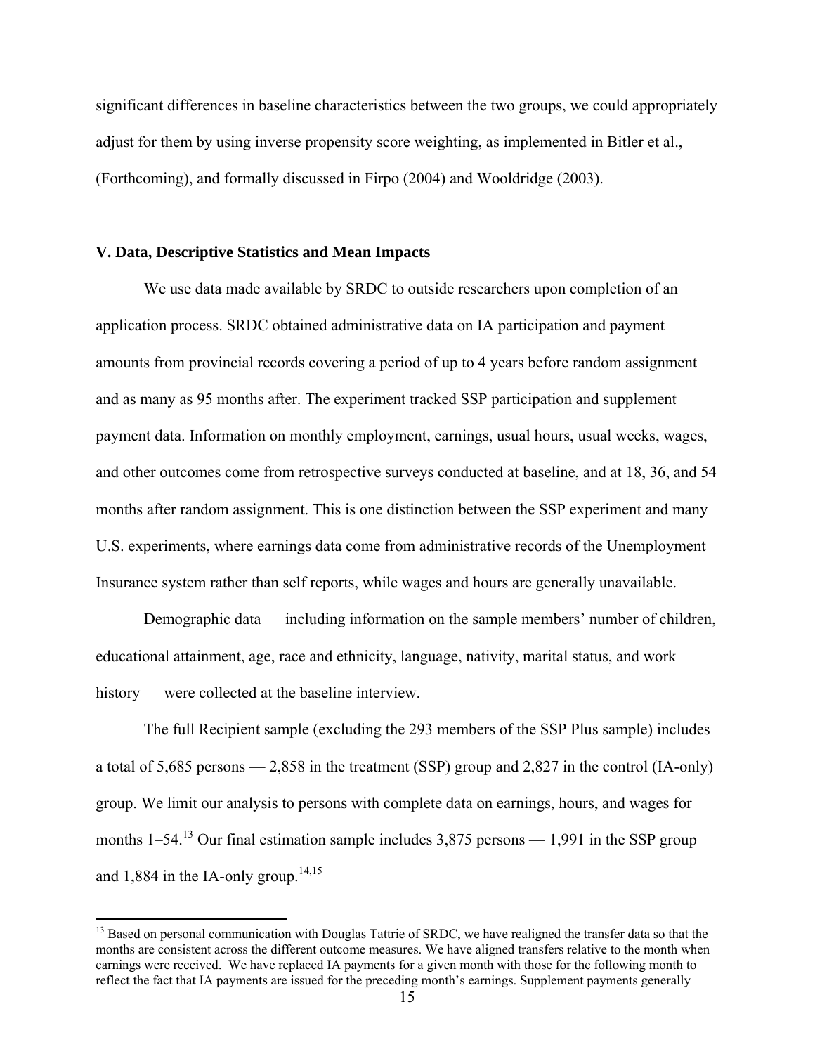significant differences in baseline characteristics between the two groups, we could appropriately adjust for them by using inverse propensity score weighting, as implemented in Bitler et al., (Forthcoming), and formally discussed in Firpo (2004) and Wooldridge (2003).

### V. Data, Descriptive Statistics and Mean Impacts

We use data made available by SRDC to outside researchers upon completion of an application process. SRDC obtained administrative data on IA participation and payment amounts from provincial records covering a period of up to 4 years before random assignment and as many as 95 months after. The experiment tracked SSP participation and supplement payment data. Information on monthly employment, earnings, usual hours, usual weeks, wages, and other outcomes come from retrospective surveys conducted at baseline, and at 18, 36, and 54 months after random assignment. This is one distinction between the SSP experiment and many U.S. experiments, where earnings data come from administrative records of the Unemployment Insurance system rather than self reports, while wages and hours are generally unavailable.

Demographic data — including information on the sample members' number of children, educational attainment, age, race and ethnicity, language, nativity, marital status, and work history — were collected at the baseline interview.

The full Recipient sample (excluding the 293 members of the SSP Plus sample) includes a total of 5,685 persons — 2,858 in the treatment (SSP) group and 2,827 in the control (IA-only) group. We limit our analysis to persons with complete data on earnings, hours, and wages for months 1–54.[13] Our final estimation sample includes 3,875 persons — 1,991 in the SSP group and 1,884 in the IA-only group.[14,15]

[13] Based on personal communication with Douglas Tattrie of SRDC, we have realigned the transfer data so that the months are consistent across the different outcome measures. We have aligned transfers relative to the month when earnings were received. We have replaced IA payments for a given month with those for the following month to reflect the fact that IA payments are issued for the preceding month's earnings. Supplement payments generally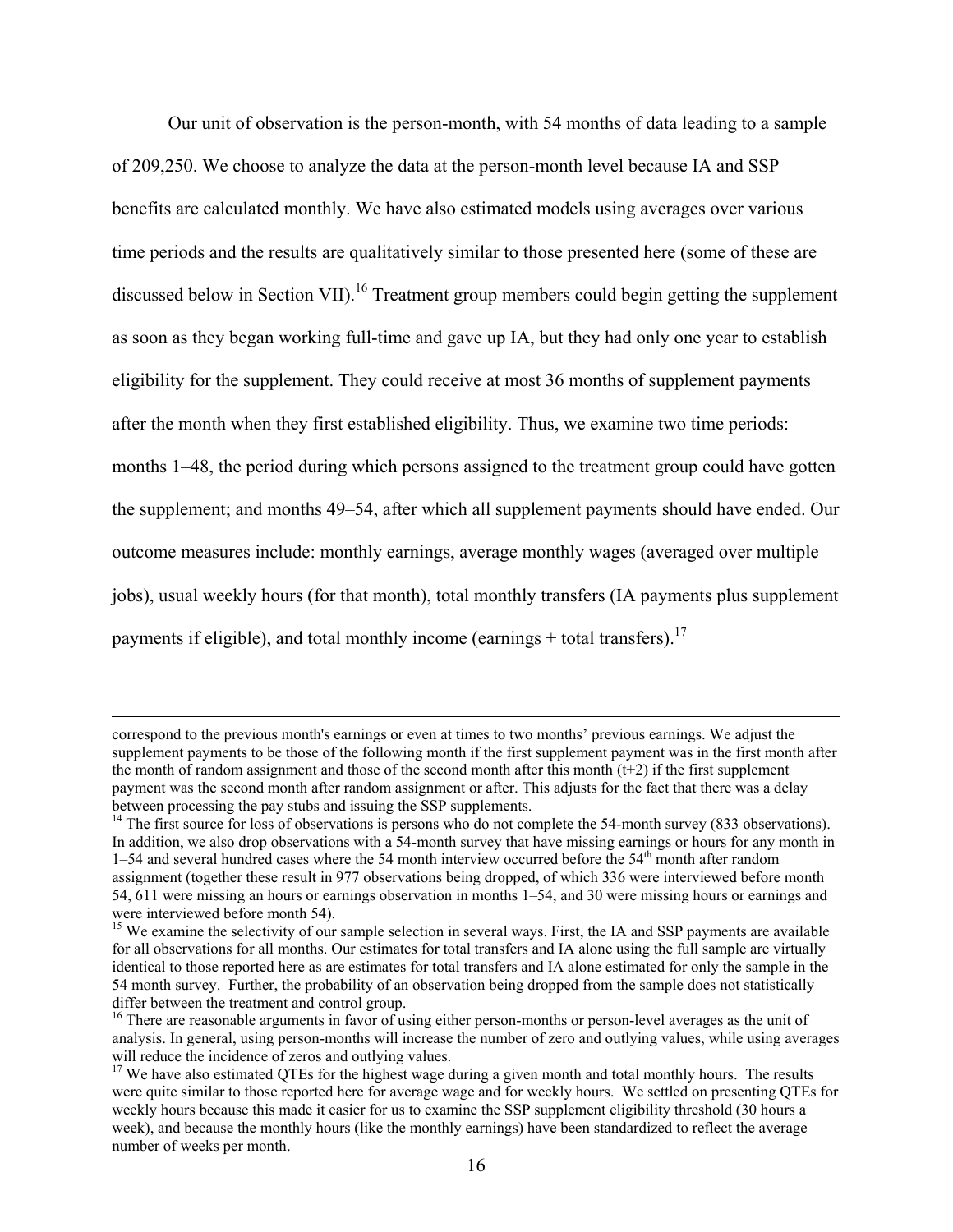Our unit of observation is the person-month, with 54 months of data leading to a sample of 209,250. We choose to analyze the data at the person-month level because IA and SSP benefits are calculated monthly. We have also estimated models using averages over various time periods and the results are qualitatively similar to those presented here (some of these are discussed below in Section VII).[16] Treatment group members could begin getting the supplement as soon as they began working full-time and gave up IA, but they had only one year to establish eligibility for the supplement. They could receive at most 36 months of supplement payments after the month when they first established eligibility. Thus, we examine two time periods: months 1–48, the period during which persons assigned to the treatment group could have gotten the supplement; and months 49–54, after which all supplement payments should have ended. Our outcome measures include: monthly earnings, average monthly wages (averaged over multiple jobs), usual weekly hours (for that month), total monthly transfers (IA payments plus supplement payments if eligible), and total monthly income (earnings + total transfers).[17]

---

correspond to the previous month's earnings or even at times to two months' previous earnings. We adjust the supplement payments to be those of the following month if the first supplement payment was in the first month after the month of random assignment and those of the second month after this month (t+2) if the first supplement payment was the second month after random assignment or after. This adjusts for the fact that there was a delay between processing the pay stubs and issuing the SSP supplements.

[14] The first source for loss of observations is persons who do not complete the 54-month survey (833 observations). In addition, we also drop observations with a 54-month survey that have missing earnings or hours for any month in 1–54 and several hundred cases where the 54 month interview occurred before the 54th month after random assignment (together these result in 977 observations being dropped, of which 336 were interviewed before month 54, 611 were missing an hours or earnings observation in months 1–54, and 30 were missing hours or earnings and were interviewed before month 54).

[15] We examine the selectivity of our sample selection in several ways. First, the IA and SSP payments are available for all observations for all months. Our estimates for total transfers and IA alone using the full sample are virtually identical to those reported here as are estimates for total transfers and IA alone estimated for only the sample in the 54 month survey. Further, the probability of an observation being dropped from the sample does not statistically differ between the treatment and control group.

[16] There are reasonable arguments in favor of using either person-months or person-level averages as the unit of analysis. In general, using person-months will increase the number of zero and outlying values, while using averages will reduce the incidence of zeros and outlying values.

[17] We have also estimated QTEs for the highest wage during a given month and total monthly hours. The results were quite similar to those reported here for average wage and for weekly hours. We settled on presenting QTEs for weekly hours because this made it easier for us to examine the SSP supplement eligibility threshold (30 hours a week), and because the monthly hours (like the monthly earnings) have been standardized to reflect the average number of weeks per month.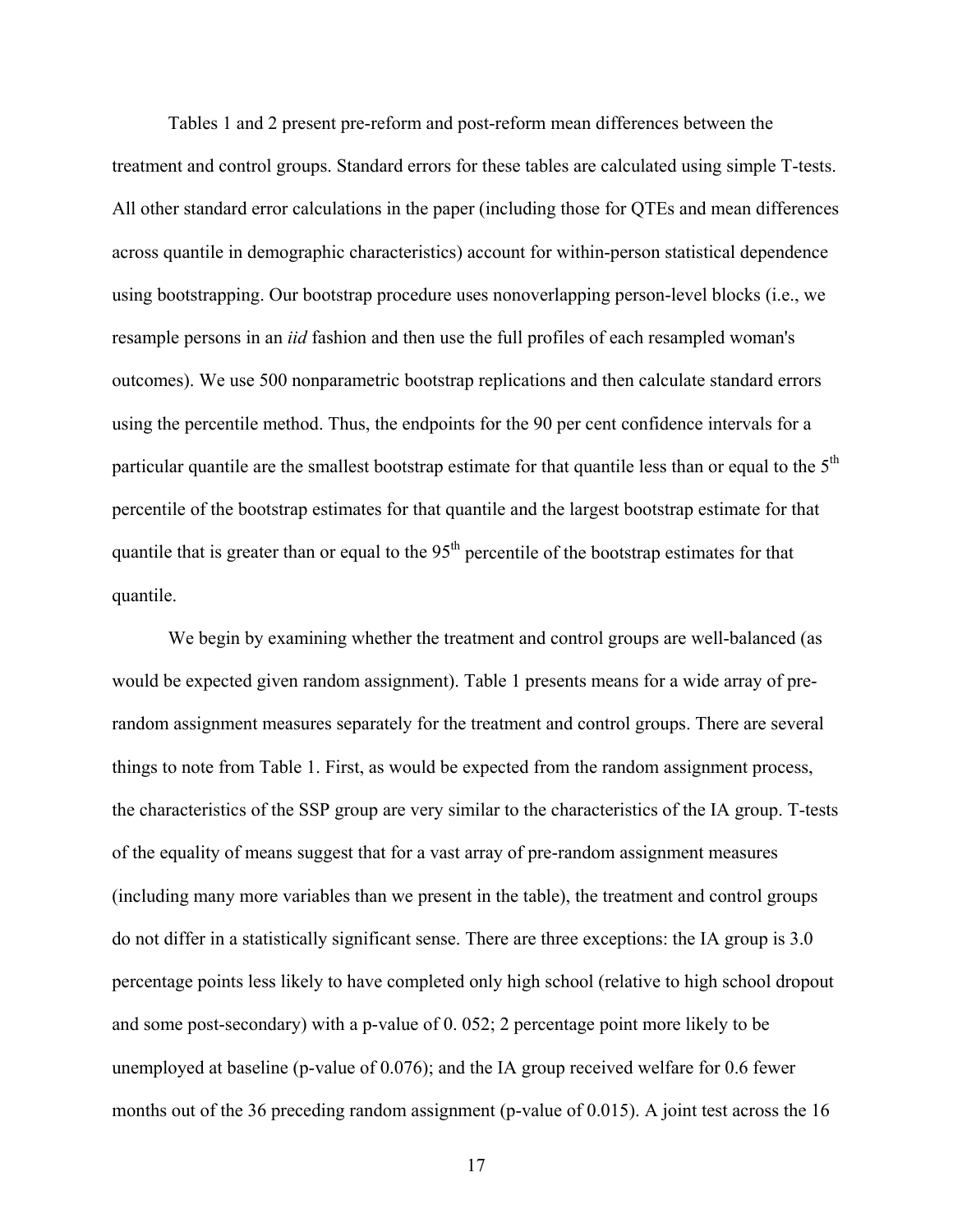Tables 1 and 2 present pre-reform and post-reform mean differences between the treatment and control groups. Standard errors for these tables are calculated using simple T-tests. All other standard error calculations in the paper (including those for QTEs and mean differences across quantile in demographic characteristics) account for within-person statistical dependence using bootstrapping. Our bootstrap procedure uses nonoverlapping person-level blocks (i.e., we resample persons in an *iid* fashion and then use the full profiles of each resampled woman's outcomes). We use 500 nonparametric bootstrap replications and then calculate standard errors using the percentile method. Thus, the endpoints for the 90 per cent confidence intervals for a particular quantile are the smallest bootstrap estimate for that quantile less than or equal to the 5th percentile of the bootstrap estimates for that quantile and the largest bootstrap estimate for that quantile that is greater than or equal to the 95th percentile of the bootstrap estimates for that quantile.

We begin by examining whether the treatment and control groups are well-balanced (as would be expected given random assignment). Table 1 presents means for a wide array of pre-random assignment measures separately for the treatment and control groups. There are several things to note from Table 1. First, as would be expected from the random assignment process, the characteristics of the SSP group are very similar to the characteristics of the IA group. T-tests of the equality of means suggest that for a vast array of pre-random assignment measures (including many more variables than we present in the table), the treatment and control groups do not differ in a statistically significant sense. There are three exceptions: the IA group is 3.0 percentage points less likely to have completed only high school (relative to high school dropout and some post-secondary) with a p-value of 0. 052; 2 percentage point more likely to be unemployed at baseline (p-value of 0.076); and the IA group received welfare for 0.6 fewer months out of the 36 preceding random assignment (p-value of 0.015). A joint test across the 16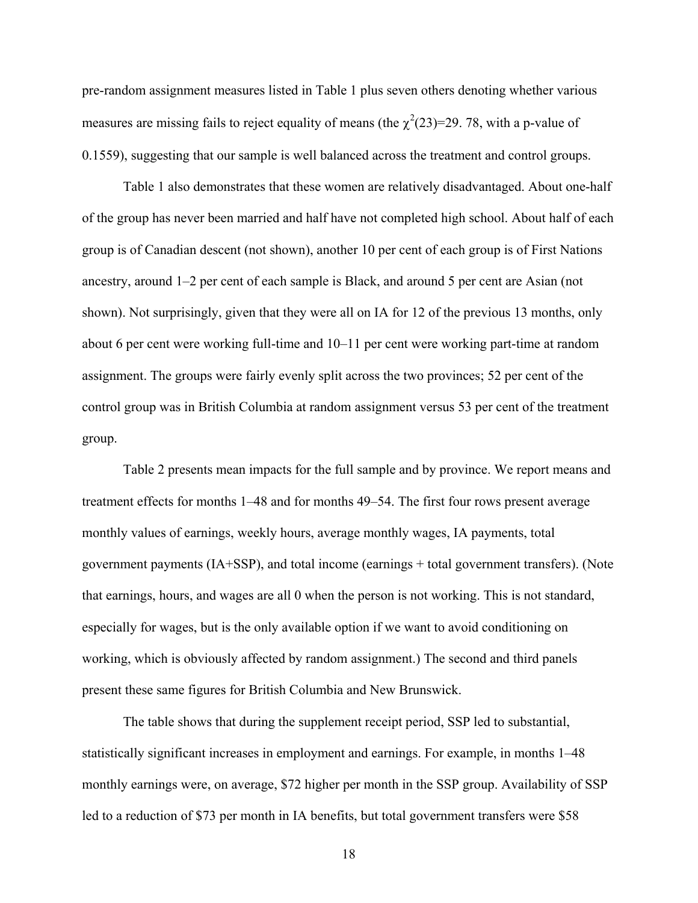pre-random assignment measures listed in Table 1 plus seven others denoting whether various measures are missing fails to reject equality of means (the $\chi^2(23)$=29. 78, with a p-value of 0.1559), suggesting that our sample is well balanced across the treatment and control groups.

Table 1 also demonstrates that these women are relatively disadvantaged. About one-half of the group has never been married and half have not completed high school. About half of each group is of Canadian descent (not shown), another 10 per cent of each group is of First Nations ancestry, around 1–2 per cent of each sample is Black, and around 5 per cent are Asian (not shown). Not surprisingly, given that they were all on IA for 12 of the previous 13 months, only about 6 per cent were working full-time and 10–11 per cent were working part-time at random assignment. The groups were fairly evenly split across the two provinces; 52 per cent of the control group was in British Columbia at random assignment versus 53 per cent of the treatment group.

Table 2 presents mean impacts for the full sample and by province. We report means and treatment effects for months 1–48 and for months 49–54. The first four rows present average monthly values of earnings, weekly hours, average monthly wages, IA payments, total government payments (IA+SSP), and total income (earnings + total government transfers). (Note that earnings, hours, and wages are all 0 when the person is not working. This is not standard, especially for wages, but is the only available option if we want to avoid conditioning on working, which is obviously affected by random assignment.) The second and third panels present these same figures for British Columbia and New Brunswick.

The table shows that during the supplement receipt period, SSP led to substantial, statistically significant increases in employment and earnings. For example, in months 1–48 monthly earnings were, on average, $72 higher per month in the SSP group. Availability of SSP led to a reduction of $73 per month in IA benefits, but total government transfers were $58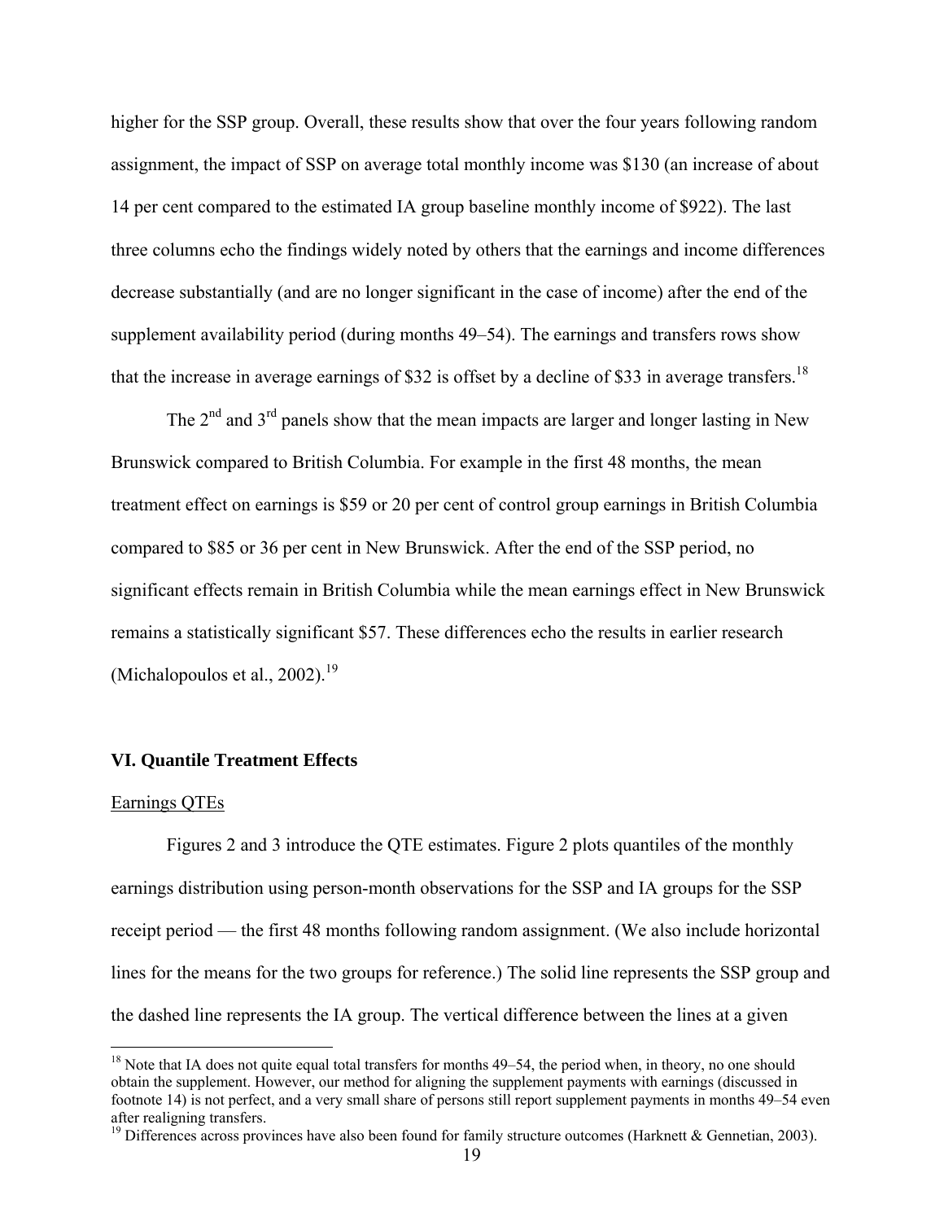higher for the SSP group. Overall, these results show that over the four years following random assignment, the impact of SSP on average total monthly income was \$130 (an increase of about 14 per cent compared to the estimated IA group baseline monthly income of \$922). The last three columns echo the findings widely noted by others that the earnings and income differences decrease substantially (and are no longer significant in the case of income) after the end of the supplement availability period (during months 49–54). The earnings and transfers rows show that the increase in average earnings of \$32 is offset by a decline of \$33 in average transfers.[18]

The 2nd and 3rd panels show that the mean impacts are larger and longer lasting in New Brunswick compared to British Columbia. For example in the first 48 months, the mean treatment effect on earnings is \$59 or 20 per cent of control group earnings in British Columbia compared to \$85 or 36 per cent in New Brunswick. After the end of the SSP period, no significant effects remain in British Columbia while the mean earnings effect in New Brunswick remains a statistically significant \$57. These differences echo the results in earlier research (Michalopoulos et al., 2002).[19]

### VI. Quantile Treatment Effects

Earnings QTEs

Figures 2 and 3 introduce the QTE estimates. Figure 2 plots quantiles of the monthly earnings distribution using person-month observations for the SSP and IA groups for the SSP receipt period — the first 48 months following random assignment. (We also include horizontal lines for the means for the two groups for reference.) The solid line represents the SSP group and the dashed line represents the IA group. The vertical difference between the lines at a given

---

[18] Note that IA does not quite equal total transfers for months 49–54, the period when, in theory, no one should obtain the supplement. However, our method for aligning the supplement payments with earnings (discussed in footnote 14) is not perfect, and a very small share of persons still report supplement payments in months 49–54 even after realigning transfers.

[19] Differences across provinces have also been found for family structure outcomes (Harknett & Gennetian, 2003).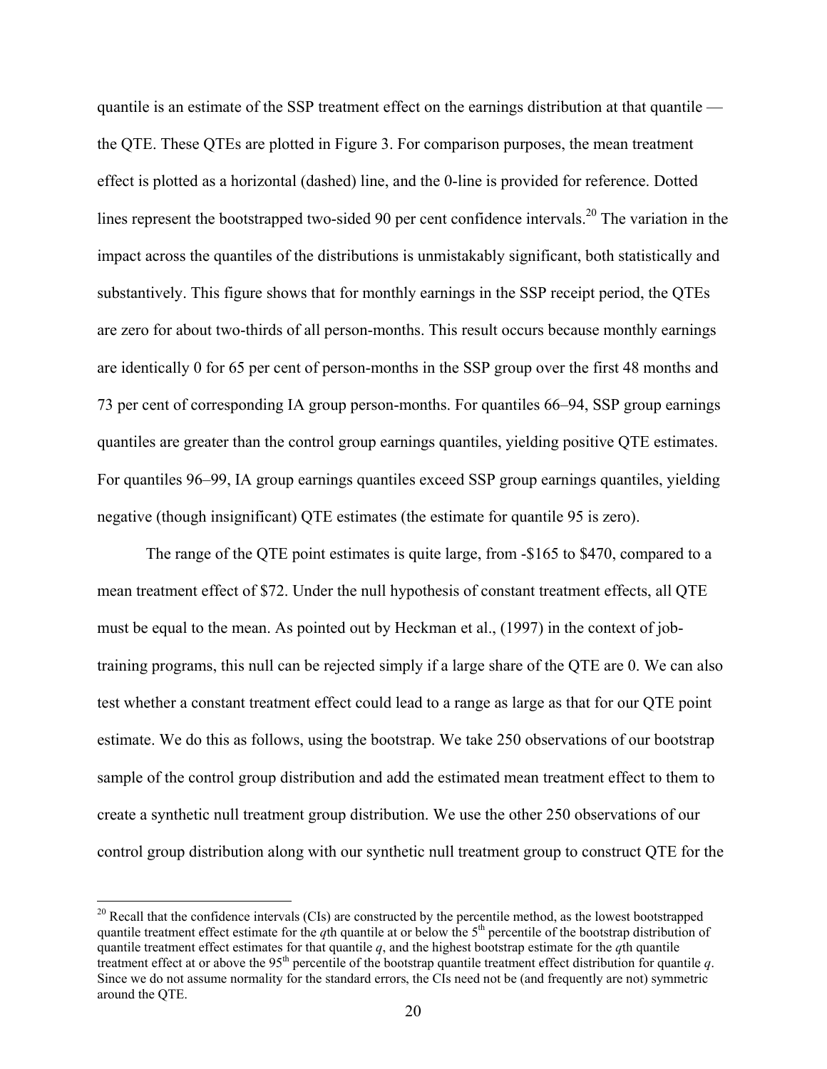quantile is an estimate of the SSP treatment effect on the earnings distribution at that quantile — the QTE. These QTEs are plotted in Figure 3. For comparison purposes, the mean treatment effect is plotted as a horizontal (dashed) line, and the 0-line is provided for reference. Dotted lines represent the bootstrapped two-sided 90 per cent confidence intervals.[20] The variation in the impact across the quantiles of the distributions is unmistakably significant, both statistically and substantively. This figure shows that for monthly earnings in the SSP receipt period, the QTEs are zero for about two-thirds of all person-months. This result occurs because monthly earnings are identically 0 for 65 per cent of person-months in the SSP group over the first 48 months and 73 per cent of corresponding IA group person-months. For quantiles 66–94, SSP group earnings quantiles are greater than the control group earnings quantiles, yielding positive QTE estimates. For quantiles 96–99, IA group earnings quantiles exceed SSP group earnings quantiles, yielding negative (though insignificant) QTE estimates (the estimate for quantile 95 is zero).

The range of the QTE point estimates is quite large, from -\$165 to \$470, compared to a mean treatment effect of \$72. Under the null hypothesis of constant treatment effects, all QTE must be equal to the mean. As pointed out by Heckman et al., (1997) in the context of job-training programs, this null can be rejected simply if a large share of the QTE are 0. We can also test whether a constant treatment effect could lead to a range as large as that for our QTE point estimate. We do this as follows, using the bootstrap. We take 250 observations of our bootstrap sample of the control group distribution and add the estimated mean treatment effect to them to create a synthetic null treatment group distribution. We use the other 250 observations of our control group distribution along with our synthetic null treatment group to construct QTE for the

[20] Recall that the confidence intervals (CIs) are constructed by the percentile method, as the lowest bootstrapped quantile treatment effect estimate for the *q*th quantile at or below the 5th percentile of the bootstrap distribution of quantile treatment effect estimates for that quantile *q*, and the highest bootstrap estimate for the *q*th quantile treatment effect at or above the 95th percentile of the bootstrap quantile treatment effect distribution for quantile *q*. Since we do not assume normality for the standard errors, the CIs need not be (and frequently are not) symmetric around the QTE.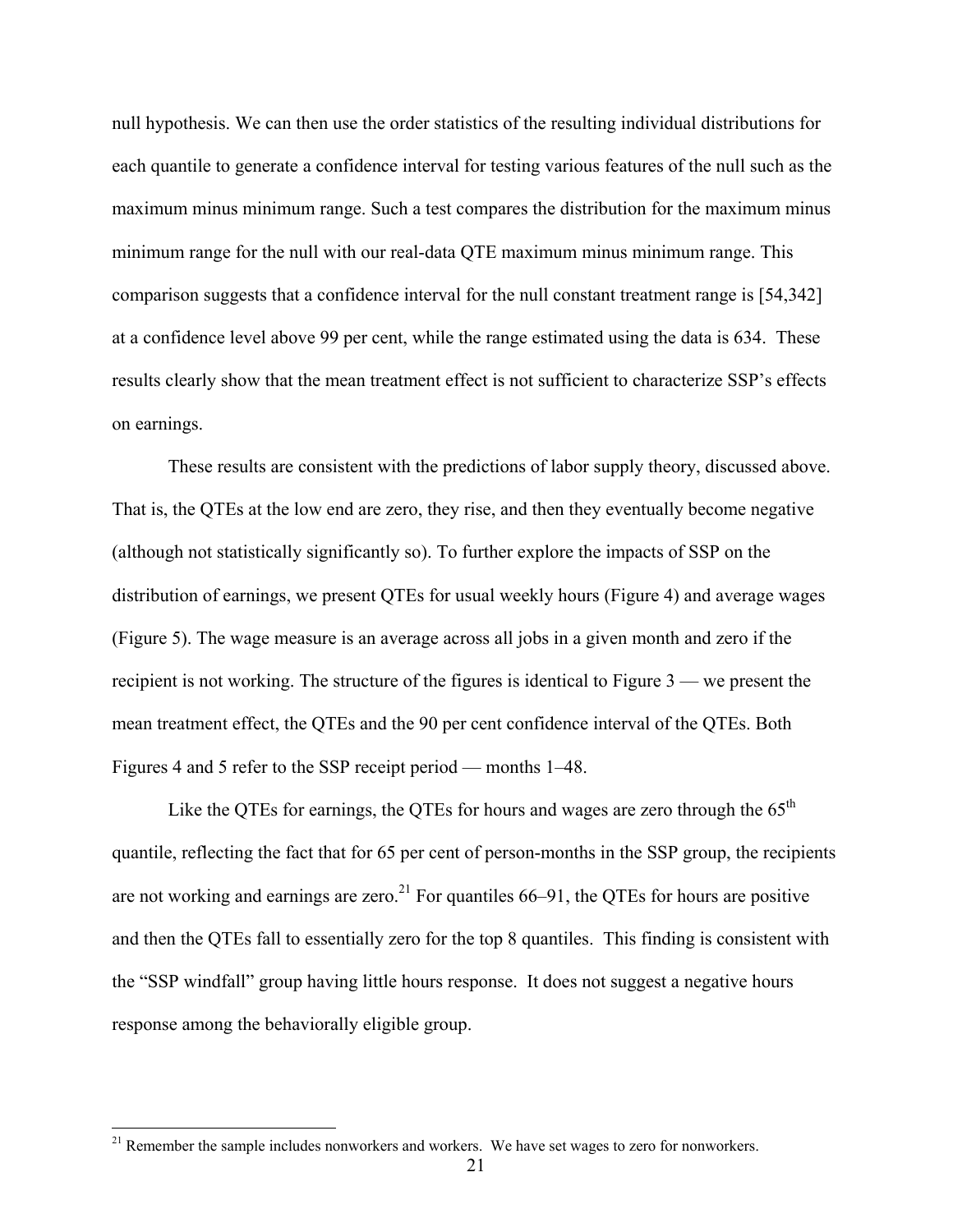null hypothesis. We can then use the order statistics of the resulting individual distributions for each quantile to generate a confidence interval for testing various features of the null such as the maximum minus minimum range. Such a test compares the distribution for the maximum minus minimum range for the null with our real-data QTE maximum minus minimum range. This comparison suggests that a confidence interval for the null constant treatment range is [54,342] at a confidence level above 99 per cent, while the range estimated using the data is 634. These results clearly show that the mean treatment effect is not sufficient to characterize SSP's effects on earnings.

These results are consistent with the predictions of labor supply theory, discussed above. That is, the QTEs at the low end are zero, they rise, and then they eventually become negative (although not statistically significantly so). To further explore the impacts of SSP on the distribution of earnings, we present QTEs for usual weekly hours (Figure 4) and average wages (Figure 5). The wage measure is an average across all jobs in a given month and zero if the recipient is not working. The structure of the figures is identical to Figure 3 — we present the mean treatment effect, the QTEs and the 90 per cent confidence interval of the QTEs. Both Figures 4 and 5 refer to the SSP receipt period — months 1–48.

Like the QTEs for earnings, the QTEs for hours and wages are zero through the 65th quantile, reflecting the fact that for 65 per cent of person-months in the SSP group, the recipients are not working and earnings are zero.[21] For quantiles 66–91, the QTEs for hours are positive and then the QTEs fall to essentially zero for the top 8 quantiles. This finding is consistent with the "SSP windfall" group having little hours response. It does not suggest a negative hours response among the behaviorally eligible group.

[21] Remember the sample includes nonworkers and workers. We have set wages to zero for nonworkers.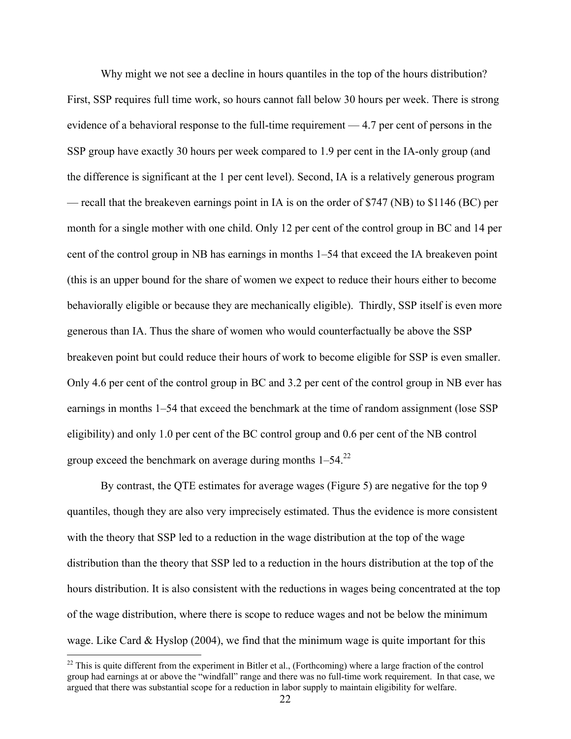Why might we not see a decline in hours quantiles in the top of the hours distribution? First, SSP requires full time work, so hours cannot fall below 30 hours per week. There is strong evidence of a behavioral response to the full-time requirement — 4.7 per cent of persons in the SSP group have exactly 30 hours per week compared to 1.9 per cent in the IA-only group (and the difference is significant at the 1 per cent level). Second, IA is a relatively generous program — recall that the breakeven earnings point in IA is on the order of $747 (NB) to $1146 (BC) per month for a single mother with one child. Only 12 per cent of the control group in BC and 14 per cent of the control group in NB has earnings in months 1–54 that exceed the IA breakeven point (this is an upper bound for the share of women we expect to reduce their hours either to become behaviorally eligible or because they are mechanically eligible). Thirdly, SSP itself is even more generous than IA. Thus the share of women who would counterfactually be above the SSP breakeven point but could reduce their hours of work to become eligible for SSP is even smaller. Only 4.6 per cent of the control group in BC and 3.2 per cent of the control group in NB ever has earnings in months 1–54 that exceed the benchmark at the time of random assignment (lose SSP eligibility) and only 1.0 per cent of the BC control group and 0.6 per cent of the NB control group exceed the benchmark on average during months 1–54.[22]

By contrast, the QTE estimates for average wages (Figure 5) are negative for the top 9 quantiles, though they are also very imprecisely estimated. Thus the evidence is more consistent with the theory that SSP led to a reduction in the wage distribution at the top of the wage distribution than the theory that SSP led to a reduction in the hours distribution at the top of the hours distribution. It is also consistent with the reductions in wages being concentrated at the top of the wage distribution, where there is scope to reduce wages and not be below the minimum wage. Like Card & Hyslop (2004), we find that the minimum wage is quite important for this

[22] This is quite different from the experiment in Bitler et al., (Forthcoming) where a large fraction of the control group had earnings at or above the "windfall" range and there was no full-time work requirement. In that case, we argued that there was substantial scope for a reduction in labor supply to maintain eligibility for welfare.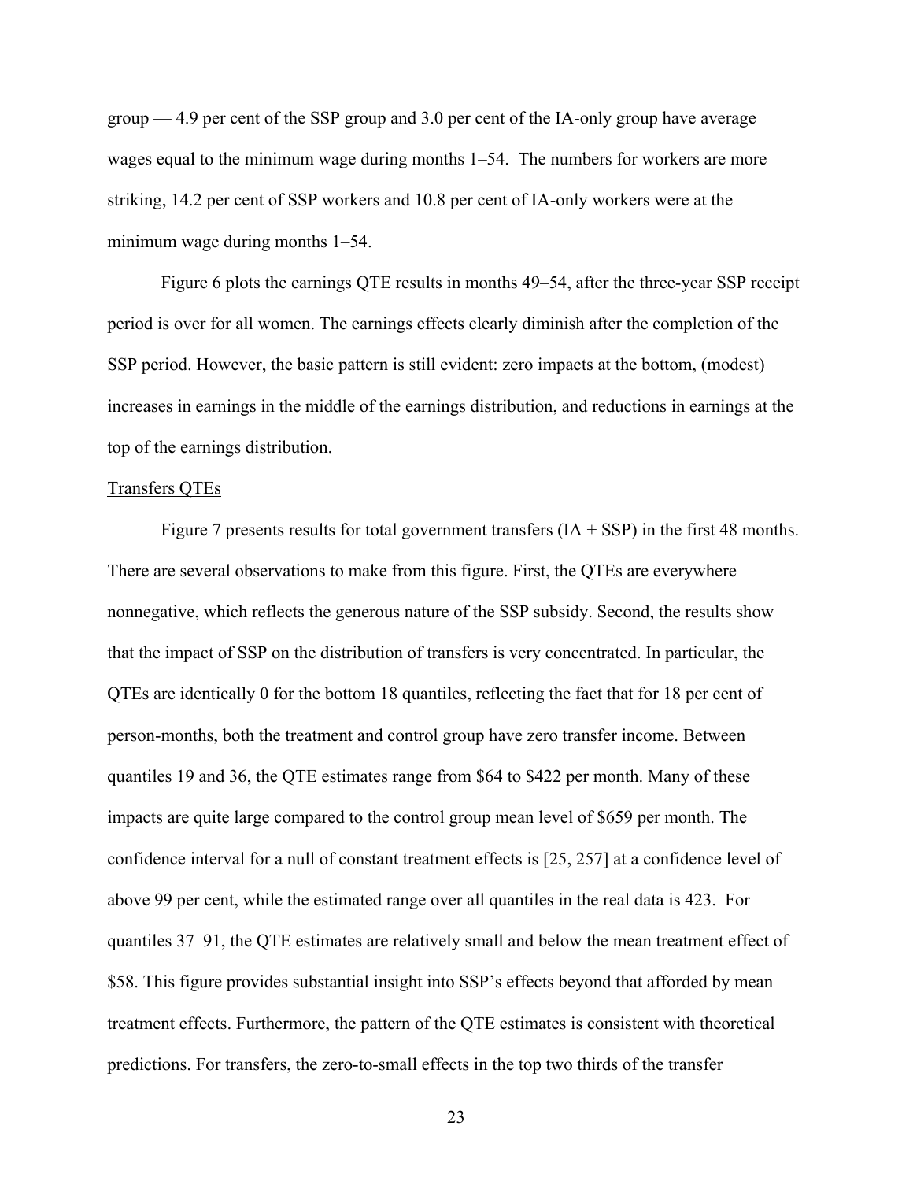group — 4.9 per cent of the SSP group and 3.0 per cent of the IA-only group have average wages equal to the minimum wage during months 1–54. The numbers for workers are more striking, 14.2 per cent of SSP workers and 10.8 per cent of IA-only workers were at the minimum wage during months 1–54.

Figure 6 plots the earnings QTE results in months 49–54, after the three-year SSP receipt period is over for all women. The earnings effects clearly diminish after the completion of the SSP period. However, the basic pattern is still evident: zero impacts at the bottom, (modest) increases in earnings in the middle of the earnings distribution, and reductions in earnings at the top of the earnings distribution.

<u>Transfers QTEs</u>

Figure 7 presents results for total government transfers (IA + SSP) in the first 48 months. There are several observations to make from this figure. First, the QTEs are everywhere nonnegative, which reflects the generous nature of the SSP subsidy. Second, the results show that the impact of SSP on the distribution of transfers is very concentrated. In particular, the QTEs are identically 0 for the bottom 18 quantiles, reflecting the fact that for 18 per cent of person-months, both the treatment and control group have zero transfer income. Between quantiles 19 and 36, the QTE estimates range from $64 to $422 per month. Many of these impacts are quite large compared to the control group mean level of $659 per month. The confidence interval for a null of constant treatment effects is [25, 257] at a confidence level of above 99 per cent, while the estimated range over all quantiles in the real data is 423. For quantiles 37–91, the QTE estimates are relatively small and below the mean treatment effect of $58. This figure provides substantial insight into SSP's effects beyond that afforded by mean treatment effects. Furthermore, the pattern of the QTE estimates is consistent with theoretical predictions. For transfers, the zero-to-small effects in the top two thirds of the transfer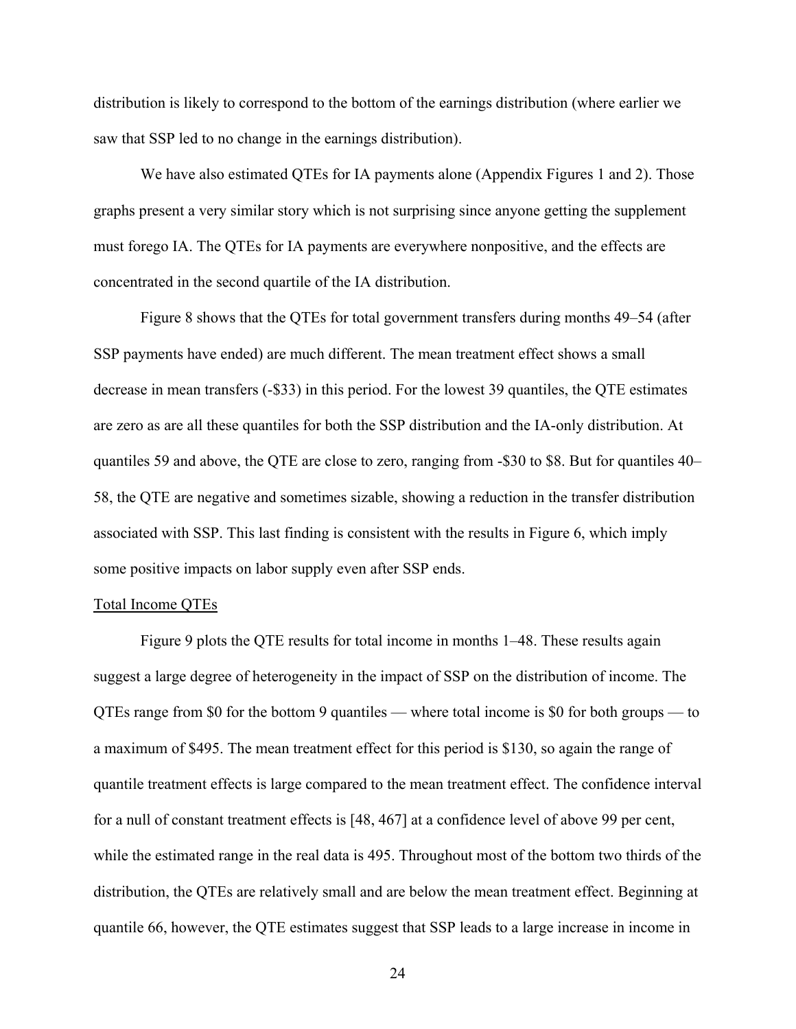distribution is likely to correspond to the bottom of the earnings distribution (where earlier we saw that SSP led to no change in the earnings distribution).

We have also estimated QTEs for IA payments alone (Appendix Figures 1 and 2). Those graphs present a very similar story which is not surprising since anyone getting the supplement must forego IA. The QTEs for IA payments are everywhere nonpositive, and the effects are concentrated in the second quartile of the IA distribution.

Figure 8 shows that the QTEs for total government transfers during months 49–54 (after SSP payments have ended) are much different. The mean treatment effect shows a small decrease in mean transfers (-$33) in this period. For the lowest 39 quantiles, the QTE estimates are zero as are all these quantiles for both the SSP distribution and the IA-only distribution. At quantiles 59 and above, the QTE are close to zero, ranging from -$30 to $8. But for quantiles 40–58, the QTE are negative and sometimes sizable, showing a reduction in the transfer distribution associated with SSP. This last finding is consistent with the results in Figure 6, which imply some positive impacts on labor supply even after SSP ends.

<u>Total Income QTEs</u>

Figure 9 plots the QTE results for total income in months 1–48. These results again suggest a large degree of heterogeneity in the impact of SSP on the distribution of income. The QTEs range from $0 for the bottom 9 quantiles — where total income is $0 for both groups — to a maximum of $495. The mean treatment effect for this period is $130, so again the range of quantile treatment effects is large compared to the mean treatment effect. The confidence interval for a null of constant treatment effects is [48, 467] at a confidence level of above 99 per cent, while the estimated range in the real data is 495. Throughout most of the bottom two thirds of the distribution, the QTEs are relatively small and are below the mean treatment effect. Beginning at quantile 66, however, the QTE estimates suggest that SSP leads to a large increase in income in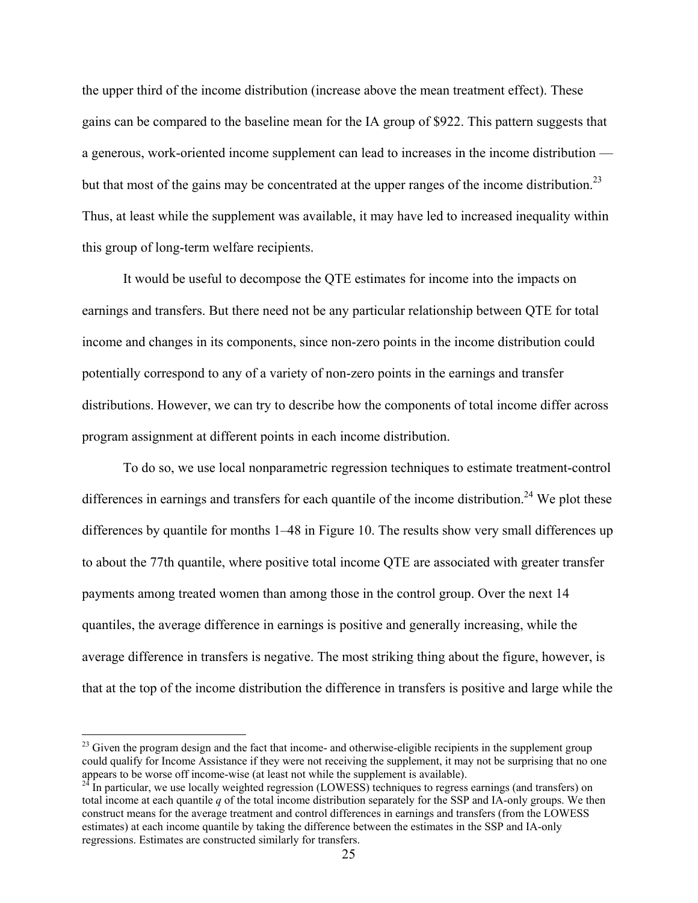the upper third of the income distribution (increase above the mean treatment effect). These gains can be compared to the baseline mean for the IA group of $922. This pattern suggests that a generous, work-oriented income supplement can lead to increases in the income distribution — but that most of the gains may be concentrated at the upper ranges of the income distribution.[23] Thus, at least while the supplement was available, it may have led to increased inequality within this group of long-term welfare recipients.

It would be useful to decompose the QTE estimates for income into the impacts on earnings and transfers. But there need not be any particular relationship between QTE for total income and changes in its components, since non-zero points in the income distribution could potentially correspond to any of a variety of non-zero points in the earnings and transfer distributions. However, we can try to describe how the components of total income differ across program assignment at different points in each income distribution.

To do so, we use local nonparametric regression techniques to estimate treatment-control differences in earnings and transfers for each quantile of the income distribution.[24] We plot these differences by quantile for months 1–48 in Figure 10. The results show very small differences up to about the 77th quantile, where positive total income QTE are associated with greater transfer payments among treated women than among those in the control group. Over the next 14 quantiles, the average difference in earnings is positive and generally increasing, while the average difference in transfers is negative. The most striking thing about the figure, however, is that at the top of the income distribution the difference in transfers is positive and large while the

[23] Given the program design and the fact that income- and otherwise-eligible recipients in the supplement group could qualify for Income Assistance if they were not receiving the supplement, it may not be surprising that no one appears to be worse off income-wise (at least not while the supplement is available).

[24] In particular, we use locally weighted regression (LOWESS) techniques to regress earnings (and transfers) on total income at each quantile *q* of the total income distribution separately for the SSP and IA-only groups. We then construct means for the average treatment and control differences in earnings and transfers (from the LOWESS estimates) at each income quantile by taking the difference between the estimates in the SSP and IA-only regressions. Estimates are constructed similarly for transfers.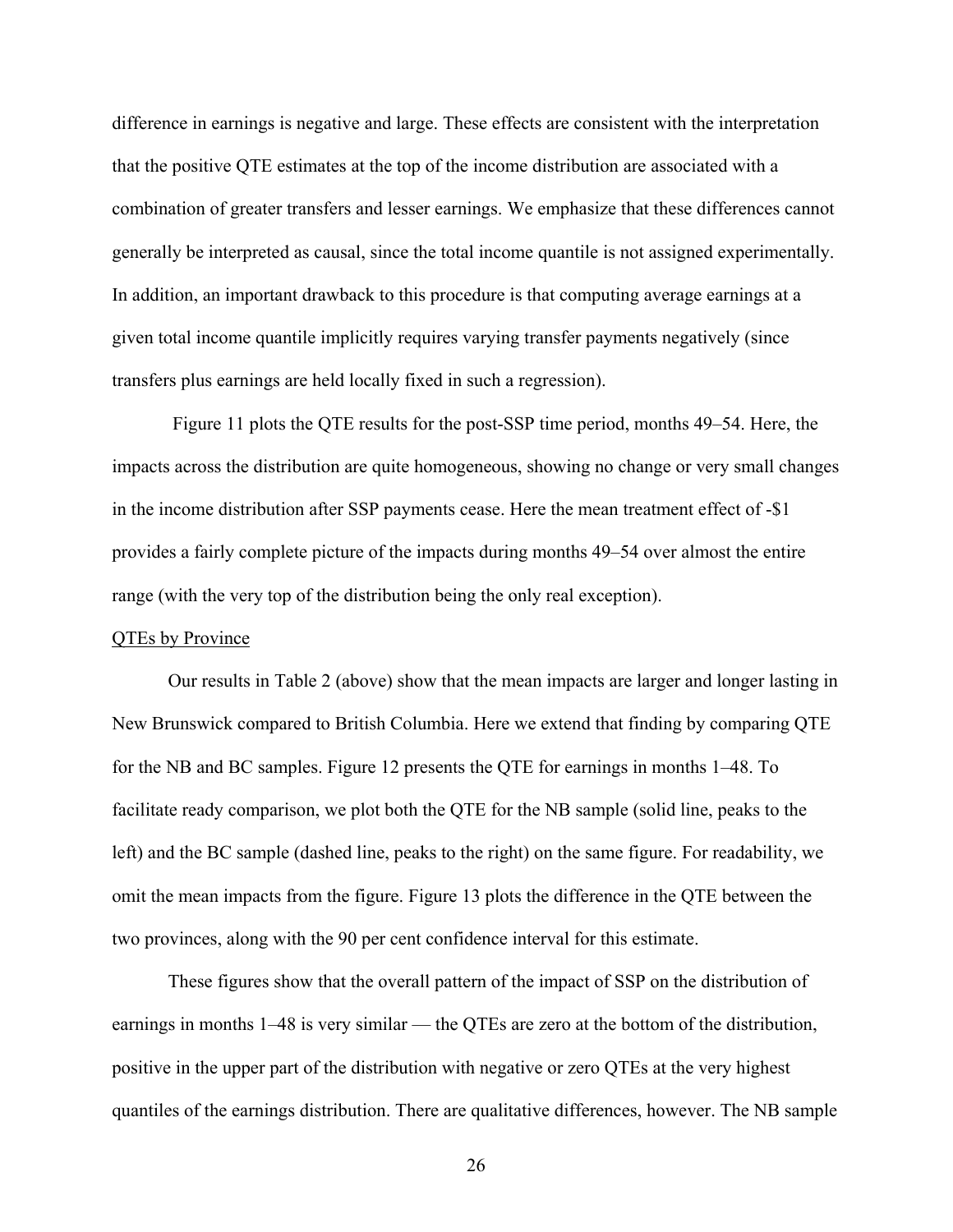difference in earnings is negative and large. These effects are consistent with the interpretation that the positive QTE estimates at the top of the income distribution are associated with a combination of greater transfers and lesser earnings. We emphasize that these differences cannot generally be interpreted as causal, since the total income quantile is not assigned experimentally. In addition, an important drawback to this procedure is that computing average earnings at a given total income quantile implicitly requires varying transfer payments negatively (since transfers plus earnings are held locally fixed in such a regression).

Figure 11 plots the QTE results for the post-SSP time period, months 49–54. Here, the impacts across the distribution are quite homogeneous, showing no change or very small changes in the income distribution after SSP payments cease. Here the mean treatment effect of -$1 provides a fairly complete picture of the impacts during months 49–54 over almost the entire range (with the very top of the distribution being the only real exception).

QTEs by Province

Our results in Table 2 (above) show that the mean impacts are larger and longer lasting in New Brunswick compared to British Columbia. Here we extend that finding by comparing QTE for the NB and BC samples. Figure 12 presents the QTE for earnings in months 1–48. To facilitate ready comparison, we plot both the QTE for the NB sample (solid line, peaks to the left) and the BC sample (dashed line, peaks to the right) on the same figure. For readability, we omit the mean impacts from the figure. Figure 13 plots the difference in the QTE between the two provinces, along with the 90 per cent confidence interval for this estimate.

These figures show that the overall pattern of the impact of SSP on the distribution of earnings in months 1–48 is very similar — the QTEs are zero at the bottom of the distribution, positive in the upper part of the distribution with negative or zero QTEs at the very highest quantiles of the earnings distribution. There are qualitative differences, however. The NB sample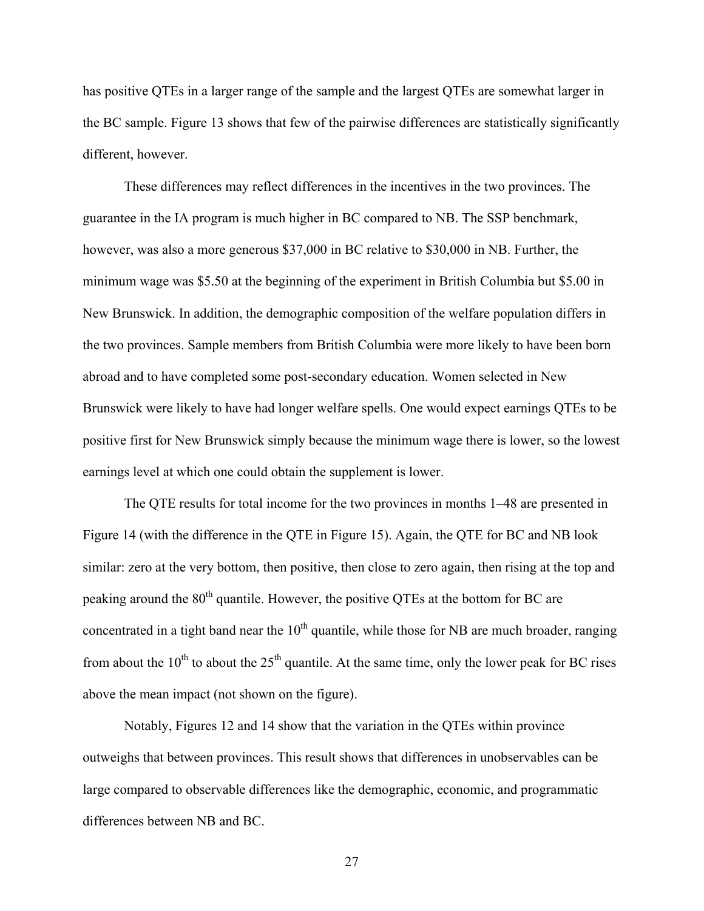has positive QTEs in a larger range of the sample and the largest QTEs are somewhat larger in the BC sample. Figure 13 shows that few of the pairwise differences are statistically significantly different, however.

These differences may reflect differences in the incentives in the two provinces. The guarantee in the IA program is much higher in BC compared to NB. The SSP benchmark, however, was also a more generous $37,000 in BC relative to $30,000 in NB. Further, the minimum wage was $5.50 at the beginning of the experiment in British Columbia but $5.00 in New Brunswick. In addition, the demographic composition of the welfare population differs in the two provinces. Sample members from British Columbia were more likely to have been born abroad and to have completed some post-secondary education. Women selected in New Brunswick were likely to have had longer welfare spells. One would expect earnings QTEs to be positive first for New Brunswick simply because the minimum wage there is lower, so the lowest earnings level at which one could obtain the supplement is lower.

The QTE results for total income for the two provinces in months 1–48 are presented in Figure 14 (with the difference in the QTE in Figure 15). Again, the QTE for BC and NB look similar: zero at the very bottom, then positive, then close to zero again, then rising at the top and peaking around the 80th quantile. However, the positive QTEs at the bottom for BC are concentrated in a tight band near the 10th quantile, while those for NB are much broader, ranging from about the 10th to about the 25th quantile. At the same time, only the lower peak for BC rises above the mean impact (not shown on the figure).

Notably, Figures 12 and 14 show that the variation in the QTEs within province outweighs that between provinces. This result shows that differences in unobservables can be large compared to observable differences like the demographic, economic, and programmatic differences between NB and BC.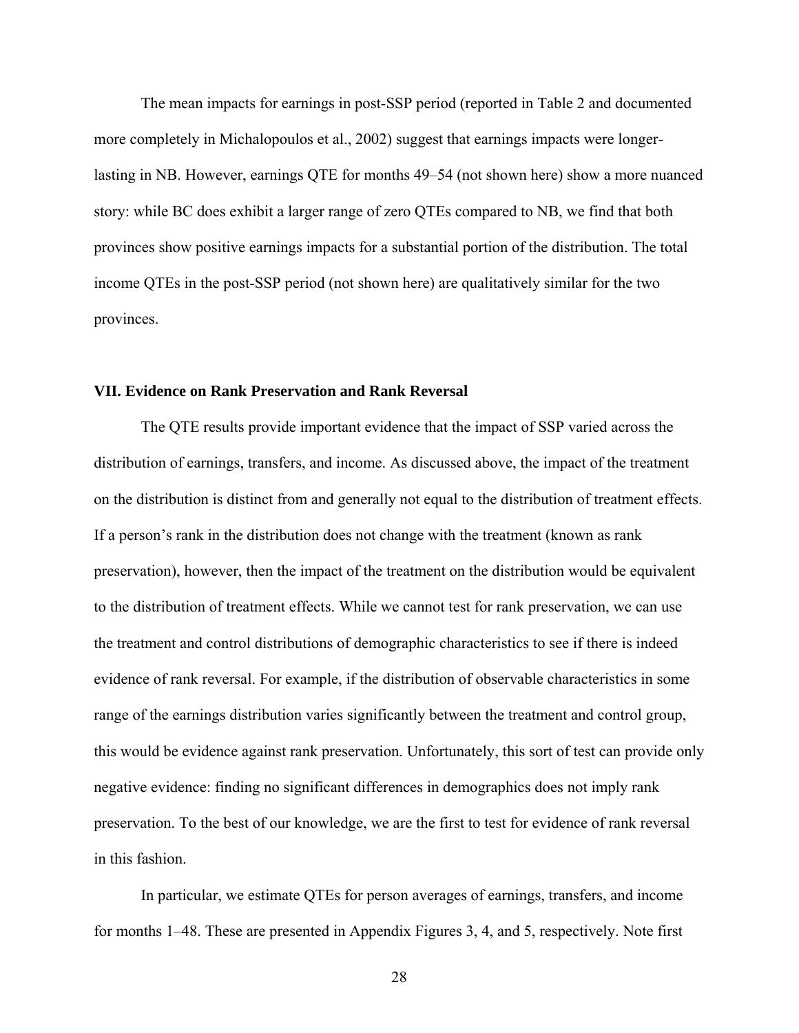The mean impacts for earnings in post-SSP period (reported in Table 2 and documented more completely in Michalopoulos et al., 2002) suggest that earnings impacts were longer-lasting in NB. However, earnings QTE for months 49–54 (not shown here) show a more nuanced story: while BC does exhibit a larger range of zero QTEs compared to NB, we find that both provinces show positive earnings impacts for a substantial portion of the distribution. The total income QTEs in the post-SSP period (not shown here) are qualitatively similar for the two provinces.

## VII. Evidence on Rank Preservation and Rank Reversal

The QTE results provide important evidence that the impact of SSP varied across the distribution of earnings, transfers, and income. As discussed above, the impact of the treatment on the distribution is distinct from and generally not equal to the distribution of treatment effects. If a person's rank in the distribution does not change with the treatment (known as rank preservation), however, then the impact of the treatment on the distribution would be equivalent to the distribution of treatment effects. While we cannot test for rank preservation, we can use the treatment and control distributions of demographic characteristics to see if there is indeed evidence of rank reversal. For example, if the distribution of observable characteristics in some range of the earnings distribution varies significantly between the treatment and control group, this would be evidence against rank preservation. Unfortunately, this sort of test can provide only negative evidence: finding no significant differences in demographics does not imply rank preservation. To the best of our knowledge, we are the first to test for evidence of rank reversal in this fashion.

In particular, we estimate QTEs for person averages of earnings, transfers, and income for months 1–48. These are presented in Appendix Figures 3, 4, and 5, respectively. Note first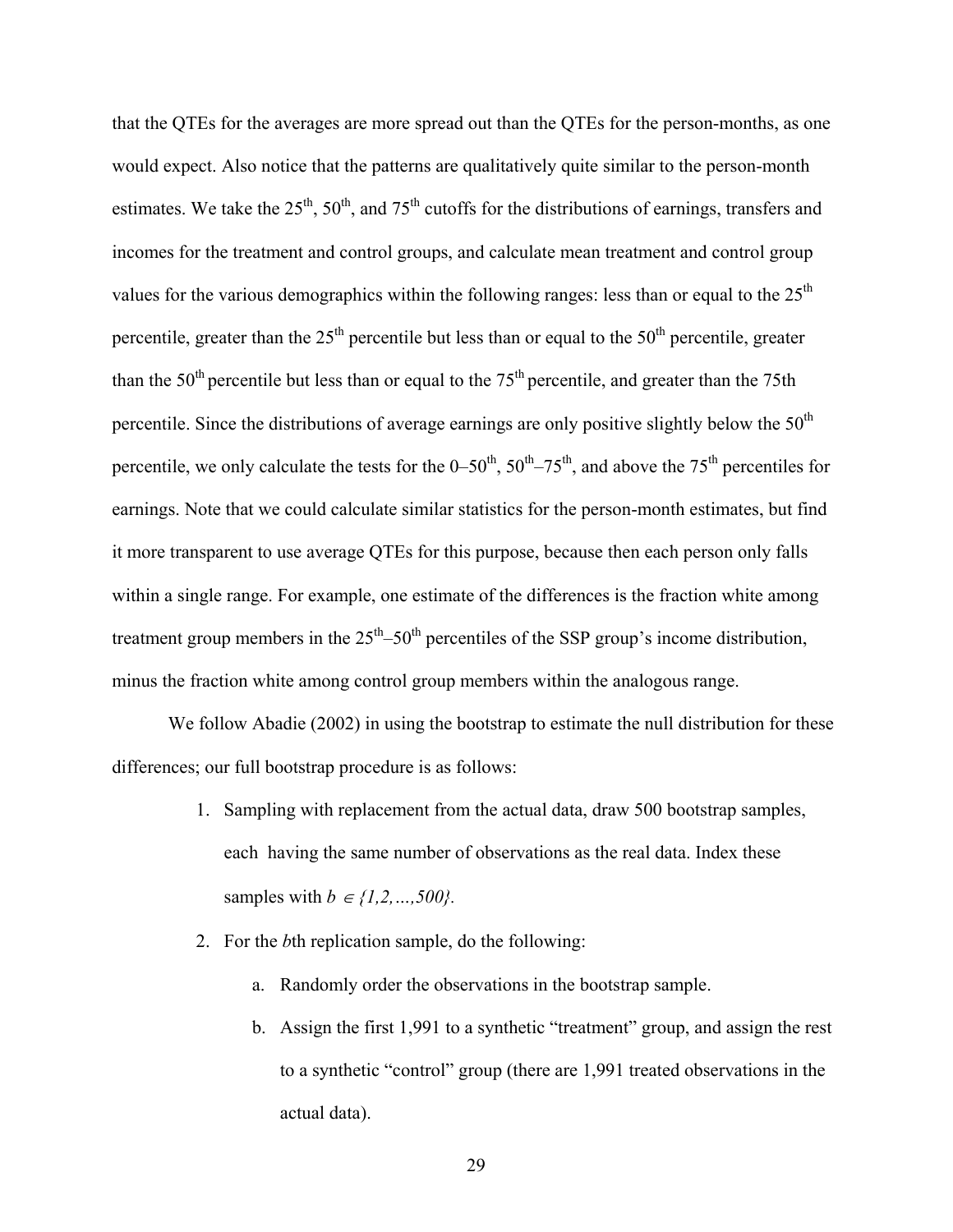that the QTEs for the averages are more spread out than the QTEs for the person-months, as one would expect. Also notice that the patterns are qualitatively quite similar to the person-month estimates. We take the $25^{th}$, $50^{th}$, and $75^{th}$ cutoffs for the distributions of earnings, transfers and incomes for the treatment and control groups, and calculate mean treatment and control group values for the various demographics within the following ranges: less than or equal to the $25^{th}$ percentile, greater than the $25^{th}$ percentile but less than or equal to the $50^{th}$ percentile, greater than the $50^{th}$ percentile but less than or equal to the $75^{th}$ percentile, and greater than the 75th percentile. Since the distributions of average earnings are only positive slightly below the $50^{th}$ percentile, we only calculate the tests for the 0–$50^{th}$, $50^{th}$–$75^{th}$, and above the $75^{th}$ percentiles for earnings. Note that we could calculate similar statistics for the person-month estimates, but find it more transparent to use average QTEs for this purpose, because then each person only falls within a single range. For example, one estimate of the differences is the fraction white among treatment group members in the $25^{th}$–$50^{th}$ percentiles of the SSP group's income distribution, minus the fraction white among control group members within the analogous range.

We follow Abadie (2002) in using the bootstrap to estimate the null distribution for these differences; our full bootstrap procedure is as follows:

1. Sampling with replacement from the actual data, draw 500 bootstrap samples, each having the same number of observations as the real data. Index these samples with $b \in \{1,2,\ldots,500\}$.
2. For the *b*th replication sample, do the following:
    a. Randomly order the observations in the bootstrap sample.
    b. Assign the first 1,991 to a synthetic "treatment" group, and assign the rest to a synthetic "control" group (there are 1,991 treated observations in the actual data).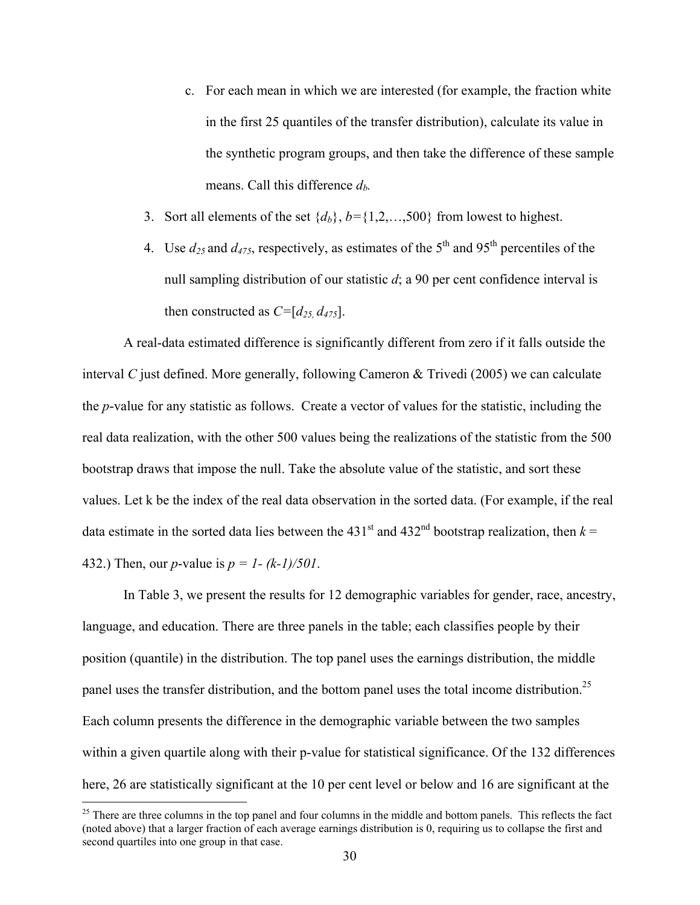c. For each mean in which we are interested (for example, the fraction white in the first 25 quantiles of the transfer distribution), calculate its value in the synthetic program groups, and then take the difference of these sample means. Call this difference $d_b$.

3. Sort all elements of the set $\{d_b\}$, $b=\{1,2,\ldots,500\}$ from lowest to highest.
4. Use $d_{25}$ and $d_{475}$, respectively, as estimates of the 5th and 95th percentiles of the null sampling distribution of our statistic $d$; a 90 per cent confidence interval is then constructed as $C=[d_{25,}\ d_{475}]$.

A real-data estimated difference is significantly different from zero if it falls outside the interval $C$ just defined. More generally, following Cameron & Trivedi (2005) we can calculate the $p$-value for any statistic as follows. Create a vector of values for the statistic, including the real data realization, with the other 500 values being the realizations of the statistic from the 500 bootstrap draws that impose the null. Take the absolute value of the statistic, and sort these values. Let k be the index of the real data observation in the sorted data. (For example, if the real data estimate in the sorted data lies between the 431st and 432nd bootstrap realization, then $k$ = 432.) Then, our $p$-value is $p = 1- (k-1)/501$.

In Table 3, we present the results for 12 demographic variables for gender, race, ancestry, language, and education. There are three panels in the table; each classifies people by their position (quantile) in the distribution. The top panel uses the earnings distribution, the middle panel uses the transfer distribution, and the bottom panel uses the total income distribution.[25] Each column presents the difference in the demographic variable between the two samples within a given quartile along with their p-value for statistical significance. Of the 132 differences here, 26 are statistically significant at the 10 per cent level or below and 16 are significant at the

[25] There are three columns in the top panel and four columns in the middle and bottom panels. This reflects the fact (noted above) that a larger fraction of each average earnings distribution is 0, requiring us to collapse the first and second quartiles into one group in that case.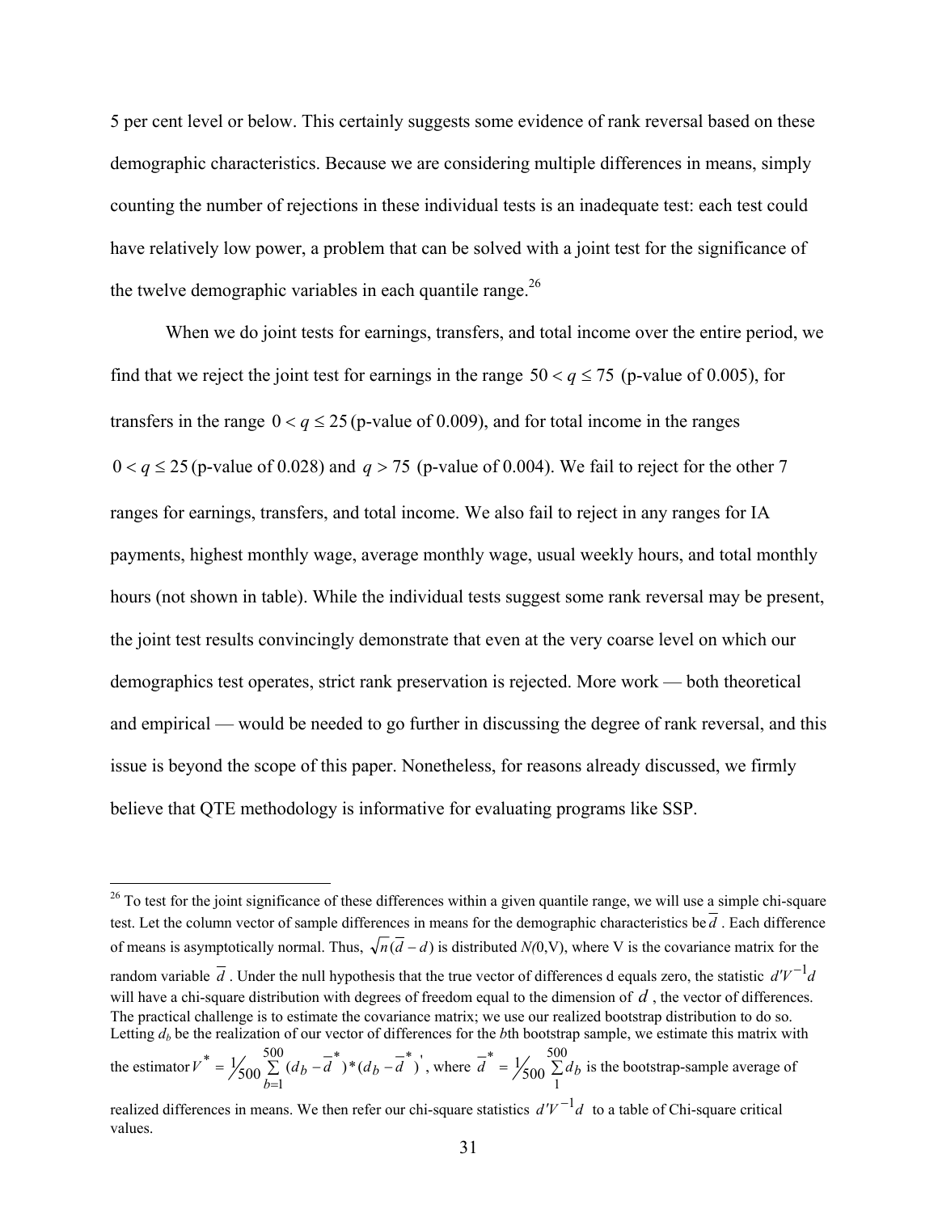5 per cent level or below. This certainly suggests some evidence of rank reversal based on these demographic characteristics. Because we are considering multiple differences in means, simply counting the number of rejections in these individual tests is an inadequate test: each test could have relatively low power, a problem that can be solved with a joint test for the significance of the twelve demographic variables in each quantile range.[26]

When we do joint tests for earnings, transfers, and total income over the entire period, we find that we reject the joint test for earnings in the range $50 < q \leq 75$ (p-value of 0.005), for transfers in the range $0 < q \leq 25$ (p-value of 0.009), and for total income in the ranges $0 < q \leq 25$ (p-value of 0.028) and $q > 75$ (p-value of 0.004). We fail to reject for the other 7 ranges for earnings, transfers, and total income. We also fail to reject in any ranges for IA payments, highest monthly wage, average monthly wage, usual weekly hours, and total monthly hours (not shown in table). While the individual tests suggest some rank reversal may be present, the joint test results convincingly demonstrate that even at the very coarse level on which our demographics test operates, strict rank preservation is rejected. More work — both theoretical and empirical — would be needed to go further in discussing the degree of rank reversal, and this issue is beyond the scope of this paper. Nonetheless, for reasons already discussed, we firmly believe that QTE methodology is informative for evaluating programs like SSP.

---

[26] To test for the joint significance of these differences within a given quantile range, we will use a simple chi-square test. Let the column vector of sample differences in means for the demographic characteristics be $\overline{d}$. Each difference of means is asymptotically normal. Thus, $\sqrt{n}(\overline{d} - d)$ is distributed $N(0,V)$, where V is the covariance matrix for the random variable $\overline{d}$. Under the null hypothesis that the true vector of differences d equals zero, the statistic $d'V^{-1}d$ will have a chi-square distribution with degrees of freedom equal to the dimension of $d$, the vector of differences. The practical challenge is to estimate the covariance matrix; we use our realized bootstrap distribution to do so. Letting $d_b$ be the realization of our vector of differences for the $b$th bootstrap sample, we estimate this matrix with the estimator $V^* = \frac{1}{500}\sum_{b=1}^{500}(d_b - \overline{d}^*)*(d_b - \overline{d}^*)'$, where $\overline{d}^* = \frac{1}{500}\sum_{1}^{500} d_b$ is the bootstrap-sample average of realized differences in means. We then refer our chi-square statistics $d'V^{-1}d$ to a table of Chi-square critical values.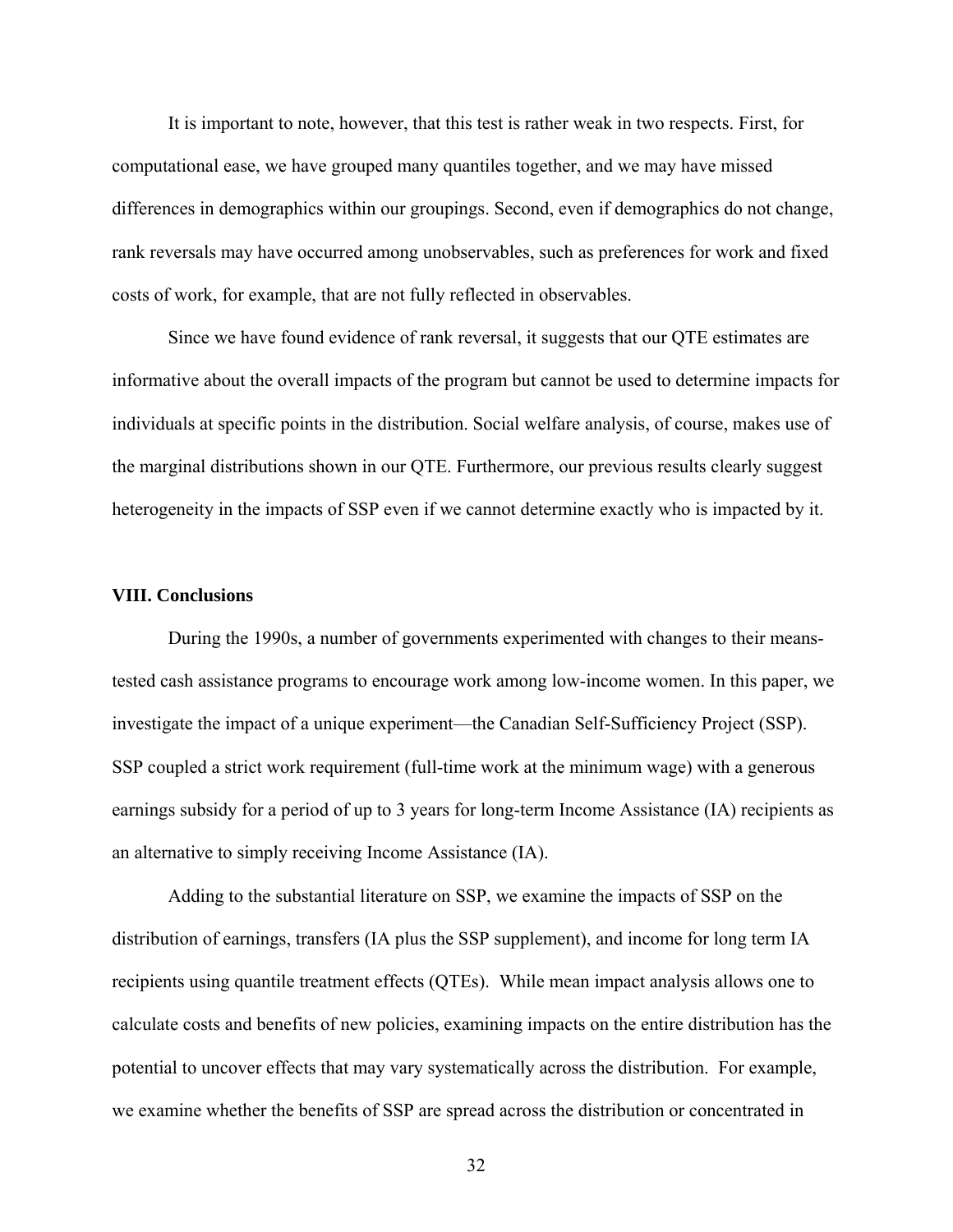It is important to note, however, that this test is rather weak in two respects. First, for computational ease, we have grouped many quantiles together, and we may have missed differences in demographics within our groupings. Second, even if demographics do not change, rank reversals may have occurred among unobservables, such as preferences for work and fixed costs of work, for example, that are not fully reflected in observables.

Since we have found evidence of rank reversal, it suggests that our QTE estimates are informative about the overall impacts of the program but cannot be used to determine impacts for individuals at specific points in the distribution. Social welfare analysis, of course, makes use of the marginal distributions shown in our QTE. Furthermore, our previous results clearly suggest heterogeneity in the impacts of SSP even if we cannot determine exactly who is impacted by it.

## VIII. Conclusions

During the 1990s, a number of governments experimented with changes to their means-tested cash assistance programs to encourage work among low-income women. In this paper, we investigate the impact of a unique experiment—the Canadian Self-Sufficiency Project (SSP). SSP coupled a strict work requirement (full-time work at the minimum wage) with a generous earnings subsidy for a period of up to 3 years for long-term Income Assistance (IA) recipients as an alternative to simply receiving Income Assistance (IA).

Adding to the substantial literature on SSP, we examine the impacts of SSP on the distribution of earnings, transfers (IA plus the SSP supplement), and income for long term IA recipients using quantile treatment effects (QTEs). While mean impact analysis allows one to calculate costs and benefits of new policies, examining impacts on the entire distribution has the potential to uncover effects that may vary systematically across the distribution. For example, we examine whether the benefits of SSP are spread across the distribution or concentrated in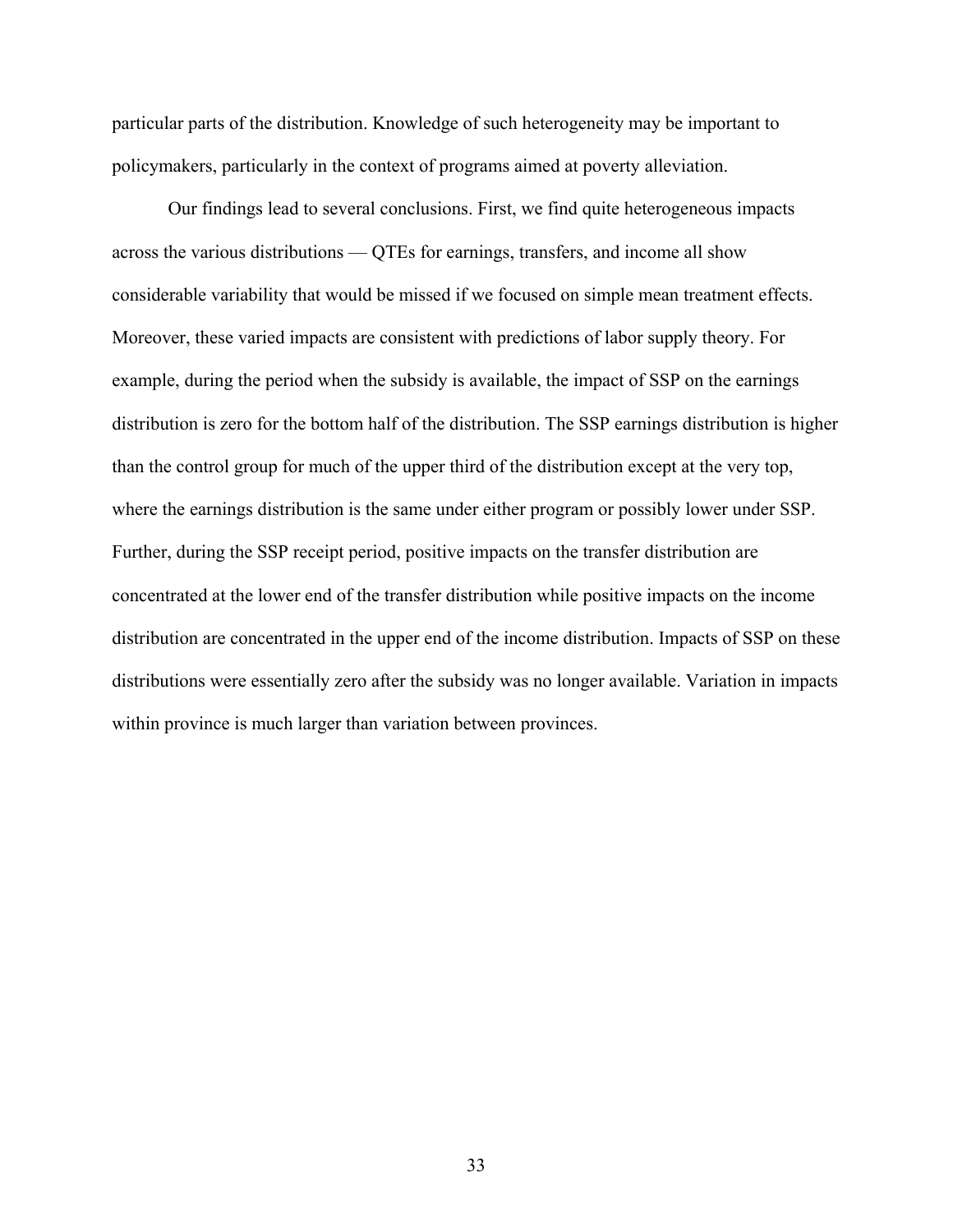particular parts of the distribution. Knowledge of such heterogeneity may be important to policymakers, particularly in the context of programs aimed at poverty alleviation.

Our findings lead to several conclusions. First, we find quite heterogeneous impacts across the various distributions — QTEs for earnings, transfers, and income all show considerable variability that would be missed if we focused on simple mean treatment effects. Moreover, these varied impacts are consistent with predictions of labor supply theory. For example, during the period when the subsidy is available, the impact of SSP on the earnings distribution is zero for the bottom half of the distribution. The SSP earnings distribution is higher than the control group for much of the upper third of the distribution except at the very top, where the earnings distribution is the same under either program or possibly lower under SSP. Further, during the SSP receipt period, positive impacts on the transfer distribution are concentrated at the lower end of the transfer distribution while positive impacts on the income distribution are concentrated in the upper end of the income distribution. Impacts of SSP on these distributions were essentially zero after the subsidy was no longer available. Variation in impacts within province is much larger than variation between provinces.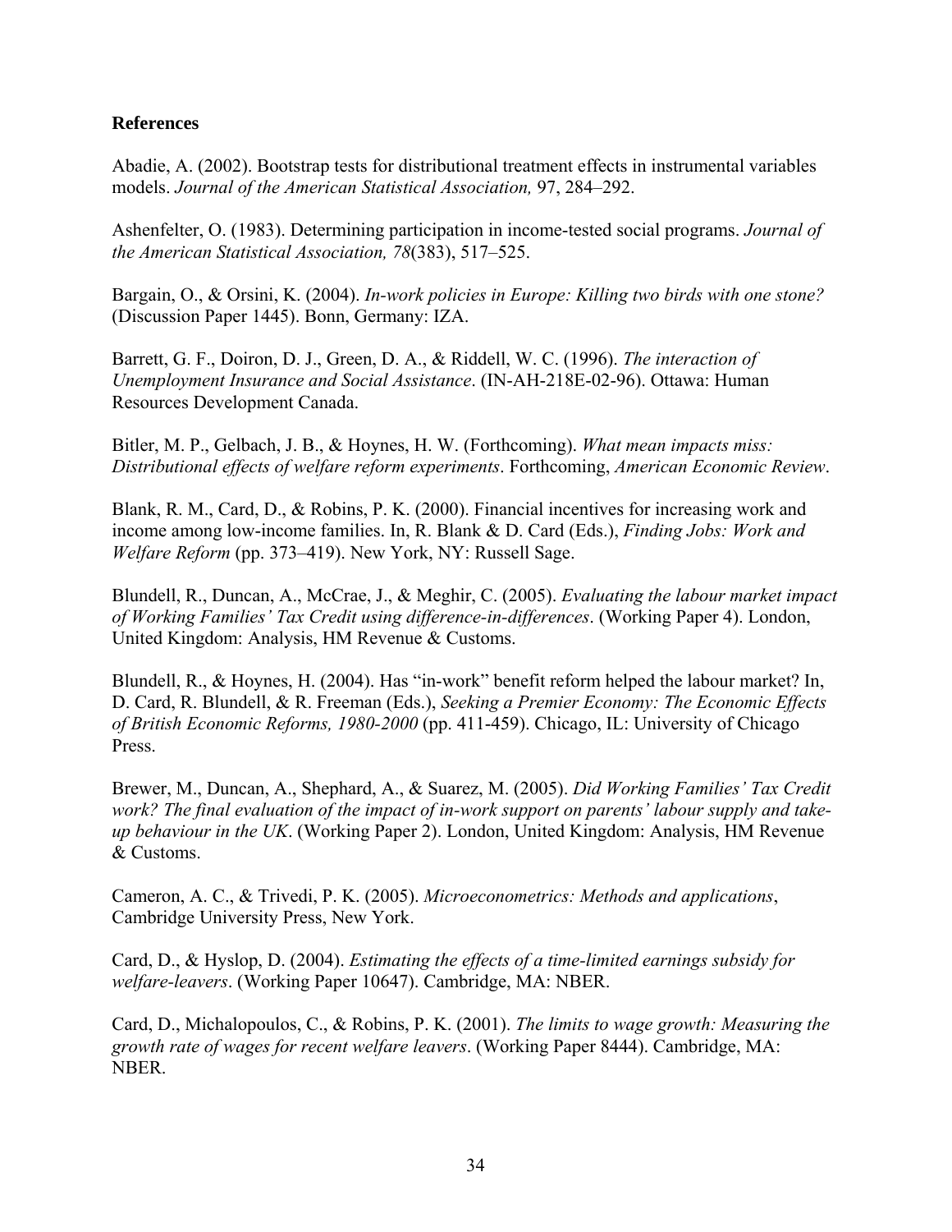**References**

Abadie, A. (2002). Bootstrap tests for distributional treatment effects in instrumental variables models. *Journal of the American Statistical Association,* 97, 284–292.

Ashenfelter, O. (1983). Determining participation in income-tested social programs. *Journal of the American Statistical Association, 78*(383), 517–525.

Bargain, O., & Orsini, K. (2004). *In-work policies in Europe: Killing two birds with one stone?* (Discussion Paper 1445). Bonn, Germany: IZA.

Barrett, G. F., Doiron, D. J., Green, D. A., & Riddell, W. C. (1996). *The interaction of Unemployment Insurance and Social Assistance*. (IN-AH-218E-02-96). Ottawa: Human Resources Development Canada.

Bitler, M. P., Gelbach, J. B., & Hoynes, H. W. (Forthcoming). *What mean impacts miss: Distributional effects of welfare reform experiments*. Forthcoming, *American Economic Review*.

Blank, R. M., Card, D., & Robins, P. K. (2000). Financial incentives for increasing work and income among low-income families. In, R. Blank & D. Card (Eds.), *Finding Jobs: Work and Welfare Reform* (pp. 373–419). New York, NY: Russell Sage.

Blundell, R., Duncan, A., McCrae, J., & Meghir, C. (2005). *Evaluating the labour market impact of Working Families' Tax Credit using difference-in-differences*. (Working Paper 4). London, United Kingdom: Analysis, HM Revenue & Customs.

Blundell, R., & Hoynes, H. (2004). Has "in-work" benefit reform helped the labour market? In, D. Card, R. Blundell, & R. Freeman (Eds.), *Seeking a Premier Economy: The Economic Effects of British Economic Reforms, 1980-2000* (pp. 411-459). Chicago, IL: University of Chicago Press.

Brewer, M., Duncan, A., Shephard, A., & Suarez, M. (2005). *Did Working Families' Tax Credit work? The final evaluation of the impact of in-work support on parents' labour supply and take-up behaviour in the UK*. (Working Paper 2). London, United Kingdom: Analysis, HM Revenue & Customs.

Cameron, A. C., & Trivedi, P. K. (2005). *Microeconometrics: Methods and applications*, Cambridge University Press, New York.

Card, D., & Hyslop, D. (2004). *Estimating the effects of a time-limited earnings subsidy for welfare-leavers*. (Working Paper 10647). Cambridge, MA: NBER.

Card, D., Michalopoulos, C., & Robins, P. K. (2001). *The limits to wage growth: Measuring the growth rate of wages for recent welfare leavers*. (Working Paper 8444). Cambridge, MA: NBER.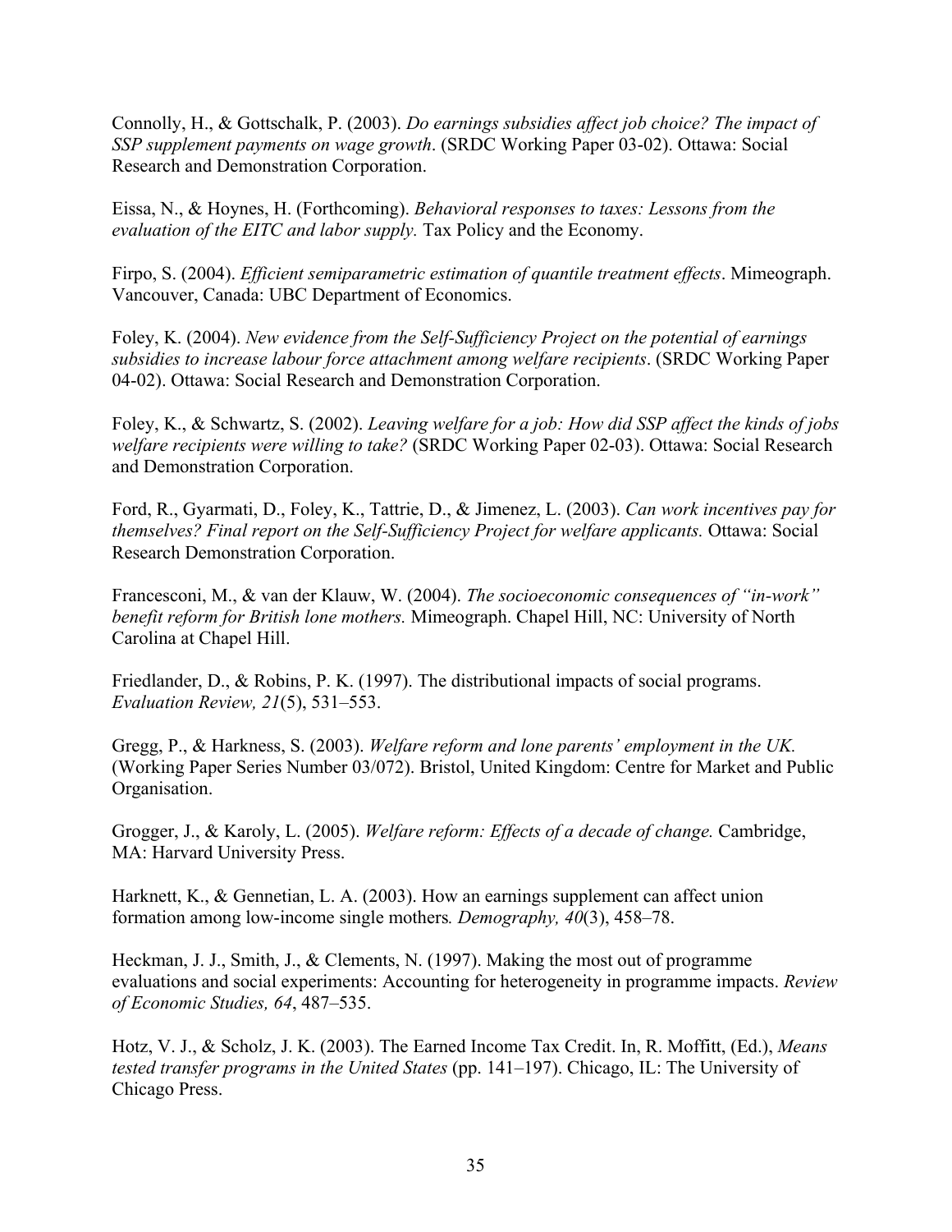Connolly, H., & Gottschalk, P. (2003). *Do earnings subsidies affect job choice? The impact of SSP supplement payments on wage growth*. (SRDC Working Paper 03-02). Ottawa: Social Research and Demonstration Corporation.

Eissa, N., & Hoynes, H. (Forthcoming). *Behavioral responses to taxes: Lessons from the evaluation of the EITC and labor supply.* Tax Policy and the Economy.

Firpo, S. (2004). *Efficient semiparametric estimation of quantile treatment effects*. Mimeograph. Vancouver, Canada: UBC Department of Economics.

Foley, K. (2004). *New evidence from the Self-Sufficiency Project on the potential of earnings subsidies to increase labour force attachment among welfare recipients*. (SRDC Working Paper 04-02). Ottawa: Social Research and Demonstration Corporation.

Foley, K., & Schwartz, S. (2002). *Leaving welfare for a job: How did SSP affect the kinds of jobs welfare recipients were willing to take?* (SRDC Working Paper 02-03). Ottawa: Social Research and Demonstration Corporation.

Ford, R., Gyarmati, D., Foley, K., Tattrie, D., & Jimenez, L. (2003). *Can work incentives pay for themselves? Final report on the Self-Sufficiency Project for welfare applicants.* Ottawa: Social Research Demonstration Corporation.

Francesconi, M., & van der Klauw, W. (2004). *The socioeconomic consequences of "in-work" benefit reform for British lone mothers.* Mimeograph. Chapel Hill, NC: University of North Carolina at Chapel Hill.

Friedlander, D., & Robins, P. K. (1997). The distributional impacts of social programs. *Evaluation Review, 21*(5), 531–553.

Gregg, P., & Harkness, S. (2003). *Welfare reform and lone parents' employment in the UK.* (Working Paper Series Number 03/072). Bristol, United Kingdom: Centre for Market and Public Organisation.

Grogger, J., & Karoly, L. (2005). *Welfare reform: Effects of a decade of change.* Cambridge, MA: Harvard University Press.

Harknett, K., & Gennetian, L. A. (2003). How an earnings supplement can affect union formation among low-income single mothers*. Demography, 40*(3), 458–78.

Heckman, J. J., Smith, J., & Clements, N. (1997). Making the most out of programme evaluations and social experiments: Accounting for heterogeneity in programme impacts. *Review of Economic Studies, 64*, 487–535.

Hotz, V. J., & Scholz, J. K. (2003). The Earned Income Tax Credit. In, R. Moffitt, (Ed.), *Means tested transfer programs in the United States* (pp. 141–197). Chicago, IL: The University of Chicago Press.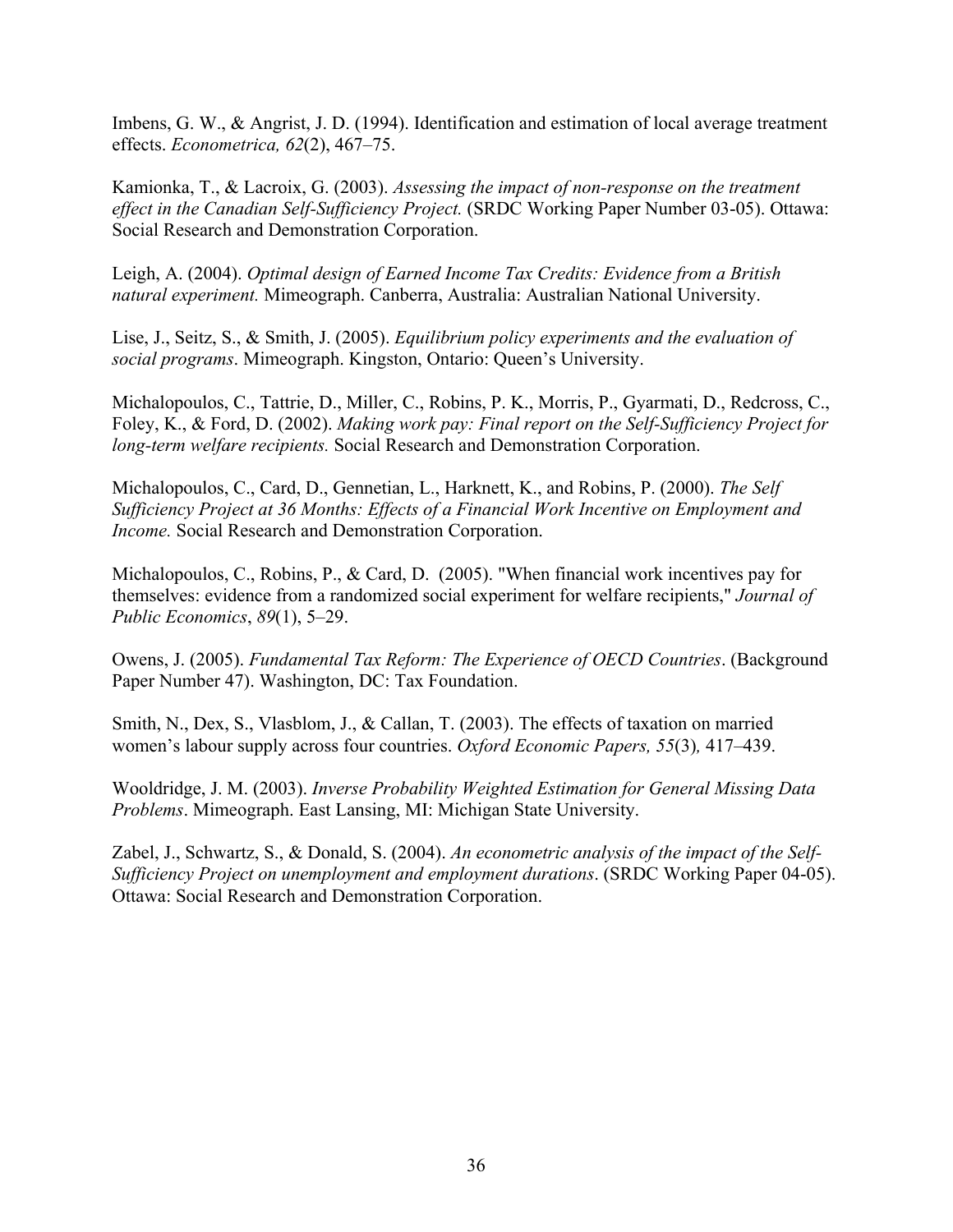Imbens, G. W., & Angrist, J. D. (1994). Identification and estimation of local average treatment effects. *Econometrica, 62*(2), 467–75.

Kamionka, T., & Lacroix, G. (2003). *Assessing the impact of non-response on the treatment effect in the Canadian Self-Sufficiency Project.* (SRDC Working Paper Number 03-05). Ottawa: Social Research and Demonstration Corporation.

Leigh, A. (2004). *Optimal design of Earned Income Tax Credits: Evidence from a British natural experiment.* Mimeograph. Canberra, Australia: Australian National University.

Lise, J., Seitz, S., & Smith, J. (2005). *Equilibrium policy experiments and the evaluation of social programs*. Mimeograph. Kingston, Ontario: Queen's University.

Michalopoulos, C., Tattrie, D., Miller, C., Robins, P. K., Morris, P., Gyarmati, D., Redcross, C., Foley, K., & Ford, D. (2002). *Making work pay: Final report on the Self-Sufficiency Project for long-term welfare recipients.* Social Research and Demonstration Corporation.

Michalopoulos, C., Card, D., Gennetian, L., Harknett, K., and Robins, P. (2000). *The Self Sufficiency Project at 36 Months: Effects of a Financial Work Incentive on Employment and Income.* Social Research and Demonstration Corporation.

Michalopoulos, C., Robins, P., & Card, D. (2005). "When financial work incentives pay for themselves: evidence from a randomized social experiment for welfare recipients," *Journal of Public Economics*, *89*(1), 5–29.

Owens, J. (2005). *Fundamental Tax Reform: The Experience of OECD Countries*. (Background Paper Number 47). Washington, DC: Tax Foundation.

Smith, N., Dex, S., Vlasblom, J., & Callan, T. (2003). The effects of taxation on married women's labour supply across four countries. *Oxford Economic Papers, 55*(3)*,* 417–439.

Wooldridge, J. M. (2003). *Inverse Probability Weighted Estimation for General Missing Data Problems*. Mimeograph. East Lansing, MI: Michigan State University.

Zabel, J., Schwartz, S., & Donald, S. (2004). *An econometric analysis of the impact of the Self-Sufficiency Project on unemployment and employment durations*. (SRDC Working Paper 04-05). Ottawa: Social Research and Demonstration Corporation.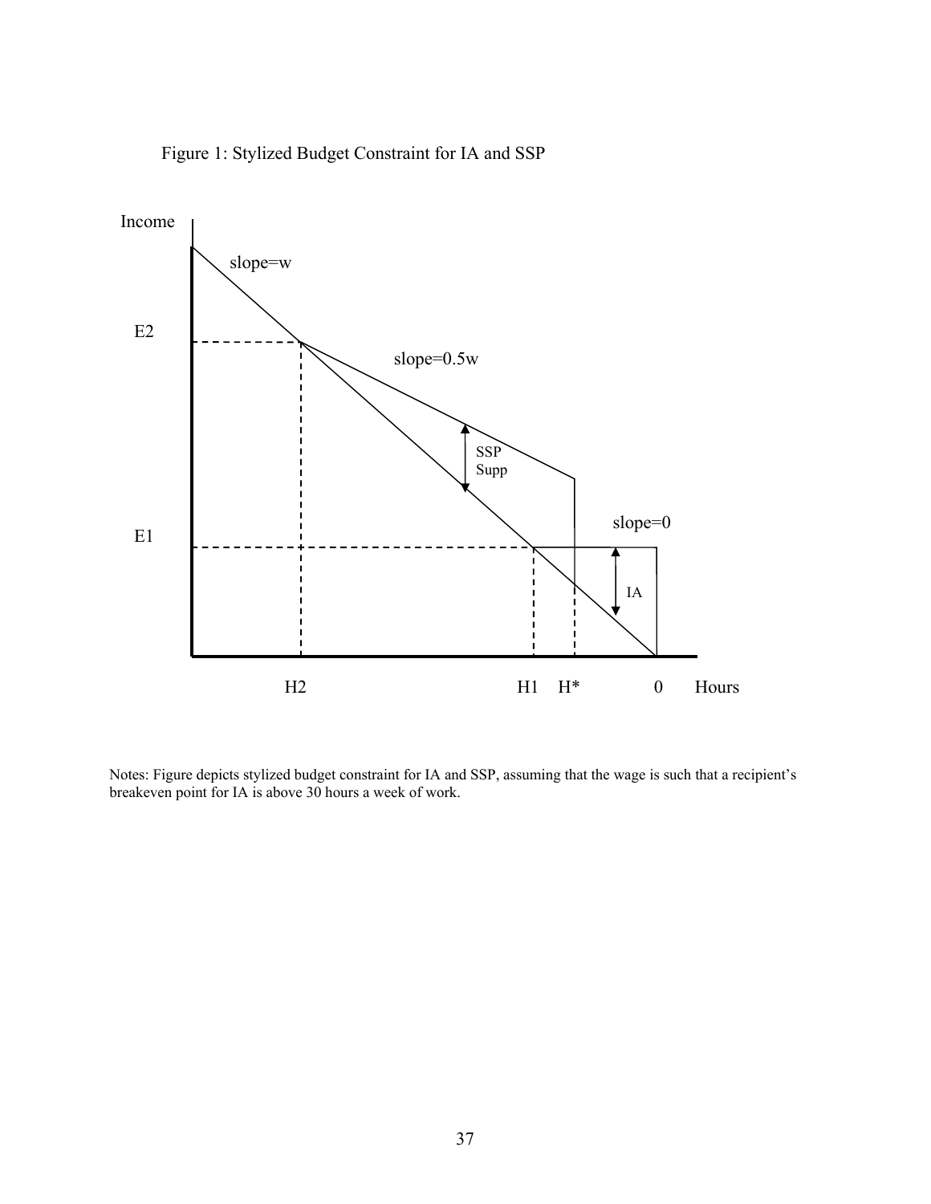Figure 1: Stylized Budget Constraint for IA and SSP

Notes: Figure depicts stylized budget constraint for IA and SSP, assuming that the wage is such that a recipient's breakeven point for IA is above 30 hours a week of work.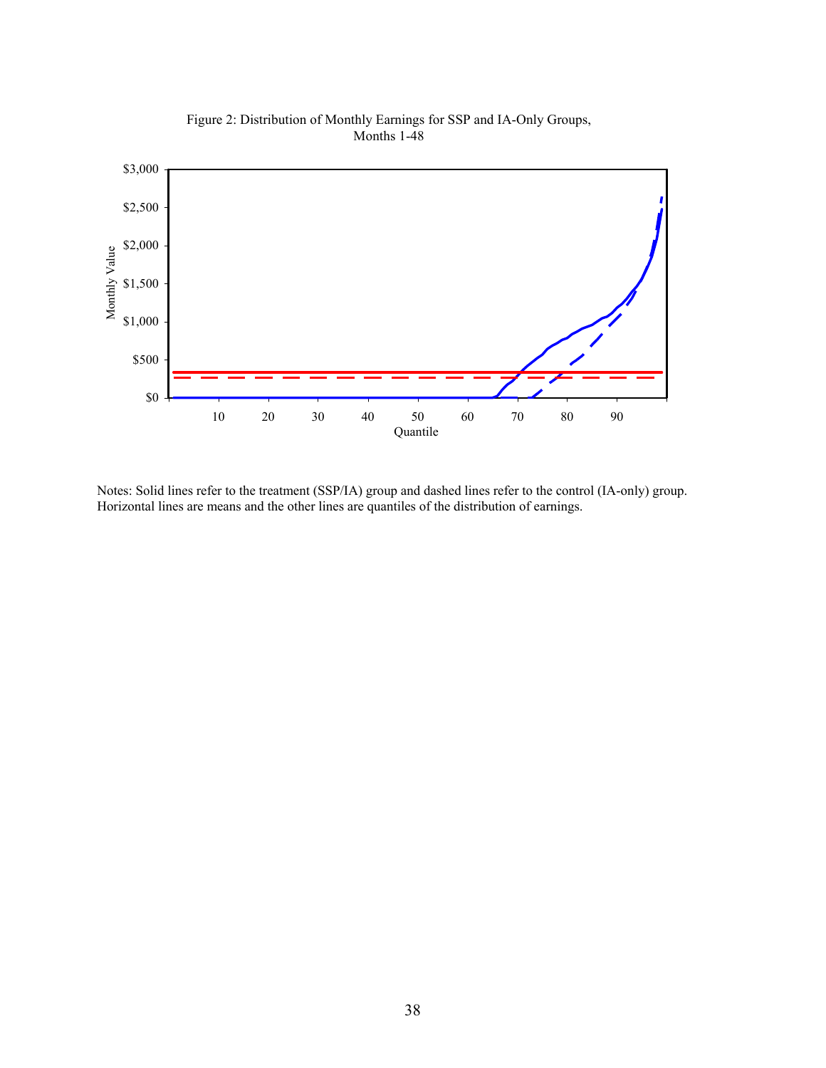Figure 2: Distribution of Monthly Earnings for SSP and IA-Only Groups, Months 1-48

Notes: Solid lines refer to the treatment (SSP/IA) group and dashed lines refer to the control (IA-only) group. Horizontal lines are means and the other lines are quantiles of the distribution of earnings.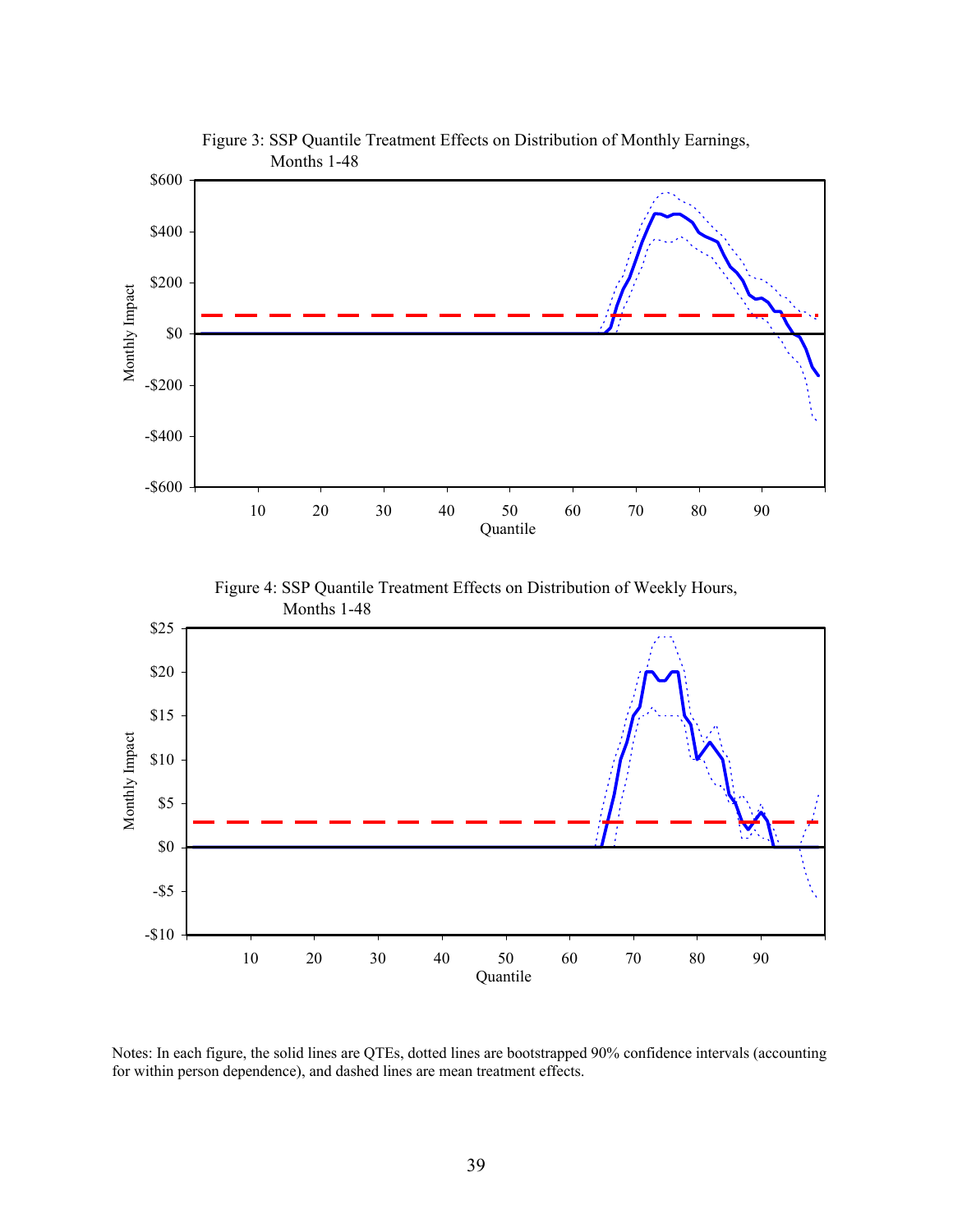Figure 3: SSP Quantile Treatment Effects on Distribution of Monthly Earnings, Months 1-48

Figure 4: SSP Quantile Treatment Effects on Distribution of Weekly Hours, Months 1-48

Notes: In each figure, the solid lines are QTEs, dotted lines are bootstrapped 90% confidence intervals (accounting for within person dependence), and dashed lines are mean treatment effects.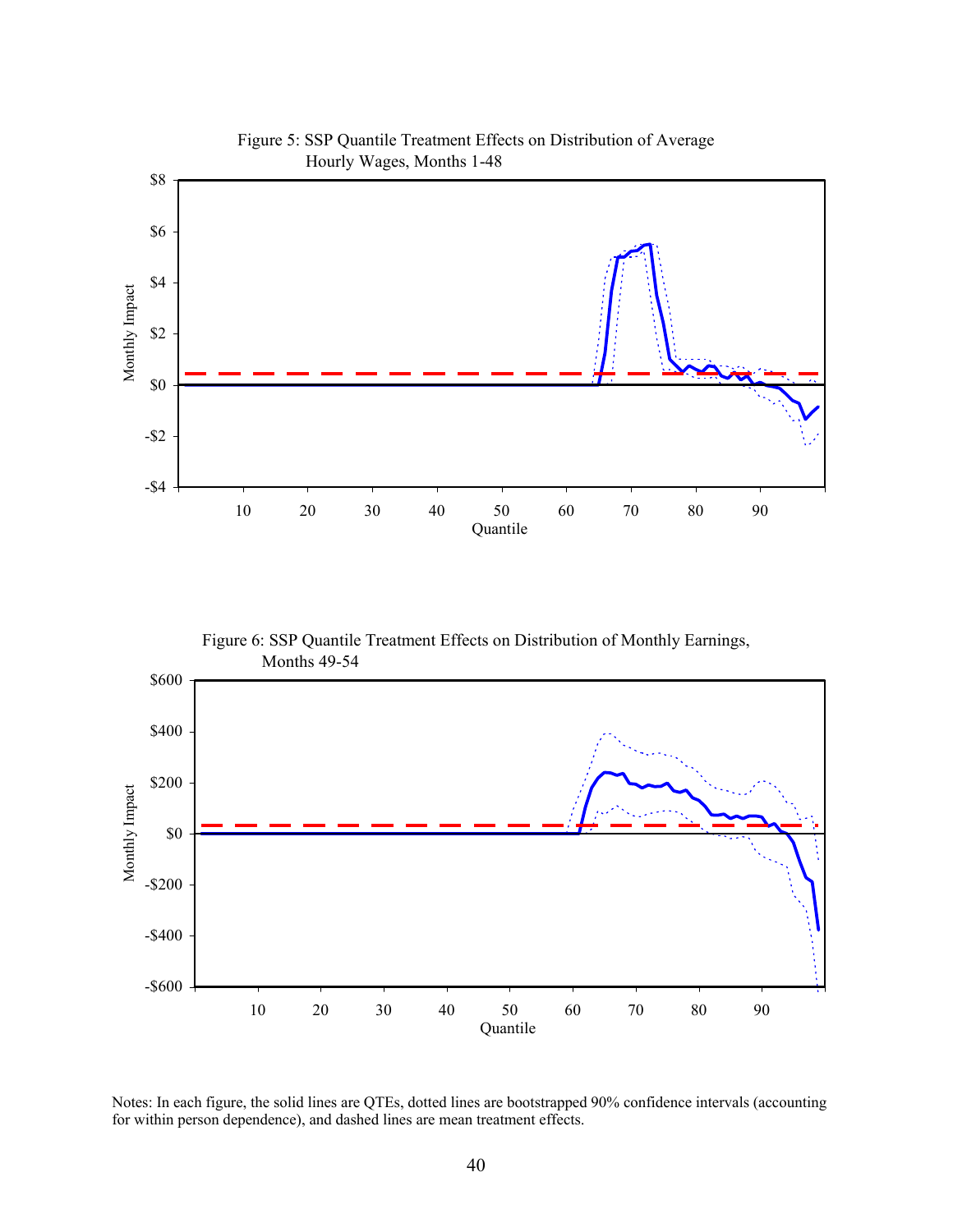Figure 5: SSP Quantile Treatment Effects on Distribution of Average Hourly Wages, Months 1-48

Figure 6: SSP Quantile Treatment Effects on Distribution of Monthly Earnings, Months 49-54

Notes: In each figure, the solid lines are QTEs, dotted lines are bootstrapped 90% confidence intervals (accounting for within person dependence), and dashed lines are mean treatment effects.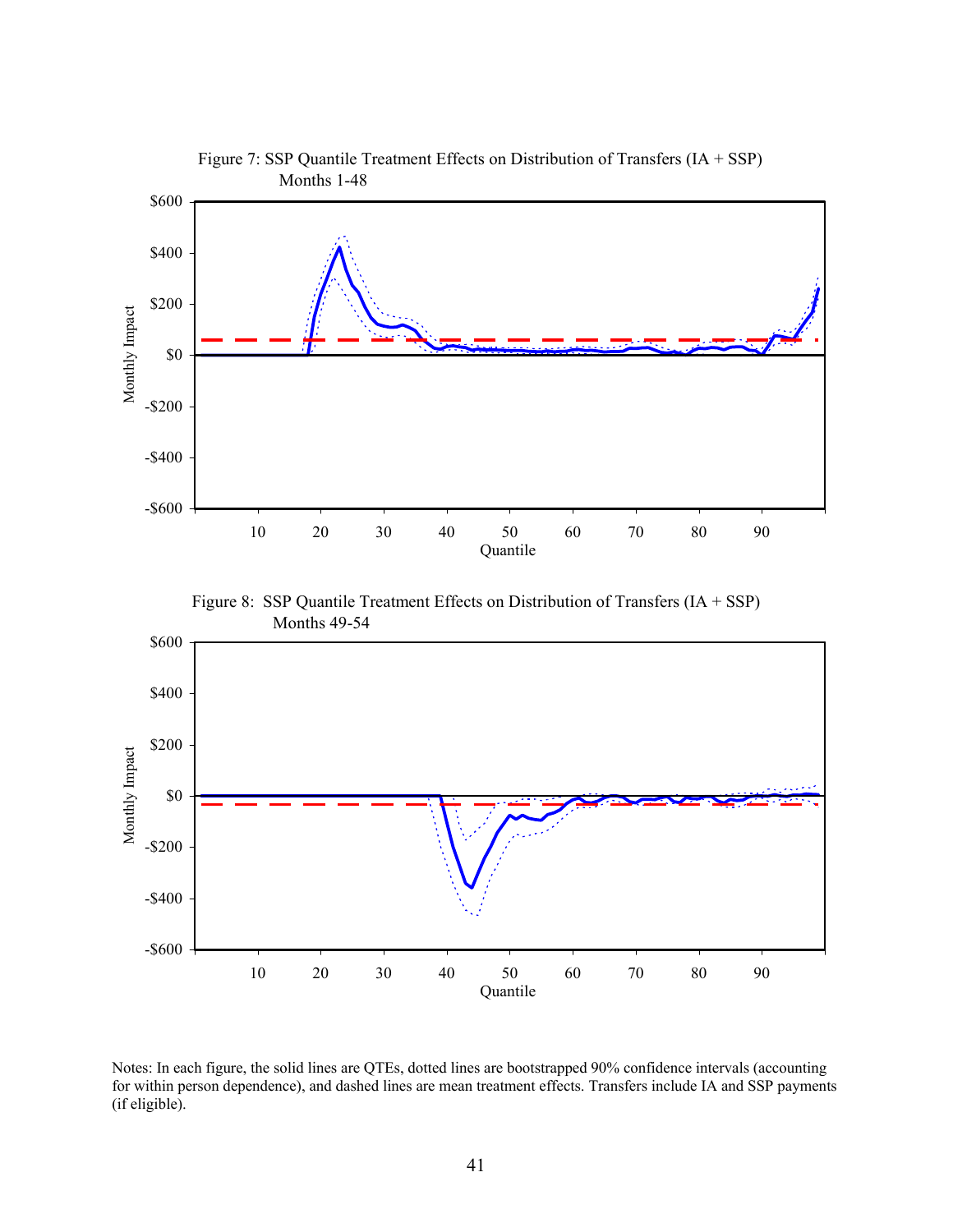Figure 7: SSP Quantile Treatment Effects on Distribution of Transfers (IA + SSP) Months 1-48

Figure 8: SSP Quantile Treatment Effects on Distribution of Transfers (IA + SSP) Months 49-54

Notes: In each figure, the solid lines are QTEs, dotted lines are bootstrapped 90% confidence intervals (accounting for within person dependence), and dashed lines are mean treatment effects. Transfers include IA and SSP payments (if eligible).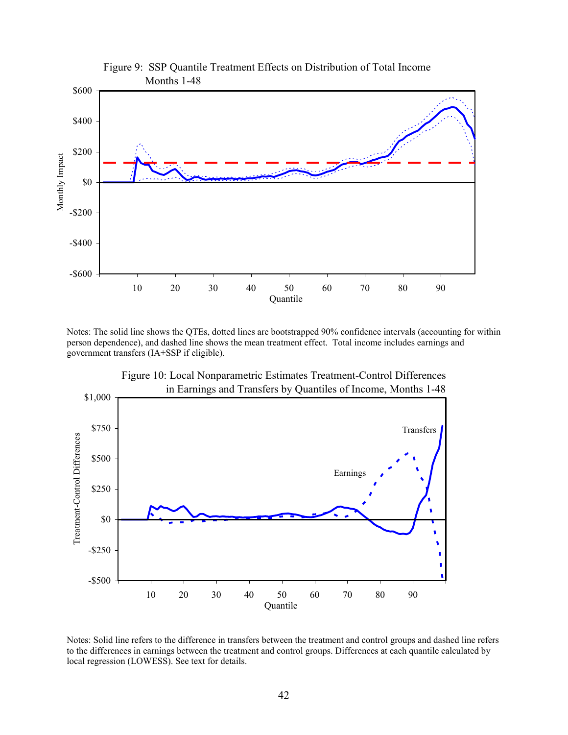Figure 9: SSP Quantile Treatment Effects on Distribution of Total Income Months 1-48

Notes: The solid line shows the QTEs, dotted lines are bootstrapped 90% confidence intervals (accounting for within person dependence), and dashed line shows the mean treatment effect. Total income includes earnings and government transfers (IA+SSP if eligible).

Figure 10: Local Nonparametric Estimates Treatment-Control Differences in Earnings and Transfers by Quantiles of Income, Months 1-48

Notes: Solid line refers to the difference in transfers between the treatment and control groups and dashed line refers to the differences in earnings between the treatment and control groups. Differences at each quantile calculated by local regression (LOWESS). See text for details.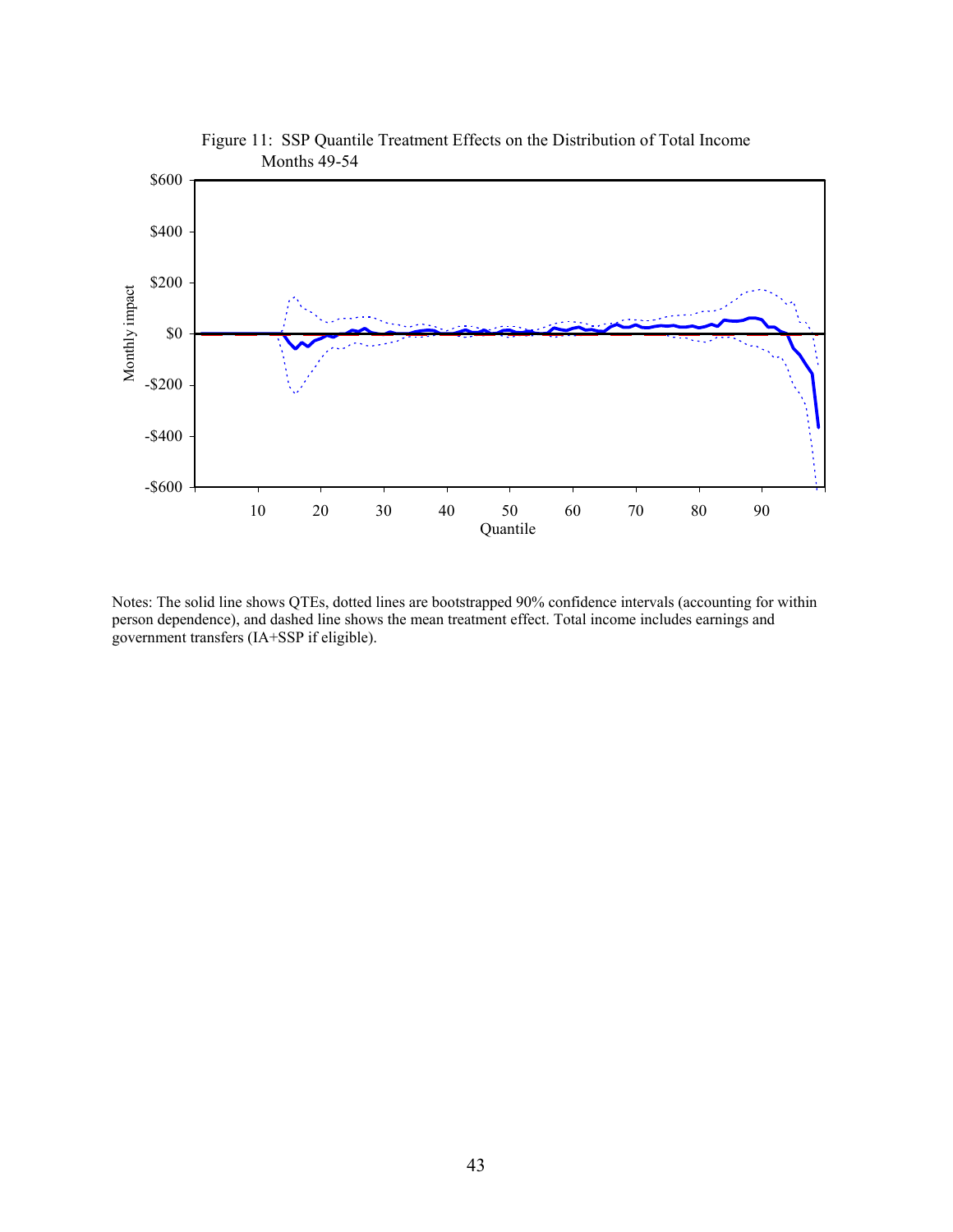Figure 11: SSP Quantile Treatment Effects on the Distribution of Total Income Months 49-54

Notes: The solid line shows QTEs, dotted lines are bootstrapped 90% confidence intervals (accounting for within person dependence), and dashed line shows the mean treatment effect. Total income includes earnings and government transfers (IA+SSP if eligible).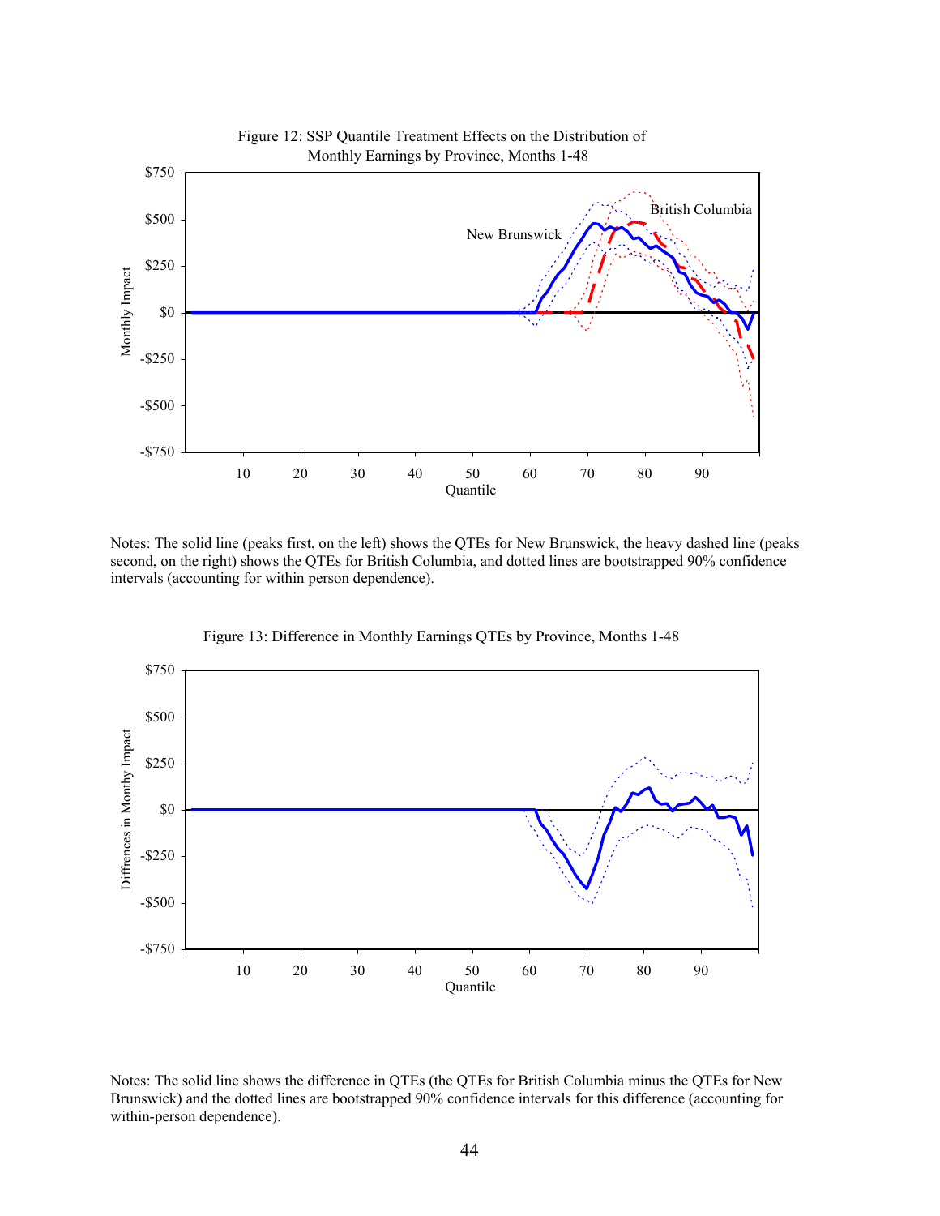Figure 12: SSP Quantile Treatment Effects on the Distribution of Monthly Earnings by Province, Months 1-48

Notes: The solid line (peaks first, on the left) shows the QTEs for New Brunswick, the heavy dashed line (peaks second, on the right) shows the QTEs for British Columbia, and dotted lines are bootstrapped 90% confidence intervals (accounting for within person dependence).

Figure 13: Difference in Monthly Earnings QTEs by Province, Months 1-48

Notes: The solid line shows the difference in QTEs (the QTEs for British Columbia minus the QTEs for New Brunswick) and the dotted lines are bootstrapped 90% confidence intervals for this difference (accounting for within-person dependence).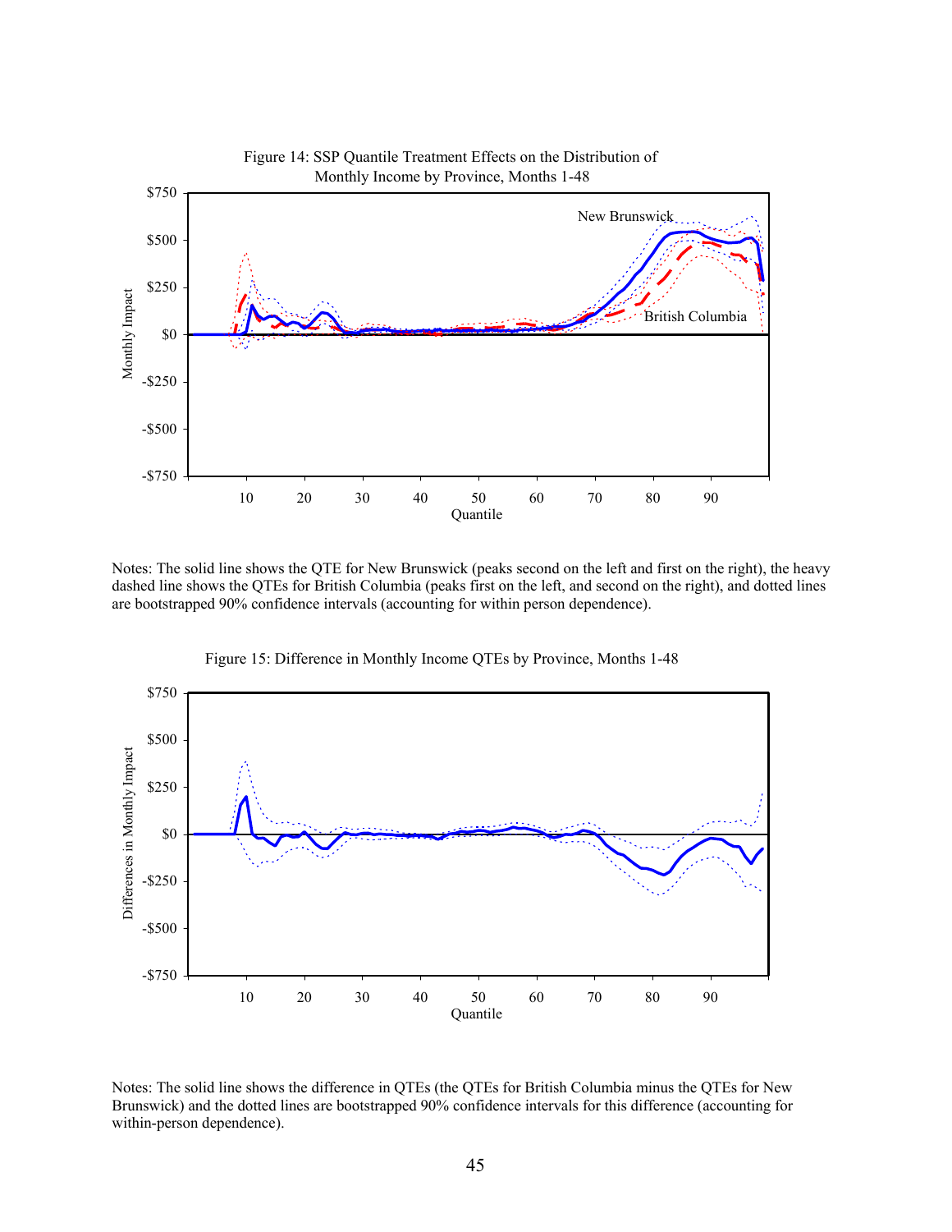Figure 14: SSP Quantile Treatment Effects on the Distribution of Monthly Income by Province, Months 1-48

Notes: The solid line shows the QTE for New Brunswick (peaks second on the left and first on the right), the heavy dashed line shows the QTEs for British Columbia (peaks first on the left, and second on the right), and dotted lines are bootstrapped 90% confidence intervals (accounting for within person dependence).

Figure 15: Difference in Monthly Income QTEs by Province, Months 1-48

Notes: The solid line shows the difference in QTEs (the QTEs for British Columbia minus the QTEs for New Brunswick) and the dotted lines are bootstrapped 90% confidence intervals for this difference (accounting for within-person dependence).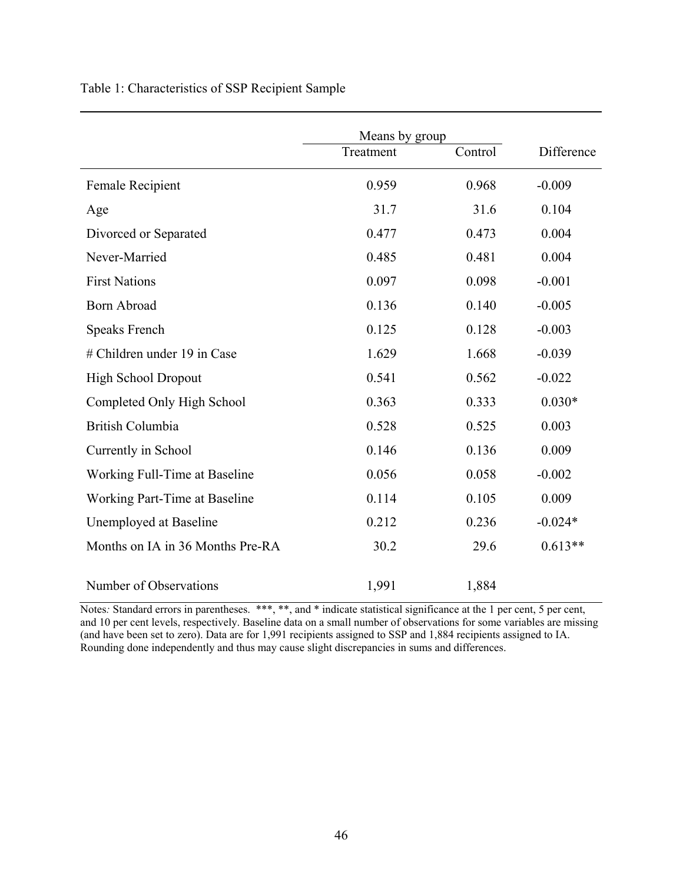Table 1: Characteristics of SSP Recipient Sample

| | Means by group | | |
|---|---|---|---|
| | Treatment | Control | Difference |
| Female Recipient | 0.959 | 0.968 | -0.009 |
| Age | 31.7 | 31.6 | 0.104 |
| Divorced or Separated | 0.477 | 0.473 | 0.004 |
| Never-Married | 0.485 | 0.481 | 0.004 |
| First Nations | 0.097 | 0.098 | -0.001 |
| Born Abroad | 0.136 | 0.140 | -0.005 |
| Speaks French | 0.125 | 0.128 | -0.003 |
| # Children under 19 in Case | 1.629 | 1.668 | -0.039 |
| High School Dropout | 0.541 | 0.562 | -0.022 |
| Completed Only High School | 0.363 | 0.333 | 0.030* |
| British Columbia | 0.528 | 0.525 | 0.003 |
| Currently in School | 0.146 | 0.136 | 0.009 |
| Working Full-Time at Baseline | 0.056 | 0.058 | -0.002 |
| Working Part-Time at Baseline | 0.114 | 0.105 | 0.009 |
| Unemployed at Baseline | 0.212 | 0.236 | -0.024* |
| Months on IA in 36 Months Pre-RA | 30.2 | 29.6 | 0.613** |
| Number of Observations | 1,991 | 1,884 | |

*Notes:* Standard errors in parentheses. ***, **, and * indicate statistical significance at the 1 per cent, 5 per cent, and 10 per cent levels, respectively. Baseline data on a small number of observations for some variables are missing (and have been set to zero). Data are for 1,991 recipients assigned to SSP and 1,884 recipients assigned to IA. Rounding done independently and thus may cause slight discrepancies in sums and differences.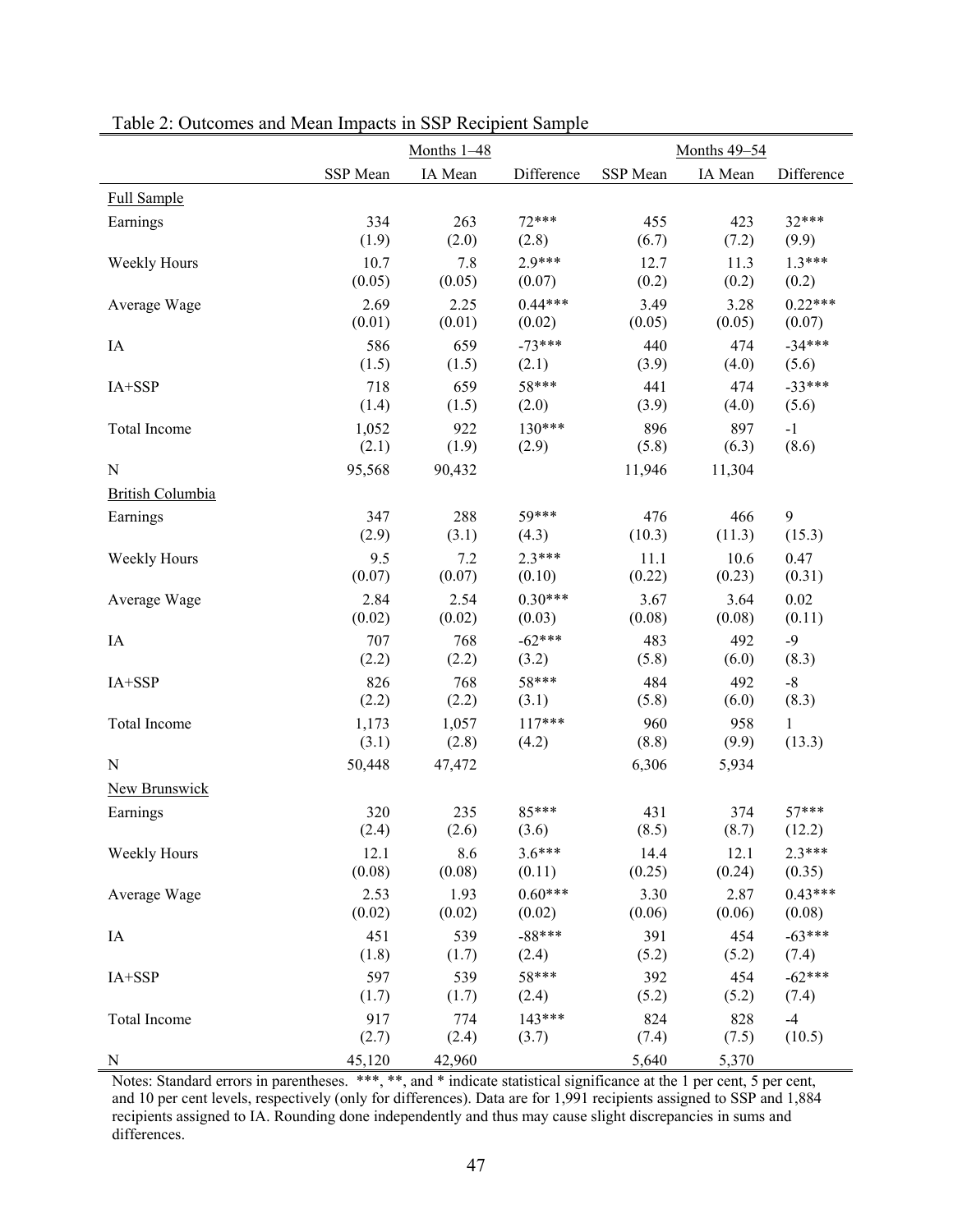Table 2: Outcomes and Mean Impacts in SSP Recipient Sample

| | Months 1–48 | | | Months 49–54 | | |
|---|---|---|---|---|---|---|
| | SSP Mean | IA Mean | Difference | SSP Mean | IA Mean | Difference |
| Full Sample | | | | | | |
| Earnings | 334<br>(1.9) | 263<br>(2.0) | 72***<br>(2.8) | 455<br>(6.7) | 423<br>(7.2) | 32***<br>(9.9) |
| Weekly Hours | 10.7<br>(0.05) | 7.8<br>(0.05) | 2.9***<br>(0.07) | 12.7<br>(0.2) | 11.3<br>(0.2) | 1.3***<br>(0.2) |
| Average Wage | 2.69<br>(0.01) | 2.25<br>(0.01) | 0.44***<br>(0.02) | 3.49<br>(0.05) | 3.28<br>(0.05) | 0.22***<br>(0.07) |
| IA | 586<br>(1.5) | 659<br>(1.5) | -73***<br>(2.1) | 440<br>(3.9) | 474<br>(4.0) | -34***<br>(5.6) |
| IA+SSP | 718<br>(1.4) | 659<br>(1.5) | 58***<br>(2.0) | 441<br>(3.9) | 474<br>(4.0) | -33***<br>(5.6) |
| Total Income | 1,052<br>(2.1) | 922<br>(1.9) | 130***<br>(2.9) | 896<br>(5.8) | 897<br>(6.3) | -1<br>(8.6) |
| N | 95,568 | 90,432 | | 11,946 | 11,304 | |
| British Columbia | | | | | | |
| Earnings | 347<br>(2.9) | 288<br>(3.1) | 59***<br>(4.3) | 476<br>(10.3) | 466<br>(11.3) | 9<br>(15.3) |
| Weekly Hours | 9.5<br>(0.07) | 7.2<br>(0.07) | 2.3***<br>(0.10) | 11.1<br>(0.22) | 10.6<br>(0.23) | 0.47<br>(0.31) |
| Average Wage | 2.84<br>(0.02) | 2.54<br>(0.02) | 0.30***<br>(0.03) | 3.67<br>(0.08) | 3.64<br>(0.08) | 0.02<br>(0.11) |
| IA | 707<br>(2.2) | 768<br>(2.2) | -62***<br>(3.2) | 483<br>(5.8) | 492<br>(6.0) | -9<br>(8.3) |
| IA+SSP | 826<br>(2.2) | 768<br>(2.2) | 58***<br>(3.1) | 484<br>(5.8) | 492<br>(6.0) | -8<br>(8.3) |
| Total Income | 1,173<br>(3.1) | 1,057<br>(2.8) | 117***<br>(4.2) | 960<br>(8.8) | 958<br>(9.9) | 1<br>(13.3) |
| N | 50,448 | 47,472 | | 6,306 | 5,934 | |
| New Brunswick | | | | | | |
| Earnings | 320<br>(2.4) | 235<br>(2.6) | 85***<br>(3.6) | 431<br>(8.5) | 374<br>(8.7) | 57***<br>(12.2) |
| Weekly Hours | 12.1<br>(0.08) | 8.6<br>(0.08) | 3.6***<br>(0.11) | 14.4<br>(0.25) | 12.1<br>(0.24) | 2.3***<br>(0.35) |
| Average Wage | 2.53<br>(0.02) | 1.93<br>(0.02) | 0.60***<br>(0.02) | 3.30<br>(0.06) | 2.87<br>(0.06) | 0.43***<br>(0.08) |
| IA | 451<br>(1.8) | 539<br>(1.7) | -88***<br>(2.4) | 391<br>(5.2) | 454<br>(5.2) | -63***<br>(7.4) |
| IA+SSP | 597<br>(1.7) | 539<br>(1.7) | 58***<br>(2.4) | 392<br>(5.2) | 454<br>(5.2) | -62***<br>(7.4) |
| Total Income | 917<br>(2.7) | 774<br>(2.4) | 143***<br>(3.7) | 824<br>(7.4) | 828<br>(7.5) | -4<br>(10.5) |
| N | 45,120 | 42,960 | | 5,640 | 5,370 | |

Notes: Standard errors in parentheses. ***, **, and * indicate statistical significance at the 1 per cent, 5 per cent, and 10 per cent levels, respectively (only for differences). Data are for 1,991 recipients assigned to SSP and 1,884 recipients assigned to IA. Rounding done independently and thus may cause slight discrepancies in sums and differences.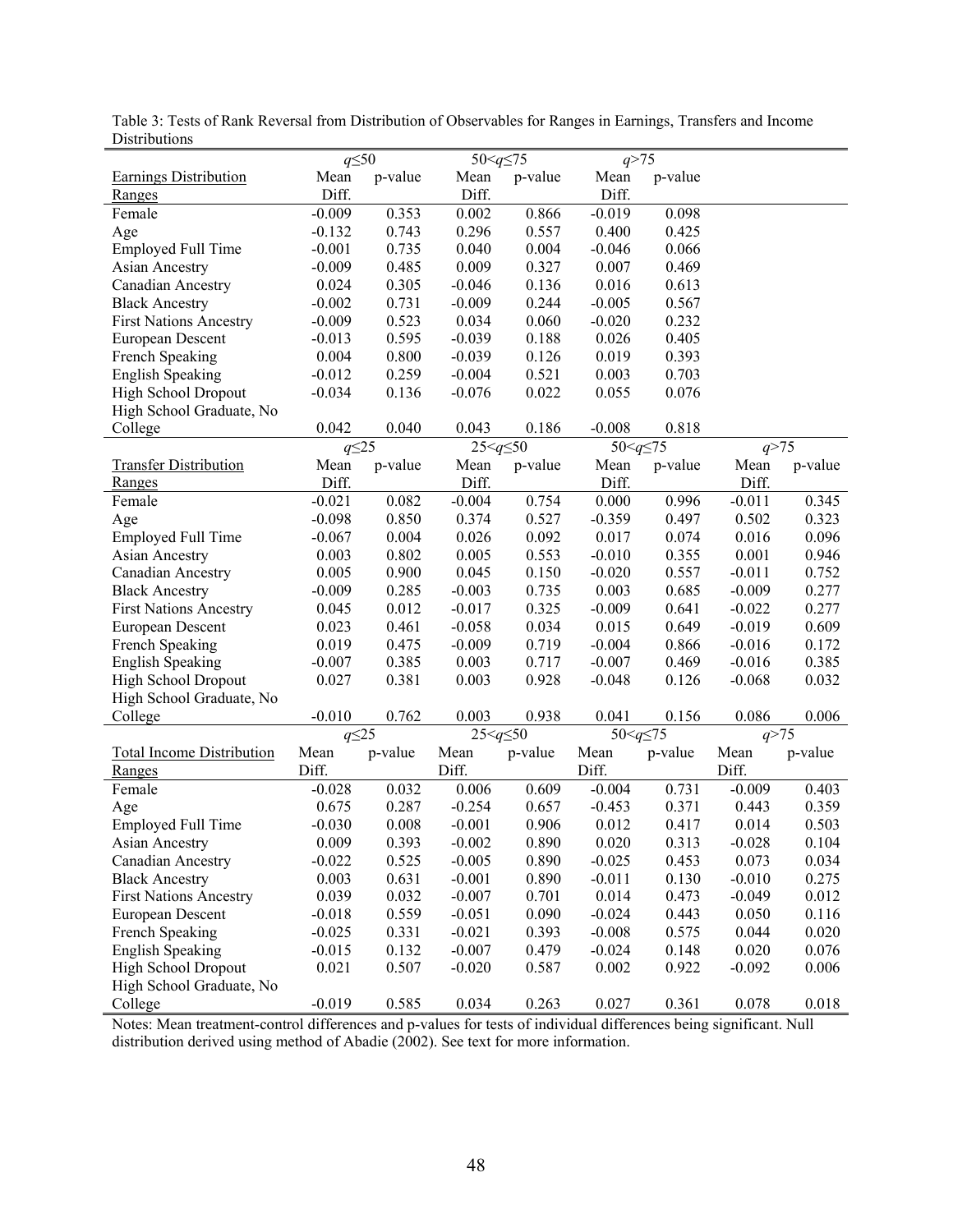Table 3: Tests of Rank Reversal from Distribution of Observables for Ranges in Earnings, Transfers and Income Distributions

| | $q \le 50$ | | $50 < q \le 75$ | | $q > 75$ | | | |
|---|---|---|---|---|---|---|---|---|
| Earnings Distribution Ranges | Mean Diff. | p-value | Mean Diff. | p-value | Mean Diff. | p-value | | |
| Female | -0.009 | 0.353 | 0.002 | 0.866 | -0.019 | 0.098 | | |
| Age | -0.132 | 0.743 | 0.296 | 0.557 | 0.400 | 0.425 | | |
| Employed Full Time | -0.001 | 0.735 | 0.040 | 0.004 | -0.046 | 0.066 | | |
| Asian Ancestry | -0.009 | 0.485 | 0.009 | 0.327 | 0.007 | 0.469 | | |
| Canadian Ancestry | 0.024 | 0.305 | -0.046 | 0.136 | 0.016 | 0.613 | | |
| Black Ancestry | -0.002 | 0.731 | -0.009 | 0.244 | -0.005 | 0.567 | | |
| First Nations Ancestry | -0.009 | 0.523 | 0.034 | 0.060 | -0.020 | 0.232 | | |
| European Descent | -0.013 | 0.595 | -0.039 | 0.188 | 0.026 | 0.405 | | |
| French Speaking | 0.004 | 0.800 | -0.039 | 0.126 | 0.019 | 0.393 | | |
| English Speaking | -0.012 | 0.259 | -0.004 | 0.521 | 0.003 | 0.703 | | |
| High School Dropout | -0.034 | 0.136 | -0.076 | 0.022 | 0.055 | 0.076 | | |
| High School Graduate, No College | 0.042 | 0.040 | 0.043 | 0.186 | -0.008 | 0.818 | | |
| | $q \le 25$ | | $25 < q \le 50$ | | $50 < q \le 75$ | | $q > 75$ | |
| Transfer Distribution Ranges | Mean Diff. | p-value | Mean Diff. | p-value | Mean Diff. | p-value | Mean Diff. | p-value |
| Female | -0.021 | 0.082 | -0.004 | 0.754 | 0.000 | 0.996 | -0.011 | 0.345 |
| Age | -0.098 | 0.850 | 0.374 | 0.527 | -0.359 | 0.497 | 0.502 | 0.323 |
| Employed Full Time | -0.067 | 0.004 | 0.026 | 0.092 | 0.017 | 0.074 | 0.016 | 0.096 |
| Asian Ancestry | 0.003 | 0.802 | 0.005 | 0.553 | -0.010 | 0.355 | 0.001 | 0.946 |
| Canadian Ancestry | 0.005 | 0.900 | 0.045 | 0.150 | -0.020 | 0.557 | -0.011 | 0.752 |
| Black Ancestry | -0.009 | 0.285 | -0.003 | 0.735 | 0.003 | 0.685 | -0.009 | 0.277 |
| First Nations Ancestry | 0.045 | 0.012 | -0.017 | 0.325 | -0.009 | 0.641 | -0.022 | 0.277 |
| European Descent | 0.023 | 0.461 | -0.058 | 0.034 | 0.015 | 0.649 | -0.019 | 0.609 |
| French Speaking | 0.019 | 0.475 | -0.009 | 0.719 | -0.004 | 0.866 | -0.016 | 0.172 |
| English Speaking | -0.007 | 0.385 | 0.003 | 0.717 | -0.007 | 0.469 | -0.016 | 0.385 |
| High School Dropout | 0.027 | 0.381 | 0.003 | 0.928 | -0.048 | 0.126 | -0.068 | 0.032 |
| High School Graduate, No College | -0.010 | 0.762 | 0.003 | 0.938 | 0.041 | 0.156 | 0.086 | 0.006 |
| | $q \le 25$ | | $25 < q \le 50$ | | $50 < q \le 75$ | | $q > 75$ | |
| Total Income Distribution Ranges | Mean Diff. | p-value | Mean Diff. | p-value | Mean Diff. | p-value | Mean Diff. | p-value |
| Female | -0.028 | 0.032 | 0.006 | 0.609 | -0.004 | 0.731 | -0.009 | 0.403 |
| Age | 0.675 | 0.287 | -0.254 | 0.657 | -0.453 | 0.371 | 0.443 | 0.359 |
| Employed Full Time | -0.030 | 0.008 | -0.001 | 0.906 | 0.012 | 0.417 | 0.014 | 0.503 |
| Asian Ancestry | 0.009 | 0.393 | -0.002 | 0.890 | 0.020 | 0.313 | -0.028 | 0.104 |
| Canadian Ancestry | -0.022 | 0.525 | -0.005 | 0.890 | -0.025 | 0.453 | 0.073 | 0.034 |
| Black Ancestry | 0.003 | 0.631 | -0.001 | 0.890 | -0.011 | 0.130 | -0.010 | 0.275 |
| First Nations Ancestry | 0.039 | 0.032 | -0.007 | 0.701 | 0.014 | 0.473 | -0.049 | 0.012 |
| European Descent | -0.018 | 0.559 | -0.051 | 0.090 | -0.024 | 0.443 | 0.050 | 0.116 |
| French Speaking | -0.025 | 0.331 | -0.021 | 0.393 | -0.008 | 0.575 | 0.044 | 0.020 |
| English Speaking | -0.015 | 0.132 | -0.007 | 0.479 | -0.024 | 0.148 | 0.020 | 0.076 |
| High School Dropout | 0.021 | 0.507 | -0.020 | 0.587 | 0.002 | 0.922 | -0.092 | 0.006 |
| High School Graduate, No College | -0.019 | 0.585 | 0.034 | 0.263 | 0.027 | 0.361 | 0.078 | 0.018 |

Notes: Mean treatment-control differences and p-values for tests of individual differences being significant. Null distribution derived using method of Abadie (2002). See text for more information.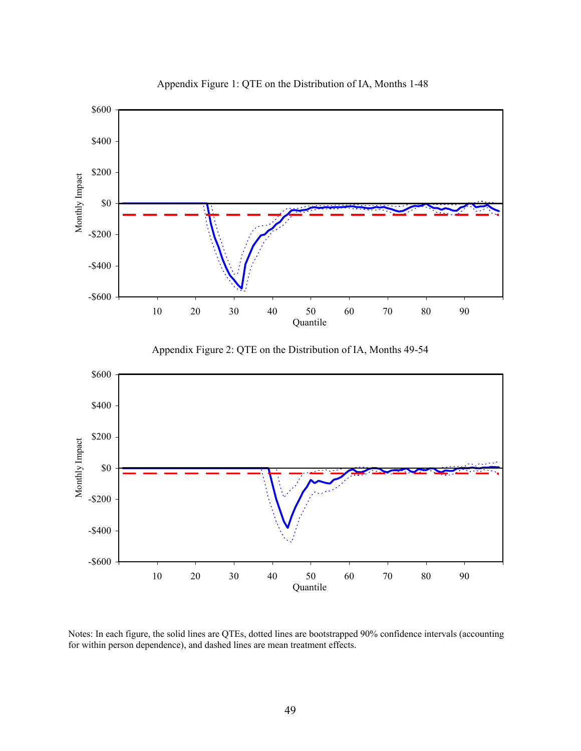Appendix Figure 1: QTE on the Distribution of IA, Months 1-48

Appendix Figure 2: QTE on the Distribution of IA, Months 49-54

Notes: In each figure, the solid lines are QTEs, dotted lines are bootstrapped 90% confidence intervals (accounting for within person dependence), and dashed lines are mean treatment effects.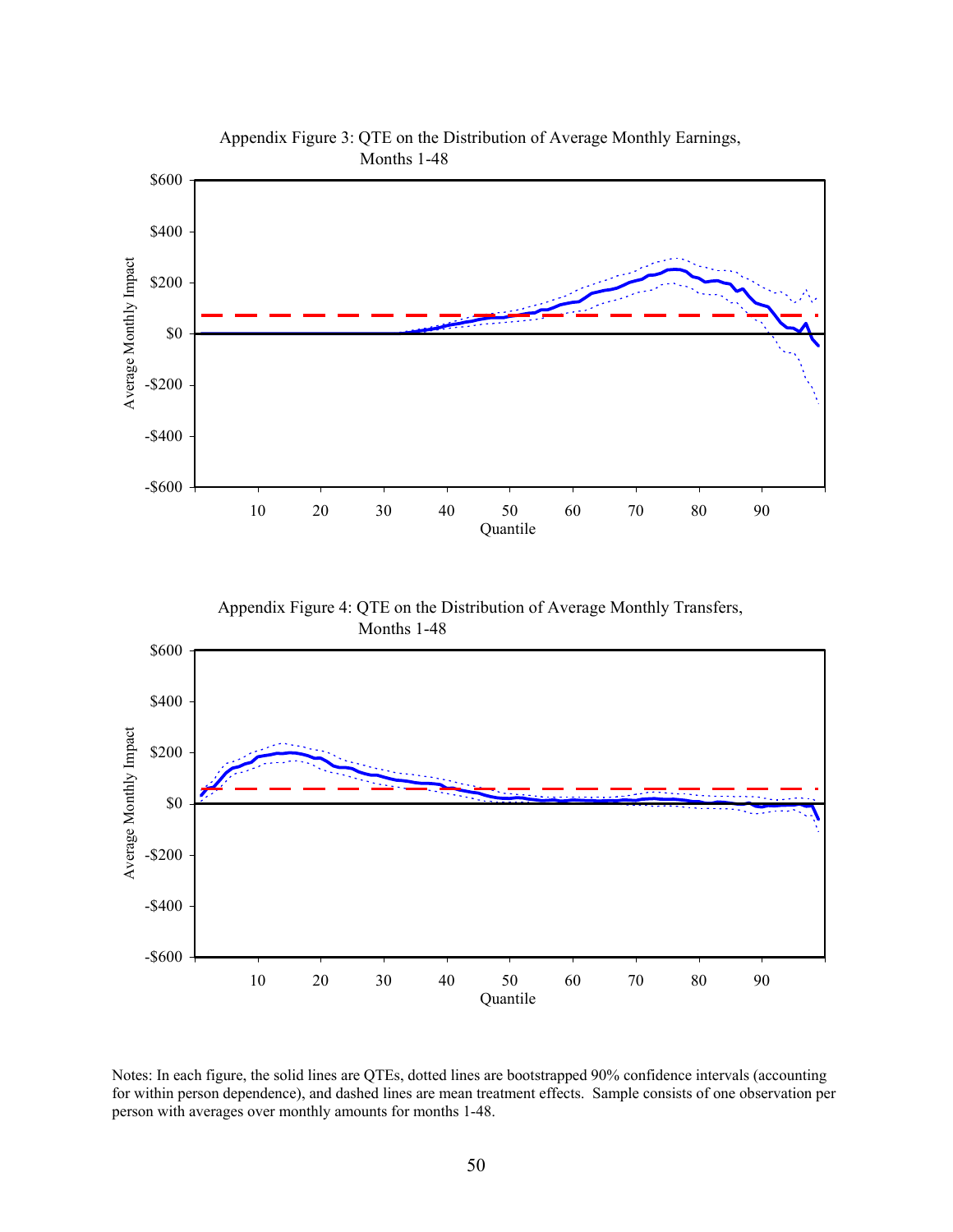Appendix Figure 3: QTE on the Distribution of Average Monthly Earnings, Months 1-48

Appendix Figure 4: QTE on the Distribution of Average Monthly Transfers, Months 1-48

Notes: In each figure, the solid lines are QTEs, dotted lines are bootstrapped 90% confidence intervals (accounting for within person dependence), and dashed lines are mean treatment effects. Sample consists of one observation per person with averages over monthly amounts for months 1-48.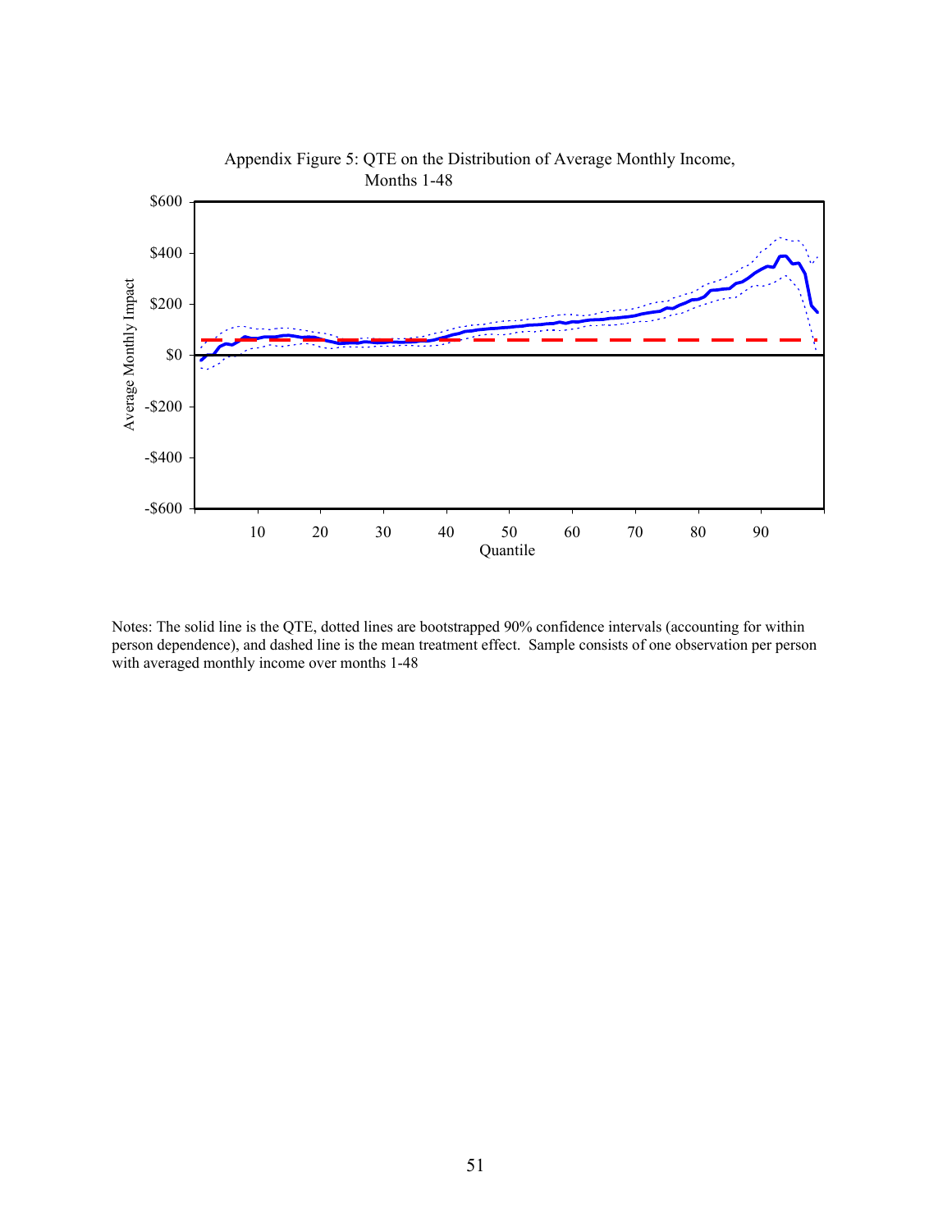Appendix Figure 5: QTE on the Distribution of Average Monthly Income, Months 1-48

$600

$400

$200

$0

-$200

-$400

-$600

Average Monthly Impact

10 20 30 40 50 60 70 80 90

Quantile

Notes: The solid line is the QTE, dotted lines are bootstrapped 90% confidence intervals (accounting for within person dependence), and dashed line is the mean treatment effect. Sample consists of one observation per person with averaged monthly income over months 1-48